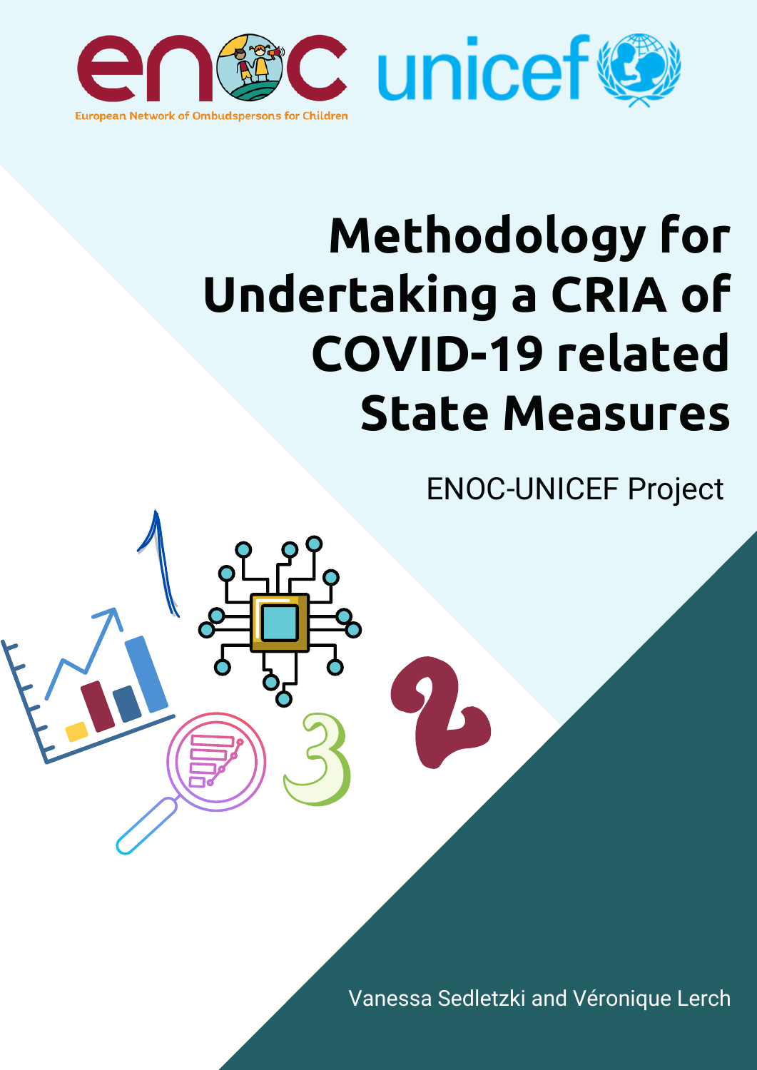European Network of Ombudspersons for Children

# Methodology for Undertaking a CRIA of COVID-19 related State Measures

ENOC-UNICEF Project

Vanessa Sedletzki and Véronique Lerch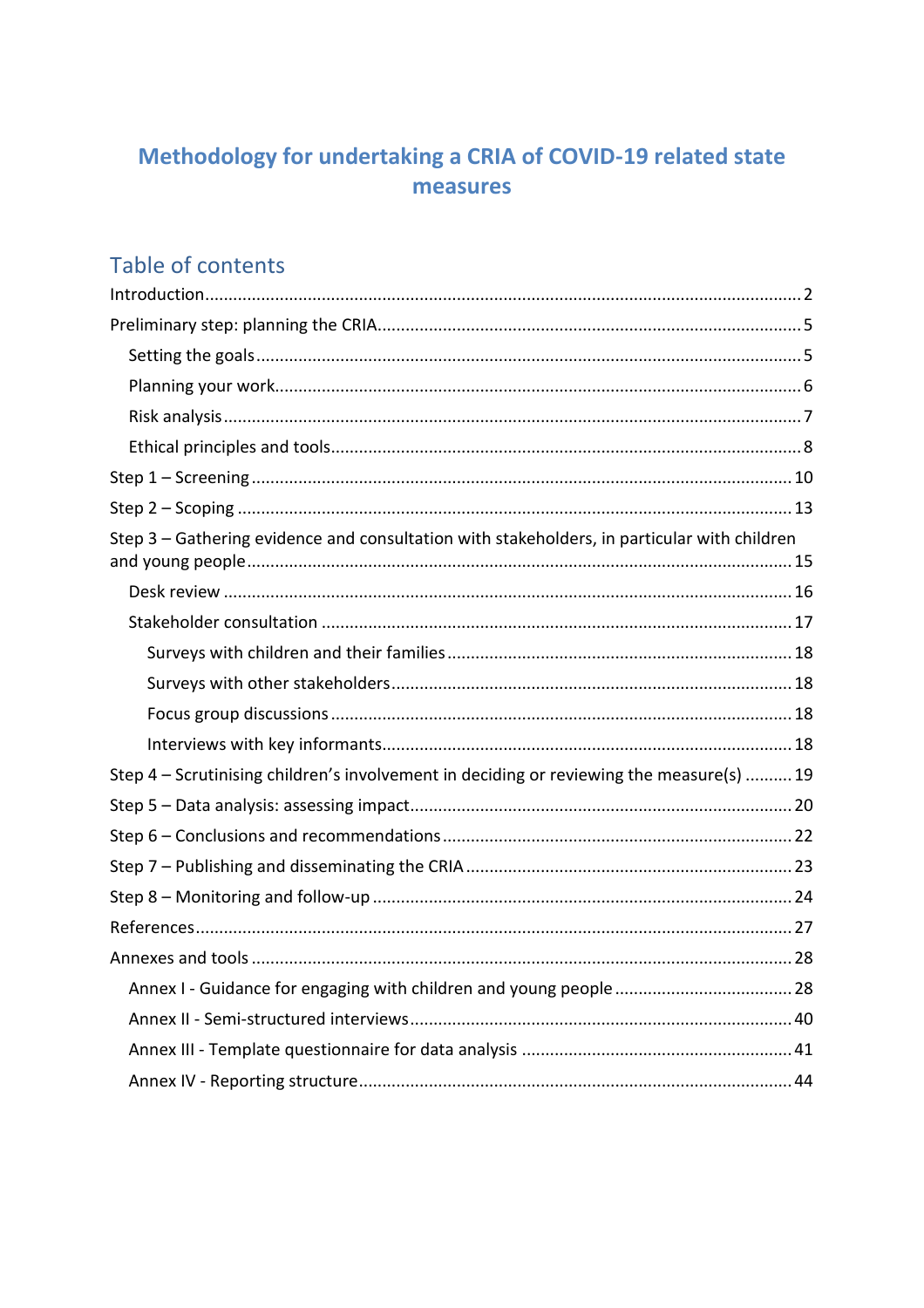# Methodology for undertaking a CRIA of COVID-19 related state measures

## Table of contents

- Introduction ..... 2
- Preliminary step: planning the CRIA ..... 5
  - Setting the goals ..... 5
  - Planning your work ..... 6
  - Risk analysis ..... 7
  - Ethical principles and tools ..... 8
- Step 1 – Screening ..... 10
- Step 2 – Scoping ..... 13
- Step 3 – Gathering evidence and consultation with stakeholders, in particular with children and young people ..... 15
  - Desk review ..... 16
  - Stakeholder consultation ..... 17
    - Surveys with children and their families ..... 18
    - Surveys with other stakeholders ..... 18
    - Focus group discussions ..... 18
    - Interviews with key informants ..... 18
- Step 4 – Scrutinising children's involvement in deciding or reviewing the measure(s) ..... 19
- Step 5 – Data analysis: assessing impact ..... 20
- Step 6 – Conclusions and recommendations ..... 22
- Step 7 – Publishing and disseminating the CRIA ..... 23
- Step 8 – Monitoring and follow-up ..... 24
- References ..... 27
- Annexes and tools ..... 28
  - Annex I - Guidance for engaging with children and young people ..... 28
  - Annex II - Semi-structured interviews ..... 40
  - Annex III - Template questionnaire for data analysis ..... 41
  - Annex IV - Reporting structure ..... 44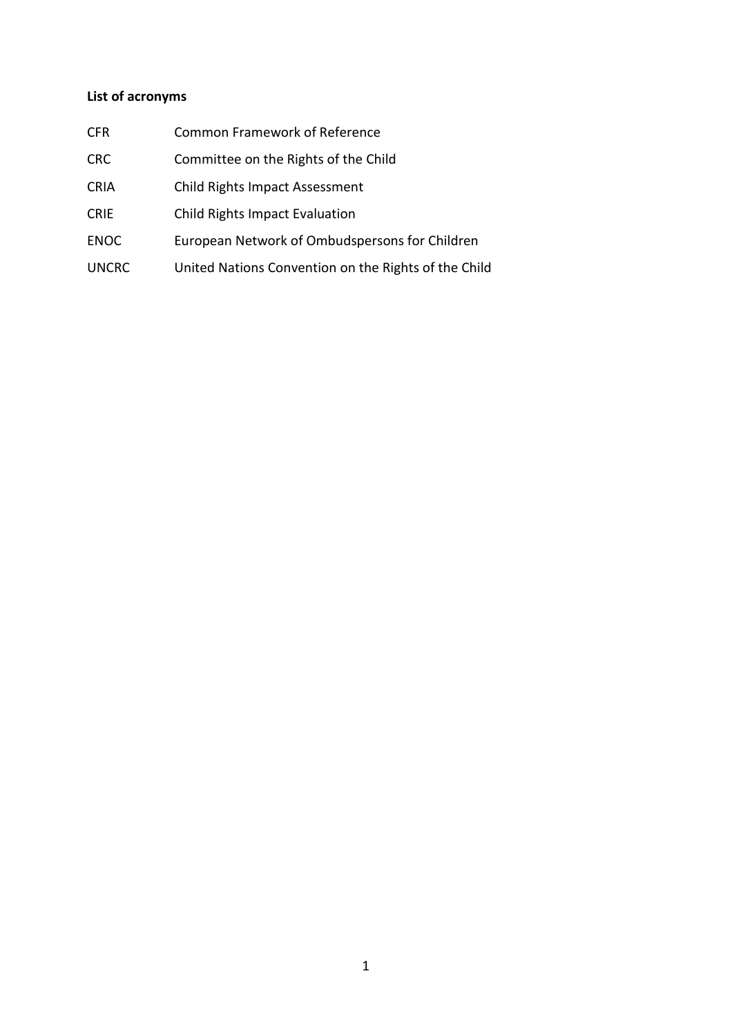**List of acronyms**

| | |
|---|---|
| CFR | Common Framework of Reference |
| CRC | Committee on the Rights of the Child |
| CRIA | Child Rights Impact Assessment |
| CRIE | Child Rights Impact Evaluation |
| ENOC | European Network of Ombudspersons for Children |
| UNCRC | United Nations Convention on the Rights of the Child |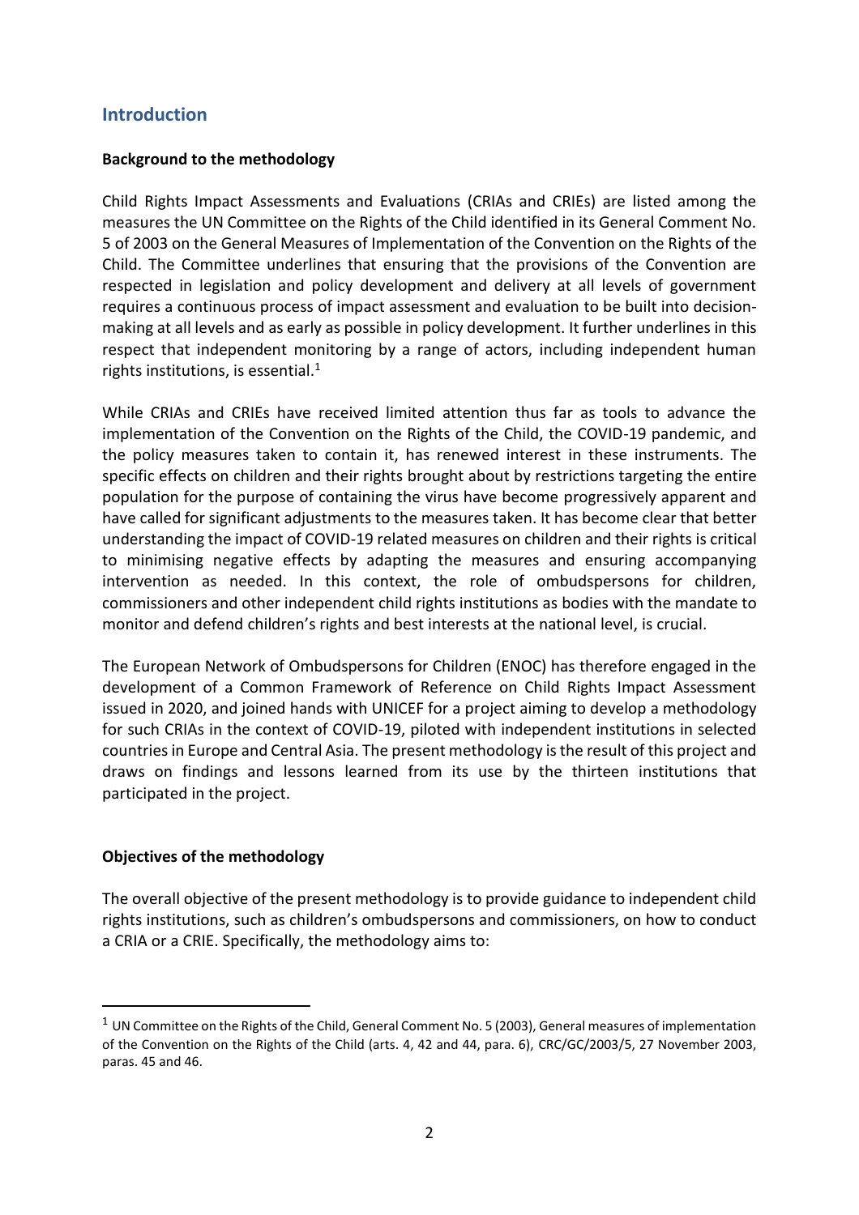## Introduction

### Background to the methodology

Child Rights Impact Assessments and Evaluations (CRIAs and CRIEs) are listed among the measures the UN Committee on the Rights of the Child identified in its General Comment No. 5 of 2003 on the General Measures of Implementation of the Convention on the Rights of the Child. The Committee underlines that ensuring that the provisions of the Convention are respected in legislation and policy development and delivery at all levels of government requires a continuous process of impact assessment and evaluation to be built into decision-making at all levels and as early as possible in policy development. It further underlines in this respect that independent monitoring by a range of actors, including independent human rights institutions, is essential.[1]

While CRIAs and CRIEs have received limited attention thus far as tools to advance the implementation of the Convention on the Rights of the Child, the COVID-19 pandemic, and the policy measures taken to contain it, has renewed interest in these instruments. The specific effects on children and their rights brought about by restrictions targeting the entire population for the purpose of containing the virus have become progressively apparent and have called for significant adjustments to the measures taken. It has become clear that better understanding the impact of COVID-19 related measures on children and their rights is critical to minimising negative effects by adapting the measures and ensuring accompanying intervention as needed. In this context, the role of ombudspersons for children, commissioners and other independent child rights institutions as bodies with the mandate to monitor and defend children's rights and best interests at the national level, is crucial.

The European Network of Ombudspersons for Children (ENOC) has therefore engaged in the development of a Common Framework of Reference on Child Rights Impact Assessment issued in 2020, and joined hands with UNICEF for a project aiming to develop a methodology for such CRIAs in the context of COVID-19, piloted with independent institutions in selected countries in Europe and Central Asia. The present methodology is the result of this project and draws on findings and lessons learned from its use by the thirteen institutions that participated in the project.

### Objectives of the methodology

The overall objective of the present methodology is to provide guidance to independent child rights institutions, such as children's ombudspersons and commissioners, on how to conduct a CRIA or a CRIE. Specifically, the methodology aims to:

---

[1] UN Committee on the Rights of the Child, General Comment No. 5 (2003), General measures of implementation of the Convention on the Rights of the Child (arts. 4, 42 and 44, para. 6), CRC/GC/2003/5, 27 November 2003, paras. 45 and 46.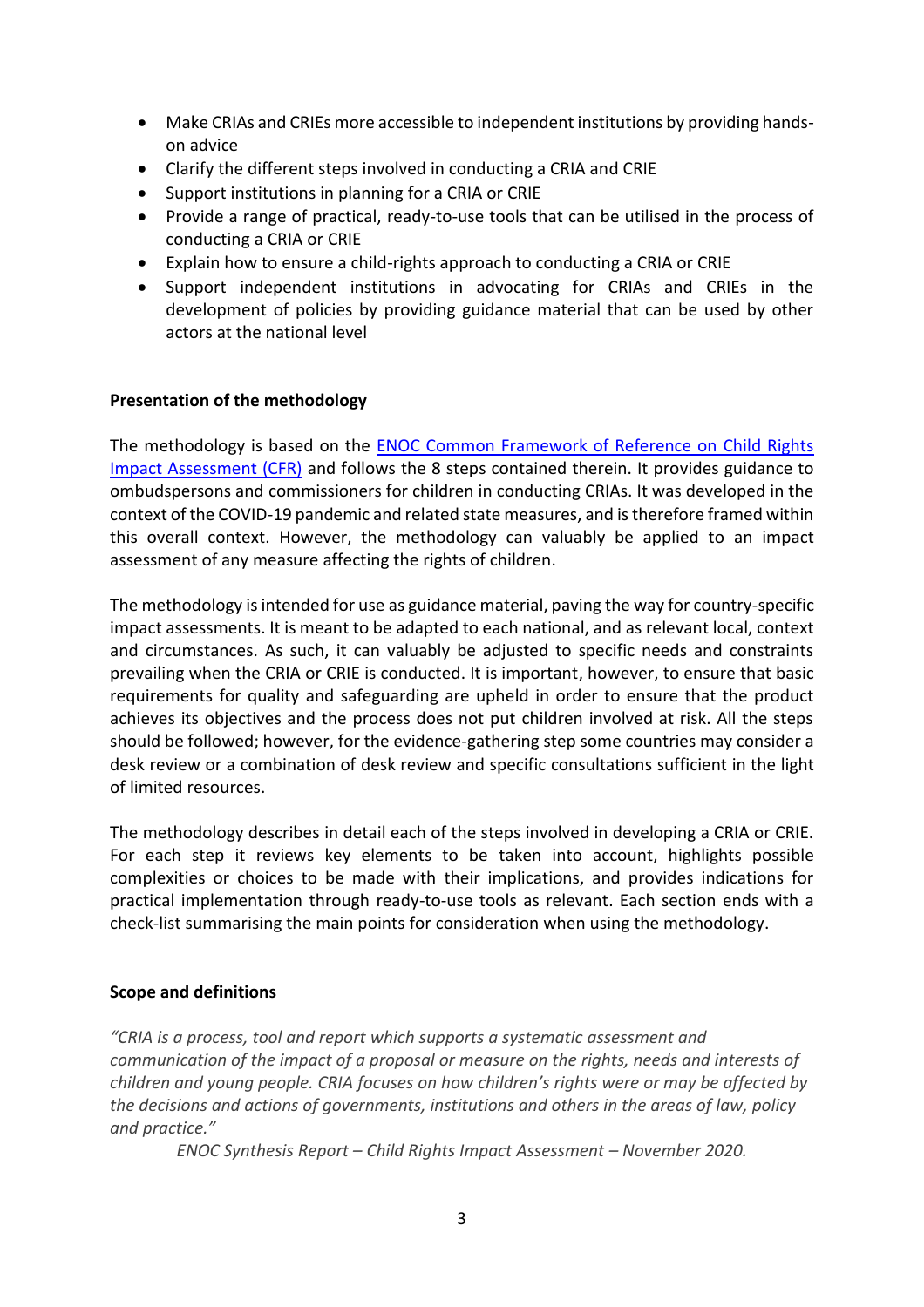- Make CRIAs and CRIEs more accessible to independent institutions by providing hands-on advice
- Clarify the different steps involved in conducting a CRIA and CRIE
- Support institutions in planning for a CRIA or CRIE
- Provide a range of practical, ready-to-use tools that can be utilised in the process of conducting a CRIA or CRIE
- Explain how to ensure a child-rights approach to conducting a CRIA or CRIE
- Support independent institutions in advocating for CRIAs and CRIEs in the development of policies by providing guidance material that can be used by other actors at the national level

**Presentation of the methodology**

The methodology is based on the [ENOC Common Framework of Reference on Child Rights Impact Assessment (CFR)]() and follows the 8 steps contained therein. It provides guidance to ombudspersons and commissioners for children in conducting CRIAs. It was developed in the context of the COVID-19 pandemic and related state measures, and is therefore framed within this overall context. However, the methodology can valuably be applied to an impact assessment of any measure affecting the rights of children.

The methodology is intended for use as guidance material, paving the way for country-specific impact assessments. It is meant to be adapted to each national, and as relevant local, context and circumstances. As such, it can valuably be adjusted to specific needs and constraints prevailing when the CRIA or CRIE is conducted. It is important, however, to ensure that basic requirements for quality and safeguarding are upheld in order to ensure that the product achieves its objectives and the process does not put children involved at risk. All the steps should be followed; however, for the evidence-gathering step some countries may consider a desk review or a combination of desk review and specific consultations sufficient in the light of limited resources.

The methodology describes in detail each of the steps involved in developing a CRIA or CRIE. For each step it reviews key elements to be taken into account, highlights possible complexities or choices to be made with their implications, and provides indications for practical implementation through ready-to-use tools as relevant. Each section ends with a check-list summarising the main points for consideration when using the methodology.

**Scope and definitions**

*"CRIA is a process, tool and report which supports a systematic assessment and communication of the impact of a proposal or measure on the rights, needs and interests of children and young people. CRIA focuses on how children's rights were or may be affected by the decisions and actions of governments, institutions and others in the areas of law, policy and practice."*

*ENOC Synthesis Report – Child Rights Impact Assessment – November 2020.*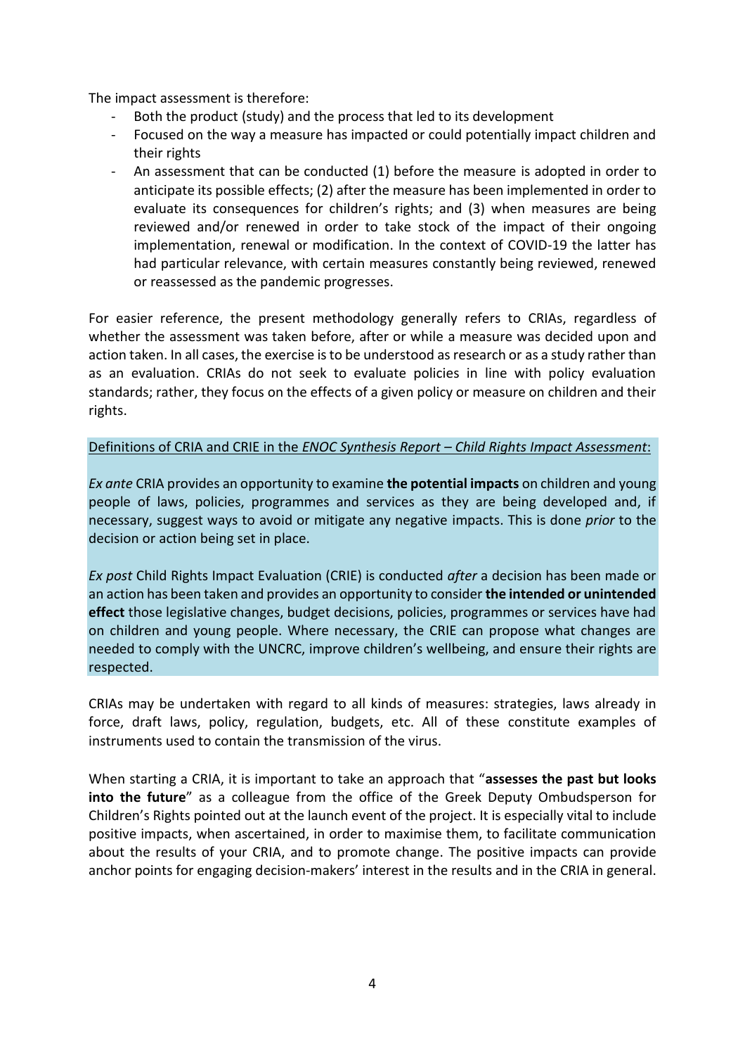The impact assessment is therefore:

- Both the product (study) and the process that led to its development
- Focused on the way a measure has impacted or could potentially impact children and their rights
- An assessment that can be conducted (1) before the measure is adopted in order to anticipate its possible effects; (2) after the measure has been implemented in order to evaluate its consequences for children's rights; and (3) when measures are being reviewed and/or renewed in order to take stock of the impact of their ongoing implementation, renewal or modification. In the context of COVID-19 the latter has had particular relevance, with certain measures constantly being reviewed, renewed or reassessed as the pandemic progresses.

For easier reference, the present methodology generally refers to CRIAs, regardless of whether the assessment was taken before, after or while a measure was decided upon and action taken. In all cases, the exercise is to be understood as research or as a study rather than as an evaluation. CRIAs do not seek to evaluate policies in line with policy evaluation standards; rather, they focus on the effects of a given policy or measure on children and their rights.

Definitions of CRIA and CRIE in the *ENOC Synthesis Report – Child Rights Impact Assessment*:

*Ex ante* CRIA provides an opportunity to examine **the potential impacts** on children and young people of laws, policies, programmes and services as they are being developed and, if necessary, suggest ways to avoid or mitigate any negative impacts. This is done *prior* to the decision or action being set in place.

*Ex post* Child Rights Impact Evaluation (CRIE) is conducted *after* a decision has been made or an action has been taken and provides an opportunity to consider **the intended or unintended effect** those legislative changes, budget decisions, policies, programmes or services have had on children and young people. Where necessary, the CRIE can propose what changes are needed to comply with the UNCRC, improve children's wellbeing, and ensure their rights are respected.

CRIAs may be undertaken with regard to all kinds of measures: strategies, laws already in force, draft laws, policy, regulation, budgets, etc. All of these constitute examples of instruments used to contain the transmission of the virus.

When starting a CRIA, it is important to take an approach that "**assesses the past but looks into the future**" as a colleague from the office of the Greek Deputy Ombudsperson for Children's Rights pointed out at the launch event of the project. It is especially vital to include positive impacts, when ascertained, in order to maximise them, to facilitate communication about the results of your CRIA, and to promote change. The positive impacts can provide anchor points for engaging decision-makers' interest in the results and in the CRIA in general.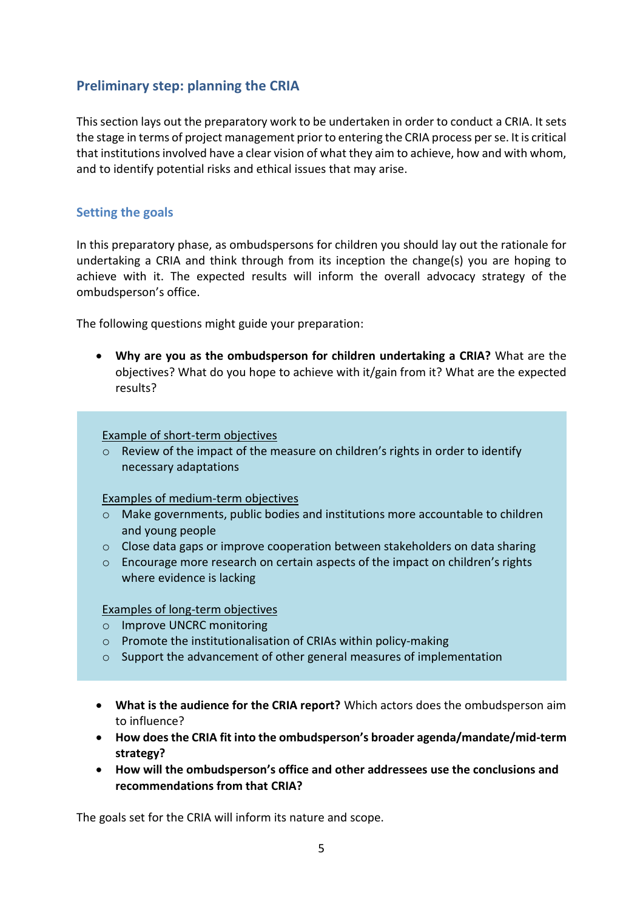## Preliminary step: planning the CRIA

This section lays out the preparatory work to be undertaken in order to conduct a CRIA. It sets the stage in terms of project management prior to entering the CRIA process per se. It is critical that institutions involved have a clear vision of what they aim to achieve, how and with whom, and to identify potential risks and ethical issues that may arise.

### Setting the goals

In this preparatory phase, as ombudspersons for children you should lay out the rationale for undertaking a CRIA and think through from its inception the change(s) you are hoping to achieve with it. The expected results will inform the overall advocacy strategy of the ombudsperson's office.

The following questions might guide your preparation:

- **Why are you as the ombudsperson for children undertaking a CRIA?** What are the objectives? What do you hope to achieve with it/gain from it? What are the expected results?

> Example of short-term objectives
>
> - Review of the impact of the measure on children's rights in order to identify necessary adaptations
>
> Examples of medium-term objectives
>
> - Make governments, public bodies and institutions more accountable to children and young people
> - Close data gaps or improve cooperation between stakeholders on data sharing
> - Encourage more research on certain aspects of the impact on children's rights where evidence is lacking
>
> Examples of long-term objectives
>
> - Improve UNCRC monitoring
> - Promote the institutionalisation of CRIAs within policy-making
> - Support the advancement of other general measures of implementation

- **What is the audience for the CRIA report?** Which actors does the ombudsperson aim to influence?
- **How does the CRIA fit into the ombudsperson's broader agenda/mandate/mid-term strategy?**
- **How will the ombudsperson's office and other addressees use the conclusions and recommendations from that CRIA?**

The goals set for the CRIA will inform its nature and scope.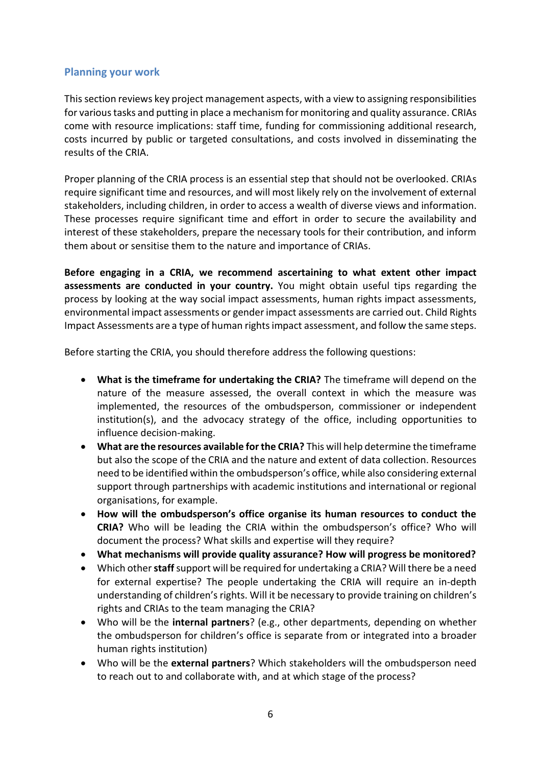## Planning your work

This section reviews key project management aspects, with a view to assigning responsibilities for various tasks and putting in place a mechanism for monitoring and quality assurance. CRIAs come with resource implications: staff time, funding for commissioning additional research, costs incurred by public or targeted consultations, and costs involved in disseminating the results of the CRIA.

Proper planning of the CRIA process is an essential step that should not be overlooked. CRIAs require significant time and resources, and will most likely rely on the involvement of external stakeholders, including children, in order to access a wealth of diverse views and information. These processes require significant time and effort in order to secure the availability and interest of these stakeholders, prepare the necessary tools for their contribution, and inform them about or sensitise them to the nature and importance of CRIAs.

**Before engaging in a CRIA, we recommend ascertaining to what extent other impact assessments are conducted in your country.** You might obtain useful tips regarding the process by looking at the way social impact assessments, human rights impact assessments, environmental impact assessments or gender impact assessments are carried out. Child Rights Impact Assessments are a type of human rights impact assessment, and follow the same steps.

Before starting the CRIA, you should therefore address the following questions:

- **What is the timeframe for undertaking the CRIA?** The timeframe will depend on the nature of the measure assessed, the overall context in which the measure was implemented, the resources of the ombudsperson, commissioner or independent institution(s), and the advocacy strategy of the office, including opportunities to influence decision-making.
- **What are the resources available for the CRIA?** This will help determine the timeframe but also the scope of the CRIA and the nature and extent of data collection. Resources need to be identified within the ombudsperson's office, while also considering external support through partnerships with academic institutions and international or regional organisations, for example.
- **How will the ombudsperson's office organise its human resources to conduct the CRIA?** Who will be leading the CRIA within the ombudsperson's office? Who will document the process? What skills and expertise will they require?
- **What mechanisms will provide quality assurance? How will progress be monitored?**
- Which other **staff** support will be required for undertaking a CRIA? Will there be a need for external expertise? The people undertaking the CRIA will require an in-depth understanding of children's rights. Will it be necessary to provide training on children's rights and CRIAs to the team managing the CRIA?
- Who will be the **internal partners**? (e.g., other departments, depending on whether the ombudsperson for children's office is separate from or integrated into a broader human rights institution)
- Who will be the **external partners**? Which stakeholders will the ombudsperson need to reach out to and collaborate with, and at which stage of the process?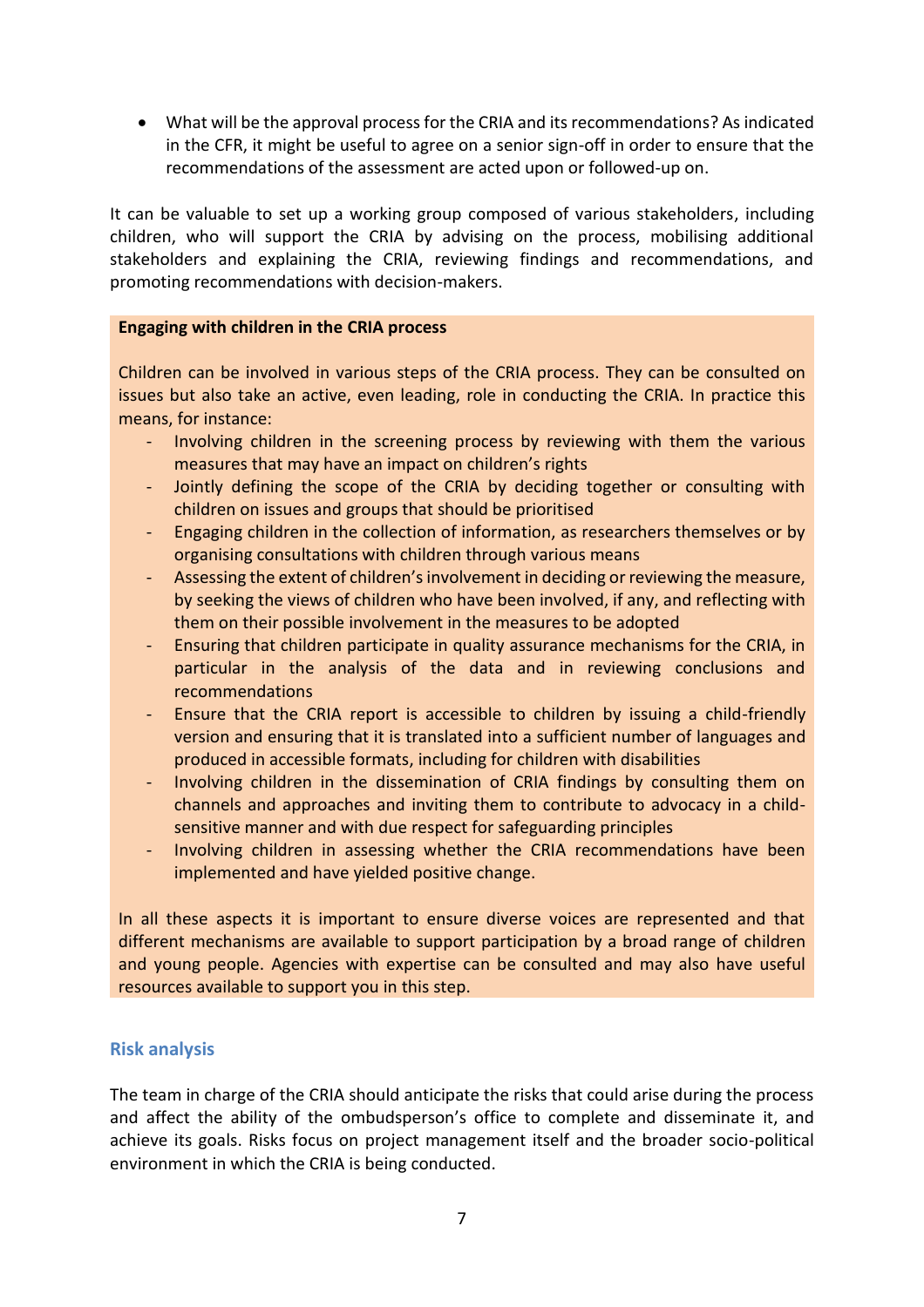- What will be the approval process for the CRIA and its recommendations? As indicated in the CFR, it might be useful to agree on a senior sign-off in order to ensure that the recommendations of the assessment are acted upon or followed-up on.

It can be valuable to set up a working group composed of various stakeholders, including children, who will support the CRIA by advising on the process, mobilising additional stakeholders and explaining the CRIA, reviewing findings and recommendations, and promoting recommendations with decision-makers.

**Engaging with children in the CRIA process**

Children can be involved in various steps of the CRIA process. They can be consulted on issues but also take an active, even leading, role in conducting the CRIA. In practice this means, for instance:

- Involving children in the screening process by reviewing with them the various measures that may have an impact on children's rights
- Jointly defining the scope of the CRIA by deciding together or consulting with children on issues and groups that should be prioritised
- Engaging children in the collection of information, as researchers themselves or by organising consultations with children through various means
- Assessing the extent of children's involvement in deciding or reviewing the measure, by seeking the views of children who have been involved, if any, and reflecting with them on their possible involvement in the measures to be adopted
- Ensuring that children participate in quality assurance mechanisms for the CRIA, in particular in the analysis of the data and in reviewing conclusions and recommendations
- Ensure that the CRIA report is accessible to children by issuing a child-friendly version and ensuring that it is translated into a sufficient number of languages and produced in accessible formats, including for children with disabilities
- Involving children in the dissemination of CRIA findings by consulting them on channels and approaches and inviting them to contribute to advocacy in a child-sensitive manner and with due respect for safeguarding principles
- Involving children in assessing whether the CRIA recommendations have been implemented and have yielded positive change.

In all these aspects it is important to ensure diverse voices are represented and that different mechanisms are available to support participation by a broad range of children and young people. Agencies with expertise can be consulted and may also have useful resources available to support you in this step.

### Risk analysis

The team in charge of the CRIA should anticipate the risks that could arise during the process and affect the ability of the ombudsperson's office to complete and disseminate it, and achieve its goals. Risks focus on project management itself and the broader socio-political environment in which the CRIA is being conducted.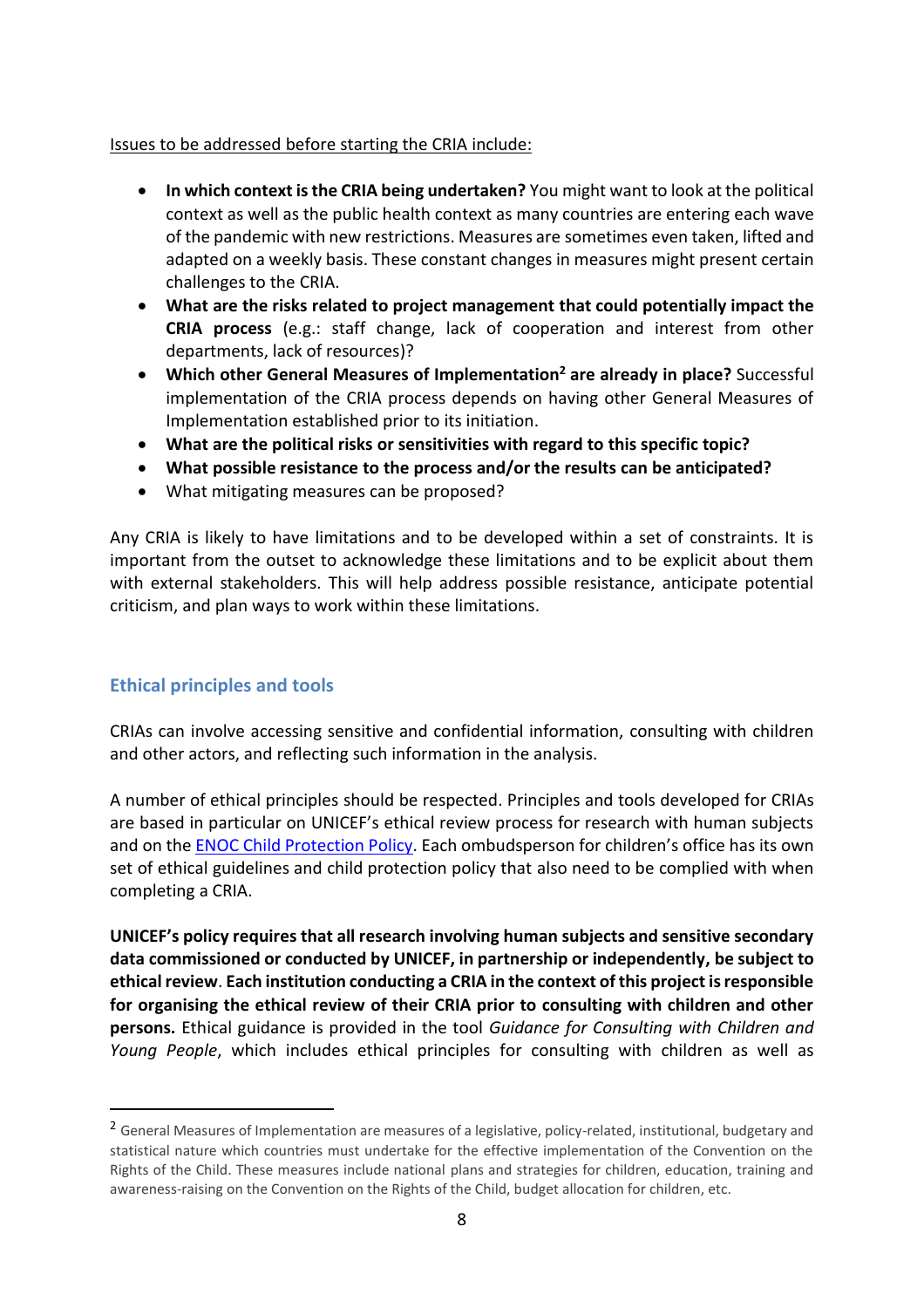Issues to be addressed before starting the CRIA include:

- **In which context is the CRIA being undertaken?** You might want to look at the political context as well as the public health context as many countries are entering each wave of the pandemic with new restrictions. Measures are sometimes even taken, lifted and adapted on a weekly basis. These constant changes in measures might present certain challenges to the CRIA.
- **What are the risks related to project management that could potentially impact the CRIA process** (e.g.: staff change, lack of cooperation and interest from other departments, lack of resources)?
- **Which other General Measures of Implementation[2] are already in place?** Successful implementation of the CRIA process depends on having other General Measures of Implementation established prior to its initiation.
- **What are the political risks or sensitivities with regard to this specific topic?**
- **What possible resistance to the process and/or the results can be anticipated?**
- What mitigating measures can be proposed?

Any CRIA is likely to have limitations and to be developed within a set of constraints. It is important from the outset to acknowledge these limitations and to be explicit about them with external stakeholders. This will help address possible resistance, anticipate potential criticism, and plan ways to work within these limitations.

## Ethical principles and tools

CRIAs can involve accessing sensitive and confidential information, consulting with children and other actors, and reflecting such information in the analysis.

A number of ethical principles should be respected. Principles and tools developed for CRIAs are based in particular on UNICEF's ethical review process for research with human subjects and on the ENOC Child Protection Policy. Each ombudsperson for children's office has its own set of ethical guidelines and child protection policy that also need to be complied with when completing a CRIA.

**UNICEF's policy requires that all research involving human subjects and sensitive secondary data commissioned or conducted by UNICEF, in partnership or independently, be subject to ethical review**. **Each institution conducting a CRIA in the context of this project is responsible for organising the ethical review of their CRIA prior to consulting with children and other persons.** Ethical guidance is provided in the tool *Guidance for Consulting with Children and Young People*, which includes ethical principles for consulting with children as well as

---

[2] General Measures of Implementation are measures of a legislative, policy-related, institutional, budgetary and statistical nature which countries must undertake for the effective implementation of the Convention on the Rights of the Child. These measures include national plans and strategies for children, education, training and awareness-raising on the Convention on the Rights of the Child, budget allocation for children, etc.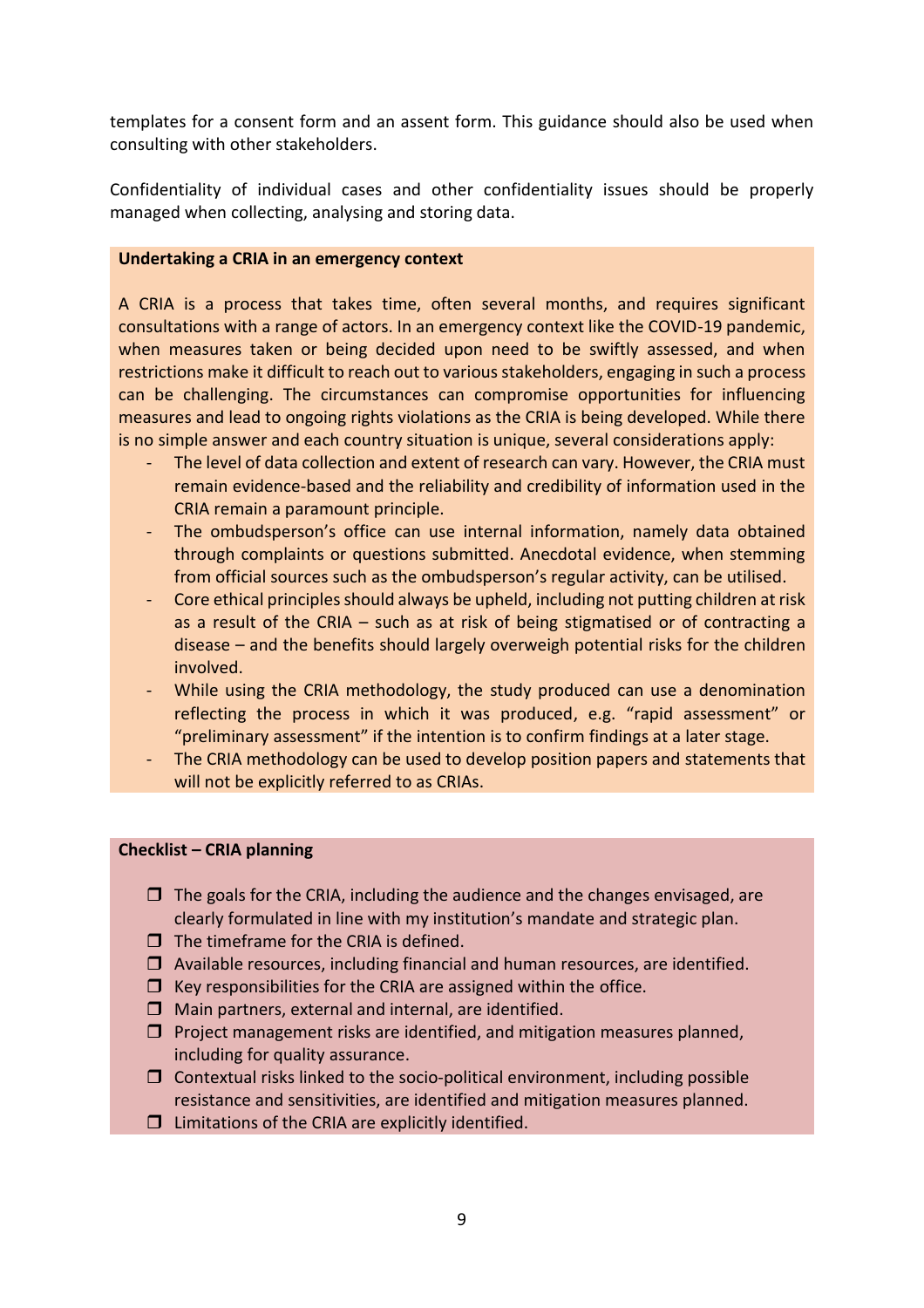templates for a consent form and an assent form. This guidance should also be used when consulting with other stakeholders.

Confidentiality of individual cases and other confidentiality issues should be properly managed when collecting, analysing and storing data.

**Undertaking a CRIA in an emergency context**

A CRIA is a process that takes time, often several months, and requires significant consultations with a range of actors. In an emergency context like the COVID-19 pandemic, when measures taken or being decided upon need to be swiftly assessed, and when restrictions make it difficult to reach out to various stakeholders, engaging in such a process can be challenging. The circumstances can compromise opportunities for influencing measures and lead to ongoing rights violations as the CRIA is being developed. While there is no simple answer and each country situation is unique, several considerations apply:

- The level of data collection and extent of research can vary. However, the CRIA must remain evidence-based and the reliability and credibility of information used in the CRIA remain a paramount principle.
- The ombudsperson's office can use internal information, namely data obtained through complaints or questions submitted. Anecdotal evidence, when stemming from official sources such as the ombudsperson's regular activity, can be utilised.
- Core ethical principles should always be upheld, including not putting children at risk as a result of the CRIA – such as at risk of being stigmatised or of contracting a disease – and the benefits should largely overweigh potential risks for the children involved.
- While using the CRIA methodology, the study produced can use a denomination reflecting the process in which it was produced, e.g. "rapid assessment" or "preliminary assessment" if the intention is to confirm findings at a later stage.
- The CRIA methodology can be used to develop position papers and statements that will not be explicitly referred to as CRIAs.

**Checklist – CRIA planning**

- ☐ The goals for the CRIA, including the audience and the changes envisaged, are clearly formulated in line with my institution's mandate and strategic plan.
- ☐ The timeframe for the CRIA is defined.
- ☐ Available resources, including financial and human resources, are identified.
- ☐ Key responsibilities for the CRIA are assigned within the office.
- ☐ Main partners, external and internal, are identified.
- ☐ Project management risks are identified, and mitigation measures planned, including for quality assurance.
- ☐ Contextual risks linked to the socio-political environment, including possible resistance and sensitivities, are identified and mitigation measures planned.
- ☐ Limitations of the CRIA are explicitly identified.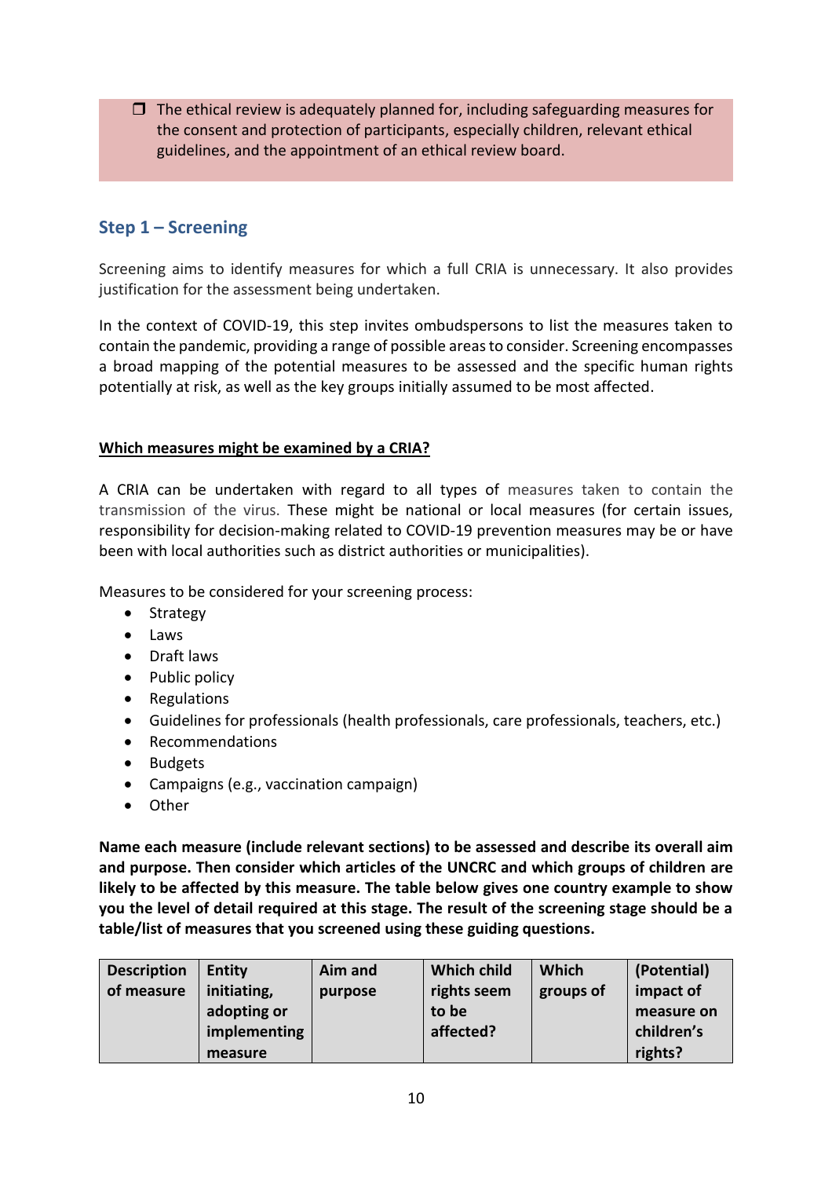- [ ] The ethical review is adequately planned for, including safeguarding measures for the consent and protection of participants, especially children, relevant ethical guidelines, and the appointment of an ethical review board.

## Step 1 – Screening

Screening aims to identify measures for which a full CRIA is unnecessary. It also provides justification for the assessment being undertaken.

In the context of COVID-19, this step invites ombudspersons to list the measures taken to contain the pandemic, providing a range of possible areas to consider. Screening encompasses a broad mapping of the potential measures to be assessed and the specific human rights potentially at risk, as well as the key groups initially assumed to be most affected.

**Which measures might be examined by a CRIA?**

A CRIA can be undertaken with regard to all types of measures taken to contain the transmission of the virus. These might be national or local measures (for certain issues, responsibility for decision-making related to COVID-19 prevention measures may be or have been with local authorities such as district authorities or municipalities).

Measures to be considered for your screening process:

- Strategy
- Laws
- Draft laws
- Public policy
- Regulations
- Guidelines for professionals (health professionals, care professionals, teachers, etc.)
- Recommendations
- Budgets
- Campaigns (e.g., vaccination campaign)
- Other

**Name each measure (include relevant sections) to be assessed and describe its overall aim and purpose. Then consider which articles of the UNCRC and which groups of children are likely to be affected by this measure. The table below gives one country example to show you the level of detail required at this stage. The result of the screening stage should be a table/list of measures that you screened using these guiding questions.**

| Description of measure | Entity initiating, adopting or implementing measure | Aim and purpose | Which child rights seem to be affected? | Which groups of | (Potential) impact of measure on children's rights? |
|---|---|---|---|---|---|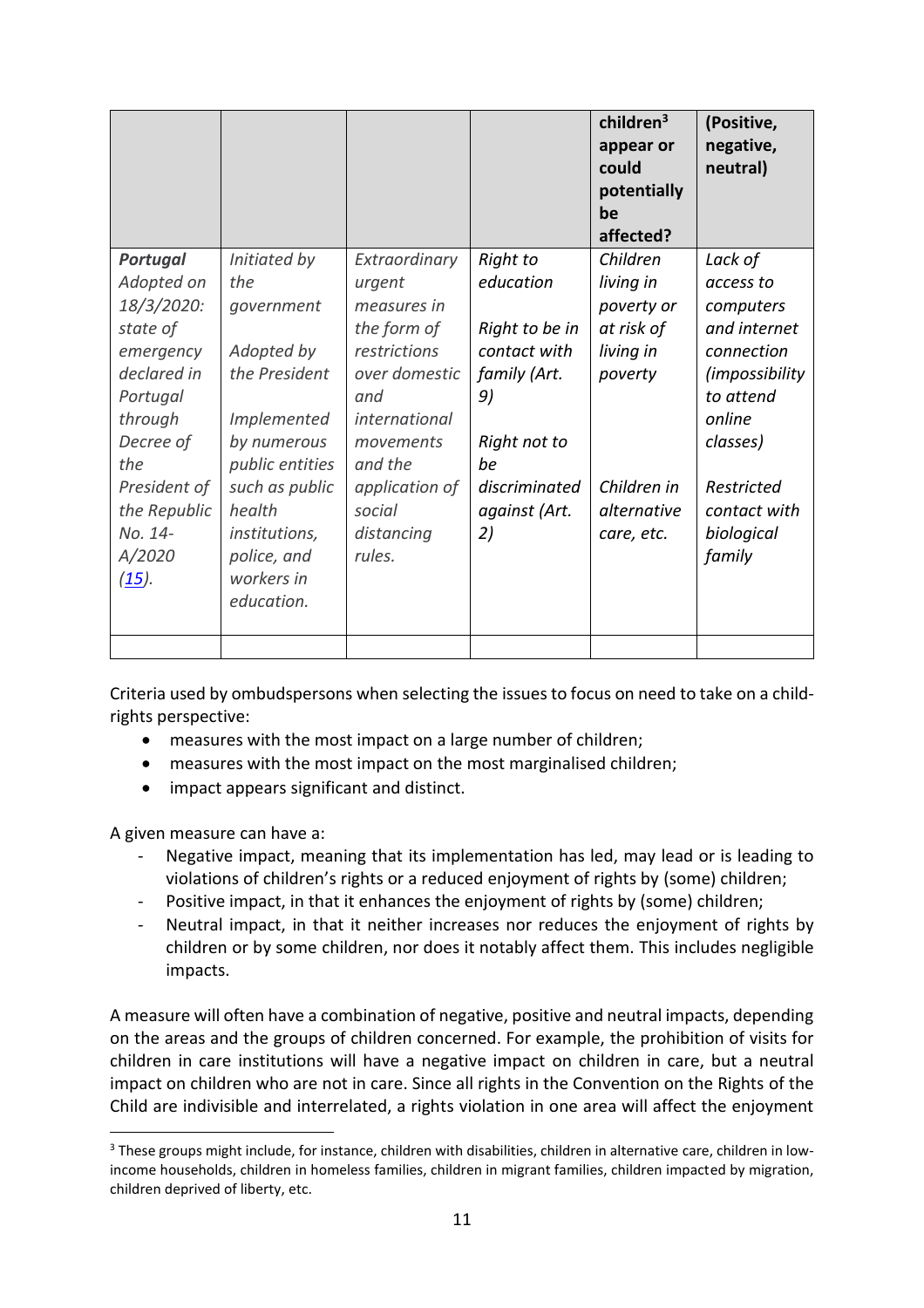| | | | | children[3] appear or could potentially be affected? | (Positive, negative, neutral) |
|---|---|---|---|---|---|
| ***Portugal*** *Adopted on 18/3/2020: state of emergency declared in Portugal through Decree of the President of the Republic No. 14-A/2020 (15).* | *Initiated by the government*<br><br>*Adopted by the President*<br><br>*Implemented by numerous public entities such as public health institutions, police, and workers in education.* | *Extraordinary urgent measures in the form of restrictions over domestic and international movements and the application of social distancing rules.* | *Right to education*<br><br>*Right to be in contact with family (Art. 9)*<br><br>*Right not to be discriminated against (Art. 2)* | *Children living in poverty or at risk of living in poverty*<br><br>*Children in alternative care, etc.* | *Lack of access to computers and internet connection (impossibility to attend online classes)*<br><br>*Restricted contact with biological family* |
| | | | | | |

Criteria used by ombudspersons when selecting the issues to focus on need to take on a child-rights perspective:

- measures with the most impact on a large number of children;
- measures with the most impact on the most marginalised children;
- impact appears significant and distinct.

A given measure can have a:

- Negative impact, meaning that its implementation has led, may lead or is leading to violations of children's rights or a reduced enjoyment of rights by (some) children;
- Positive impact, in that it enhances the enjoyment of rights by (some) children;
- Neutral impact, in that it neither increases nor reduces the enjoyment of rights by children or by some children, nor does it notably affect them. This includes negligible impacts.

A measure will often have a combination of negative, positive and neutral impacts, depending on the areas and the groups of children concerned. For example, the prohibition of visits for children in care institutions will have a negative impact on children in care, but a neutral impact on children who are not in care. Since all rights in the Convention on the Rights of the Child are indivisible and interrelated, a rights violation in one area will affect the enjoyment

[3] These groups might include, for instance, children with disabilities, children in alternative care, children in low-income households, children in homeless families, children in migrant families, children impacted by migration, children deprived of liberty, etc.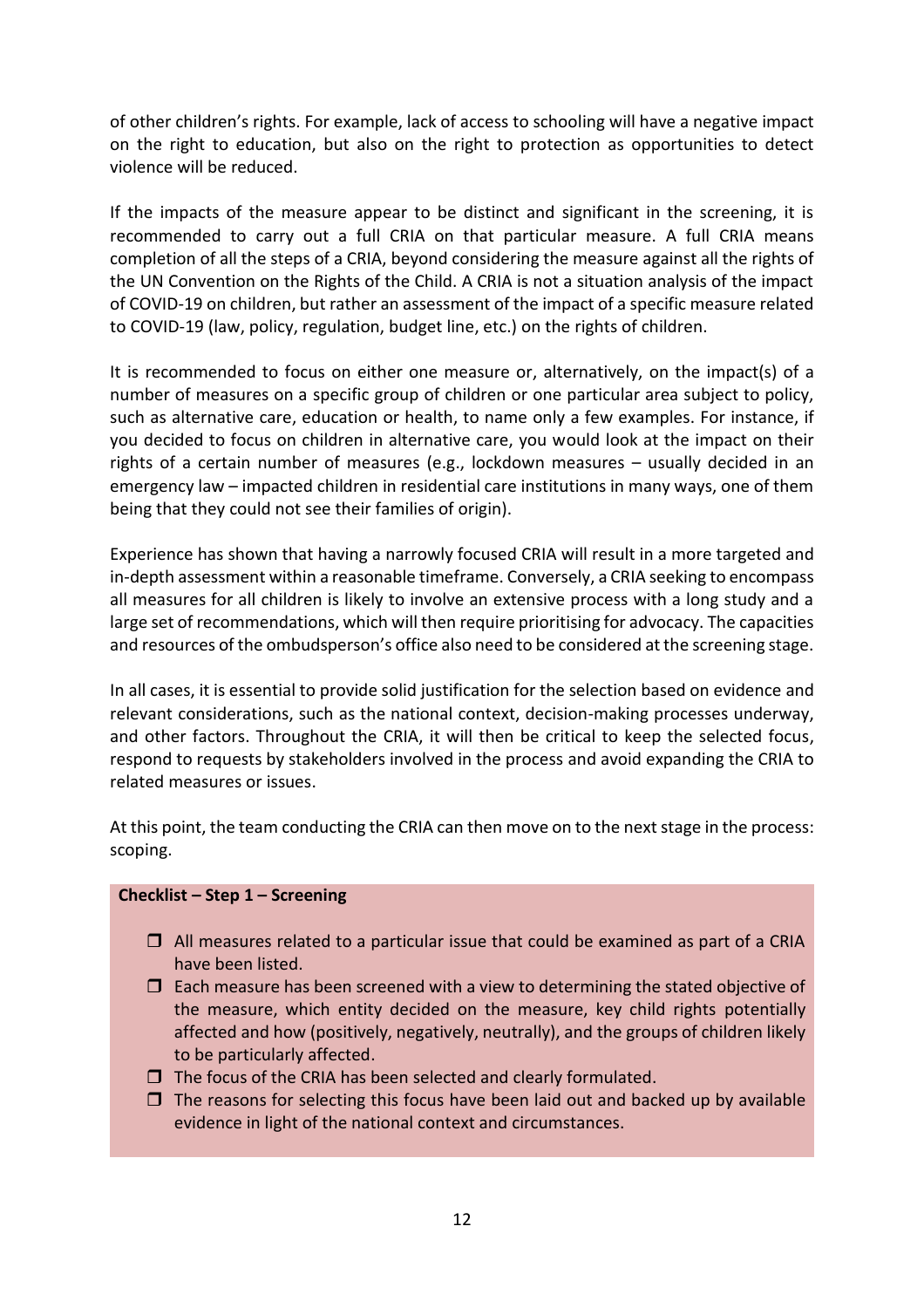of other children's rights. For example, lack of access to schooling will have a negative impact on the right to education, but also on the right to protection as opportunities to detect violence will be reduced.

If the impacts of the measure appear to be distinct and significant in the screening, it is recommended to carry out a full CRIA on that particular measure. A full CRIA means completion of all the steps of a CRIA, beyond considering the measure against all the rights of the UN Convention on the Rights of the Child. A CRIA is not a situation analysis of the impact of COVID-19 on children, but rather an assessment of the impact of a specific measure related to COVID-19 (law, policy, regulation, budget line, etc.) on the rights of children.

It is recommended to focus on either one measure or, alternatively, on the impact(s) of a number of measures on a specific group of children or one particular area subject to policy, such as alternative care, education or health, to name only a few examples. For instance, if you decided to focus on children in alternative care, you would look at the impact on their rights of a certain number of measures (e.g., lockdown measures – usually decided in an emergency law – impacted children in residential care institutions in many ways, one of them being that they could not see their families of origin).

Experience has shown that having a narrowly focused CRIA will result in a more targeted and in-depth assessment within a reasonable timeframe. Conversely, a CRIA seeking to encompass all measures for all children is likely to involve an extensive process with a long study and a large set of recommendations, which will then require prioritising for advocacy. The capacities and resources of the ombudsperson's office also need to be considered at the screening stage.

In all cases, it is essential to provide solid justification for the selection based on evidence and relevant considerations, such as the national context, decision-making processes underway, and other factors. Throughout the CRIA, it will then be critical to keep the selected focus, respond to requests by stakeholders involved in the process and avoid expanding the CRIA to related measures or issues.

At this point, the team conducting the CRIA can then move on to the next stage in the process: scoping.

**Checklist – Step 1 – Screening**

- ☐ All measures related to a particular issue that could be examined as part of a CRIA have been listed.
- ☐ Each measure has been screened with a view to determining the stated objective of the measure, which entity decided on the measure, key child rights potentially affected and how (positively, negatively, neutrally), and the groups of children likely to be particularly affected.
- ☐ The focus of the CRIA has been selected and clearly formulated.
- ☐ The reasons for selecting this focus have been laid out and backed up by available evidence in light of the national context and circumstances.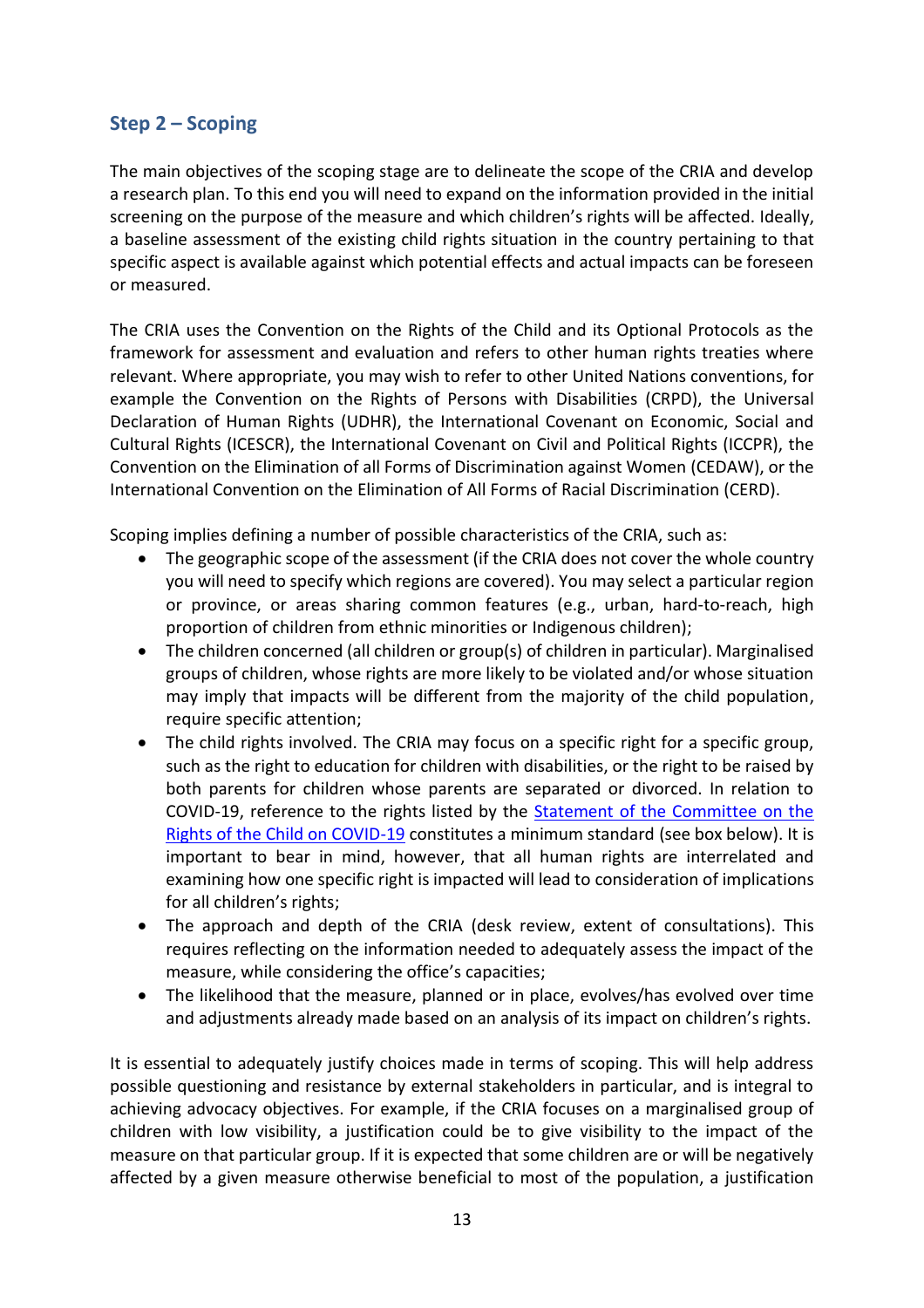## Step 2 – Scoping

The main objectives of the scoping stage are to delineate the scope of the CRIA and develop a research plan. To this end you will need to expand on the information provided in the initial screening on the purpose of the measure and which children's rights will be affected. Ideally, a baseline assessment of the existing child rights situation in the country pertaining to that specific aspect is available against which potential effects and actual impacts can be foreseen or measured.

The CRIA uses the Convention on the Rights of the Child and its Optional Protocols as the framework for assessment and evaluation and refers to other human rights treaties where relevant. Where appropriate, you may wish to refer to other United Nations conventions, for example the Convention on the Rights of Persons with Disabilities (CRPD), the Universal Declaration of Human Rights (UDHR), the International Covenant on Economic, Social and Cultural Rights (ICESCR), the International Covenant on Civil and Political Rights (ICCPR), the Convention on the Elimination of all Forms of Discrimination against Women (CEDAW), or the International Convention on the Elimination of All Forms of Racial Discrimination (CERD).

Scoping implies defining a number of possible characteristics of the CRIA, such as:

- The geographic scope of the assessment (if the CRIA does not cover the whole country you will need to specify which regions are covered). You may select a particular region or province, or areas sharing common features (e.g., urban, hard-to-reach, high proportion of children from ethnic minorities or Indigenous children);
- The children concerned (all children or group(s) of children in particular). Marginalised groups of children, whose rights are more likely to be violated and/or whose situation may imply that impacts will be different from the majority of the child population, require specific attention;
- The child rights involved. The CRIA may focus on a specific right for a specific group, such as the right to education for children with disabilities, or the right to be raised by both parents for children whose parents are separated or divorced. In relation to COVID-19, reference to the rights listed by the Statement of the Committee on the Rights of the Child on COVID-19 constitutes a minimum standard (see box below). It is important to bear in mind, however, that all human rights are interrelated and examining how one specific right is impacted will lead to consideration of implications for all children's rights;
- The approach and depth of the CRIA (desk review, extent of consultations). This requires reflecting on the information needed to adequately assess the impact of the measure, while considering the office's capacities;
- The likelihood that the measure, planned or in place, evolves/has evolved over time and adjustments already made based on an analysis of its impact on children's rights.

It is essential to adequately justify choices made in terms of scoping. This will help address possible questioning and resistance by external stakeholders in particular, and is integral to achieving advocacy objectives. For example, if the CRIA focuses on a marginalised group of children with low visibility, a justification could be to give visibility to the impact of the measure on that particular group. If it is expected that some children are or will be negatively affected by a given measure otherwise beneficial to most of the population, a justification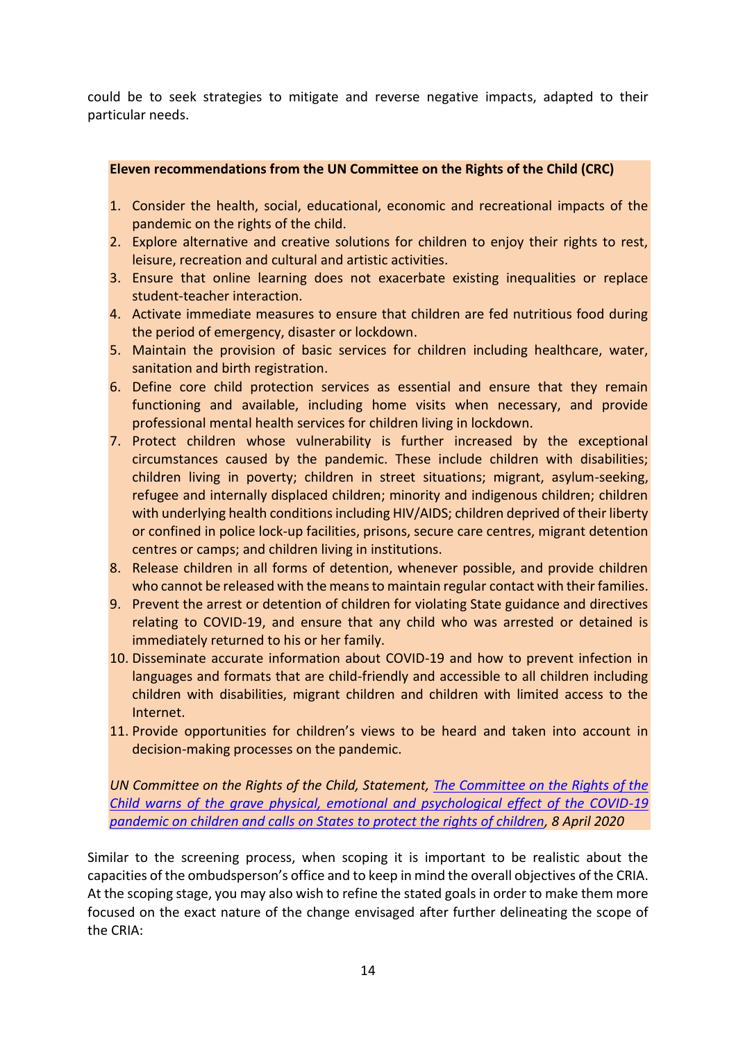could be to seek strategies to mitigate and reverse negative impacts, adapted to their particular needs.

**Eleven recommendations from the UN Committee on the Rights of the Child (CRC)**

1. Consider the health, social, educational, economic and recreational impacts of the pandemic on the rights of the child.
2. Explore alternative and creative solutions for children to enjoy their rights to rest, leisure, recreation and cultural and artistic activities.
3. Ensure that online learning does not exacerbate existing inequalities or replace student-teacher interaction.
4. Activate immediate measures to ensure that children are fed nutritious food during the period of emergency, disaster or lockdown.
5. Maintain the provision of basic services for children including healthcare, water, sanitation and birth registration.
6. Define core child protection services as essential and ensure that they remain functioning and available, including home visits when necessary, and provide professional mental health services for children living in lockdown.
7. Protect children whose vulnerability is further increased by the exceptional circumstances caused by the pandemic. These include children with disabilities; children living in poverty; children in street situations; migrant, asylum-seeking, refugee and internally displaced children; minority and indigenous children; children with underlying health conditions including HIV/AIDS; children deprived of their liberty or confined in police lock-up facilities, prisons, secure care centres, migrant detention centres or camps; and children living in institutions.
8. Release children in all forms of detention, whenever possible, and provide children who cannot be released with the means to maintain regular contact with their families.
9. Prevent the arrest or detention of children for violating State guidance and directives relating to COVID-19, and ensure that any child who was arrested or detained is immediately returned to his or her family.
10. Disseminate accurate information about COVID-19 and how to prevent infection in languages and formats that are child-friendly and accessible to all children including children with disabilities, migrant children and children with limited access to the Internet.
11. Provide opportunities for children's views to be heard and taken into account in decision-making processes on the pandemic.

*UN Committee on the Rights of the Child, Statement, The Committee on the Rights of the Child warns of the grave physical, emotional and psychological effect of the COVID-19 pandemic on children and calls on States to protect the rights of children, 8 April 2020*

Similar to the screening process, when scoping it is important to be realistic about the capacities of the ombudsperson's office and to keep in mind the overall objectives of the CRIA. At the scoping stage, you may also wish to refine the stated goals in order to make them more focused on the exact nature of the change envisaged after further delineating the scope of the CRIA: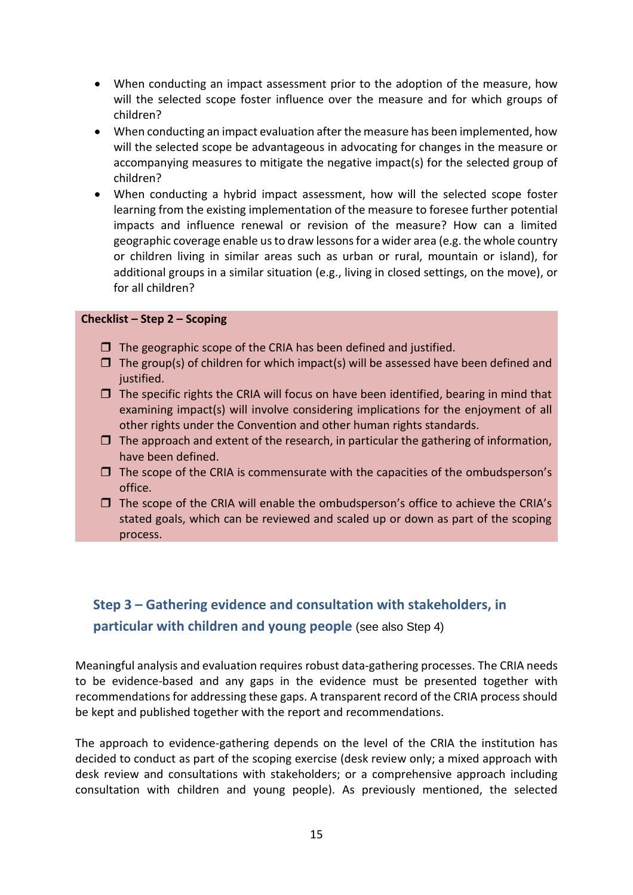- When conducting an impact assessment prior to the adoption of the measure, how will the selected scope foster influence over the measure and for which groups of children?
- When conducting an impact evaluation after the measure has been implemented, how will the selected scope be advantageous in advocating for changes in the measure or accompanying measures to mitigate the negative impact(s) for the selected group of children?
- When conducting a hybrid impact assessment, how will the selected scope foster learning from the existing implementation of the measure to foresee further potential impacts and influence renewal or revision of the measure? How can a limited geographic coverage enable us to draw lessons for a wider area (e.g. the whole country or children living in similar areas such as urban or rural, mountain or island), for additional groups in a similar situation (e.g., living in closed settings, on the move), or for all children?

**Checklist – Step 2 – Scoping**

- ❒ The geographic scope of the CRIA has been defined and justified.
- ❒ The group(s) of children for which impact(s) will be assessed have been defined and justified.
- ❒ The specific rights the CRIA will focus on have been identified, bearing in mind that examining impact(s) will involve considering implications for the enjoyment of all other rights under the Convention and other human rights standards.
- ❒ The approach and extent of the research, in particular the gathering of information, have been defined.
- ❒ The scope of the CRIA is commensurate with the capacities of the ombudsperson's office.
- ❒ The scope of the CRIA will enable the ombudsperson's office to achieve the CRIA's stated goals, which can be reviewed and scaled up or down as part of the scoping process.

## Step 3 – Gathering evidence and consultation with stakeholders, in particular with children and young people (see also Step 4)

Meaningful analysis and evaluation requires robust data-gathering processes. The CRIA needs to be evidence-based and any gaps in the evidence must be presented together with recommendations for addressing these gaps. A transparent record of the CRIA process should be kept and published together with the report and recommendations.

The approach to evidence-gathering depends on the level of the CRIA the institution has decided to conduct as part of the scoping exercise (desk review only; a mixed approach with desk review and consultations with stakeholders; or a comprehensive approach including consultation with children and young people). As previously mentioned, the selected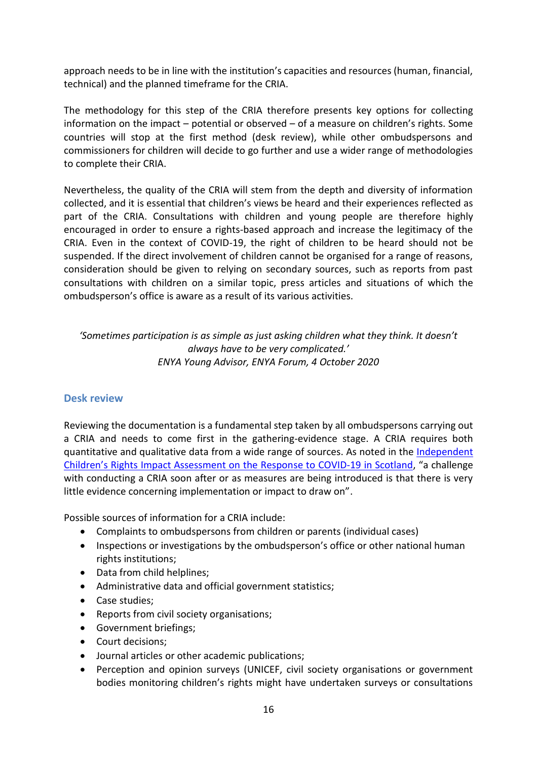approach needs to be in line with the institution's capacities and resources (human, financial, technical) and the planned timeframe for the CRIA.

The methodology for this step of the CRIA therefore presents key options for collecting information on the impact – potential or observed – of a measure on children's rights. Some countries will stop at the first method (desk review), while other ombudspersons and commissioners for children will decide to go further and use a wider range of methodologies to complete their CRIA.

Nevertheless, the quality of the CRIA will stem from the depth and diversity of information collected, and it is essential that children's views be heard and their experiences reflected as part of the CRIA. Consultations with children and young people are therefore highly encouraged in order to ensure a rights-based approach and increase the legitimacy of the CRIA. Even in the context of COVID-19, the right of children to be heard should not be suspended. If the direct involvement of children cannot be organised for a range of reasons, consideration should be given to relying on secondary sources, such as reports from past consultations with children on a similar topic, press articles and situations of which the ombudsperson's office is aware as a result of its various activities.

*'Sometimes participation is as simple as just asking children what they think. It doesn't always have to be very complicated.'*
*ENYA Young Advisor, ENYA Forum, 4 October 2020*

### Desk review

Reviewing the documentation is a fundamental step taken by all ombudspersons carrying out a CRIA and needs to come first in the gathering-evidence stage. A CRIA requires both quantitative and qualitative data from a wide range of sources. As noted in the Independent Children's Rights Impact Assessment on the Response to COVID-19 in Scotland, "a challenge with conducting a CRIA soon after or as measures are being introduced is that there is very little evidence concerning implementation or impact to draw on".

Possible sources of information for a CRIA include:

- Complaints to ombudspersons from children or parents (individual cases)
- Inspections or investigations by the ombudsperson's office or other national human rights institutions;
- Data from child helplines;
- Administrative data and official government statistics;
- Case studies;
- Reports from civil society organisations;
- Government briefings;
- Court decisions;
- Journal articles or other academic publications;
- Perception and opinion surveys (UNICEF, civil society organisations or government bodies monitoring children's rights might have undertaken surveys or consultations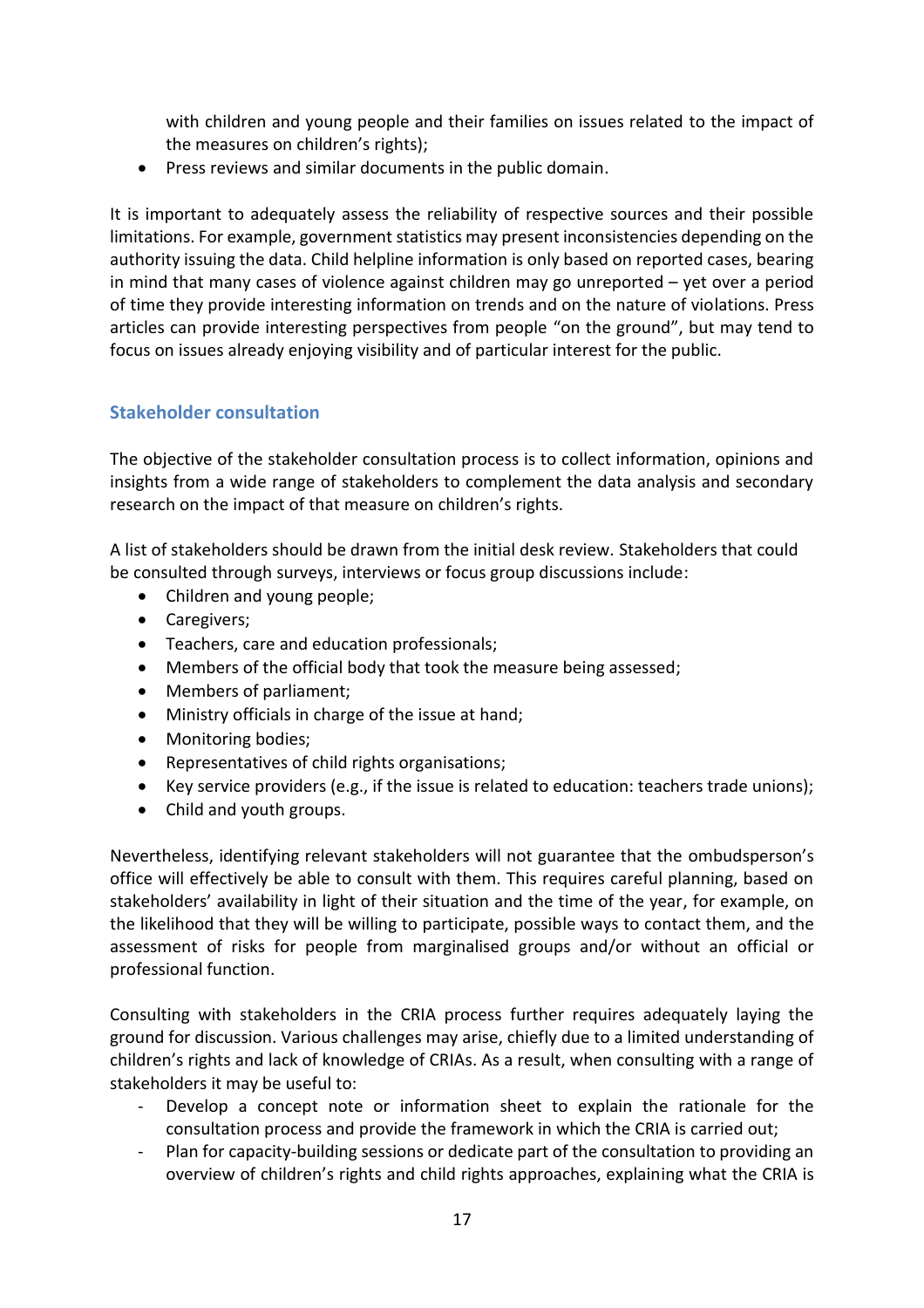with children and young people and their families on issues related to the impact of the measures on children's rights);

- Press reviews and similar documents in the public domain.

It is important to adequately assess the reliability of respective sources and their possible limitations. For example, government statistics may present inconsistencies depending on the authority issuing the data. Child helpline information is only based on reported cases, bearing in mind that many cases of violence against children may go unreported – yet over a period of time they provide interesting information on trends and on the nature of violations. Press articles can provide interesting perspectives from people "on the ground", but may tend to focus on issues already enjoying visibility and of particular interest for the public.

### Stakeholder consultation

The objective of the stakeholder consultation process is to collect information, opinions and insights from a wide range of stakeholders to complement the data analysis and secondary research on the impact of that measure on children's rights.

A list of stakeholders should be drawn from the initial desk review. Stakeholders that could be consulted through surveys, interviews or focus group discussions include:

- Children and young people;
- Caregivers;
- Teachers, care and education professionals;
- Members of the official body that took the measure being assessed;
- Members of parliament;
- Ministry officials in charge of the issue at hand;
- Monitoring bodies;
- Representatives of child rights organisations;
- Key service providers (e.g., if the issue is related to education: teachers trade unions);
- Child and youth groups.

Nevertheless, identifying relevant stakeholders will not guarantee that the ombudsperson's office will effectively be able to consult with them. This requires careful planning, based on stakeholders' availability in light of their situation and the time of the year, for example, on the likelihood that they will be willing to participate, possible ways to contact them, and the assessment of risks for people from marginalised groups and/or without an official or professional function.

Consulting with stakeholders in the CRIA process further requires adequately laying the ground for discussion. Various challenges may arise, chiefly due to a limited understanding of children's rights and lack of knowledge of CRIAs. As a result, when consulting with a range of stakeholders it may be useful to:

- Develop a concept note or information sheet to explain the rationale for the consultation process and provide the framework in which the CRIA is carried out;
- Plan for capacity-building sessions or dedicate part of the consultation to providing an overview of children's rights and child rights approaches, explaining what the CRIA is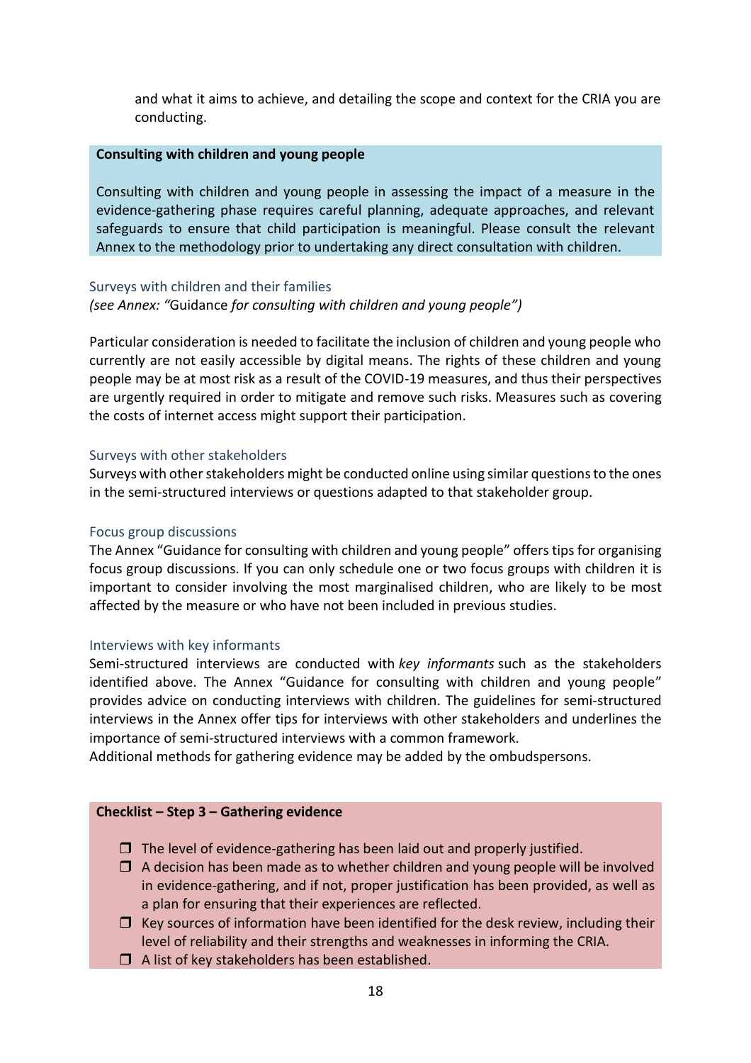and what it aims to achieve, and detailing the scope and context for the CRIA you are conducting.

**Consulting with children and young people**

Consulting with children and young people in assessing the impact of a measure in the evidence-gathering phase requires careful planning, adequate approaches, and relevant safeguards to ensure that child participation is meaningful. Please consult the relevant Annex to the methodology prior to undertaking any direct consultation with children.

### Surveys with children and their families

*(see Annex: "*Guidance *for consulting with children and young people")*

Particular consideration is needed to facilitate the inclusion of children and young people who currently are not easily accessible by digital means. The rights of these children and young people may be at most risk as a result of the COVID-19 measures, and thus their perspectives are urgently required in order to mitigate and remove such risks. Measures such as covering the costs of internet access might support their participation.

### Surveys with other stakeholders

Surveys with other stakeholders might be conducted online using similar questions to the ones in the semi-structured interviews or questions adapted to that stakeholder group.

### Focus group discussions

The Annex "Guidance for consulting with children and young people" offers tips for organising focus group discussions. If you can only schedule one or two focus groups with children it is important to consider involving the most marginalised children, who are likely to be most affected by the measure or who have not been included in previous studies.

### Interviews with key informants

Semi-structured interviews are conducted with *key informants* such as the stakeholders identified above. The Annex "Guidance for consulting with children and young people" provides advice on conducting interviews with children. The guidelines for semi-structured interviews in the Annex offer tips for interviews with other stakeholders and underlines the importance of semi-structured interviews with a common framework.

Additional methods for gathering evidence may be added by the ombudspersons.

**Checklist – Step 3 – Gathering evidence**

- ❒ The level of evidence-gathering has been laid out and properly justified.
- ❒ A decision has been made as to whether children and young people will be involved in evidence-gathering, and if not, proper justification has been provided, as well as a plan for ensuring that their experiences are reflected.
- ❒ Key sources of information have been identified for the desk review, including their level of reliability and their strengths and weaknesses in informing the CRIA.
- ❒ A list of key stakeholders has been established.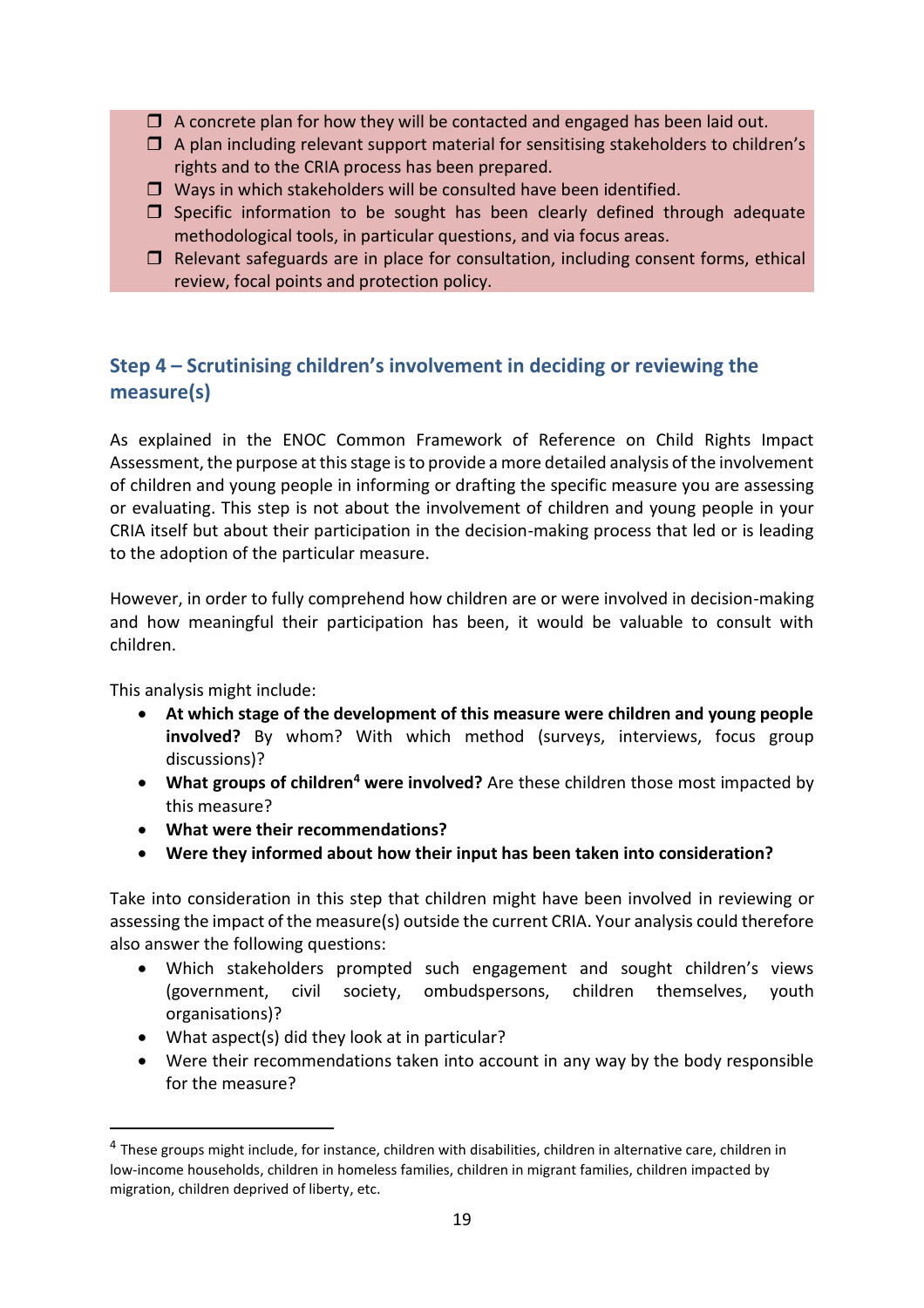- [ ] A concrete plan for how they will be contacted and engaged has been laid out.
- [ ] A plan including relevant support material for sensitising stakeholders to children's rights and to the CRIA process has been prepared.
- [ ] Ways in which stakeholders will be consulted have been identified.
- [ ] Specific information to be sought has been clearly defined through adequate methodological tools, in particular questions, and via focus areas.
- [ ] Relevant safeguards are in place for consultation, including consent forms, ethical review, focal points and protection policy.

## Step 4 – Scrutinising children's involvement in deciding or reviewing the measure(s)

As explained in the ENOC Common Framework of Reference on Child Rights Impact Assessment, the purpose at this stage is to provide a more detailed analysis of the involvement of children and young people in informing or drafting the specific measure you are assessing or evaluating. This step is not about the involvement of children and young people in your CRIA itself but about their participation in the decision-making process that led or is leading to the adoption of the particular measure.

However, in order to fully comprehend how children are or were involved in decision-making and how meaningful their participation has been, it would be valuable to consult with children.

This analysis might include:

- **At which stage of the development of this measure were children and young people involved?** By whom? With which method (surveys, interviews, focus group discussions)?
- **What groups of children[4] were involved?** Are these children those most impacted by this measure?
- **What were their recommendations?**
- **Were they informed about how their input has been taken into consideration?**

Take into consideration in this step that children might have been involved in reviewing or assessing the impact of the measure(s) outside the current CRIA. Your analysis could therefore also answer the following questions:

- Which stakeholders prompted such engagement and sought children's views (government, civil society, ombudspersons, children themselves, youth organisations)?
- What aspect(s) did they look at in particular?
- Were their recommendations taken into account in any way by the body responsible for the measure?

[4] These groups might include, for instance, children with disabilities, children in alternative care, children in low-income households, children in homeless families, children in migrant families, children impacted by migration, children deprived of liberty, etc.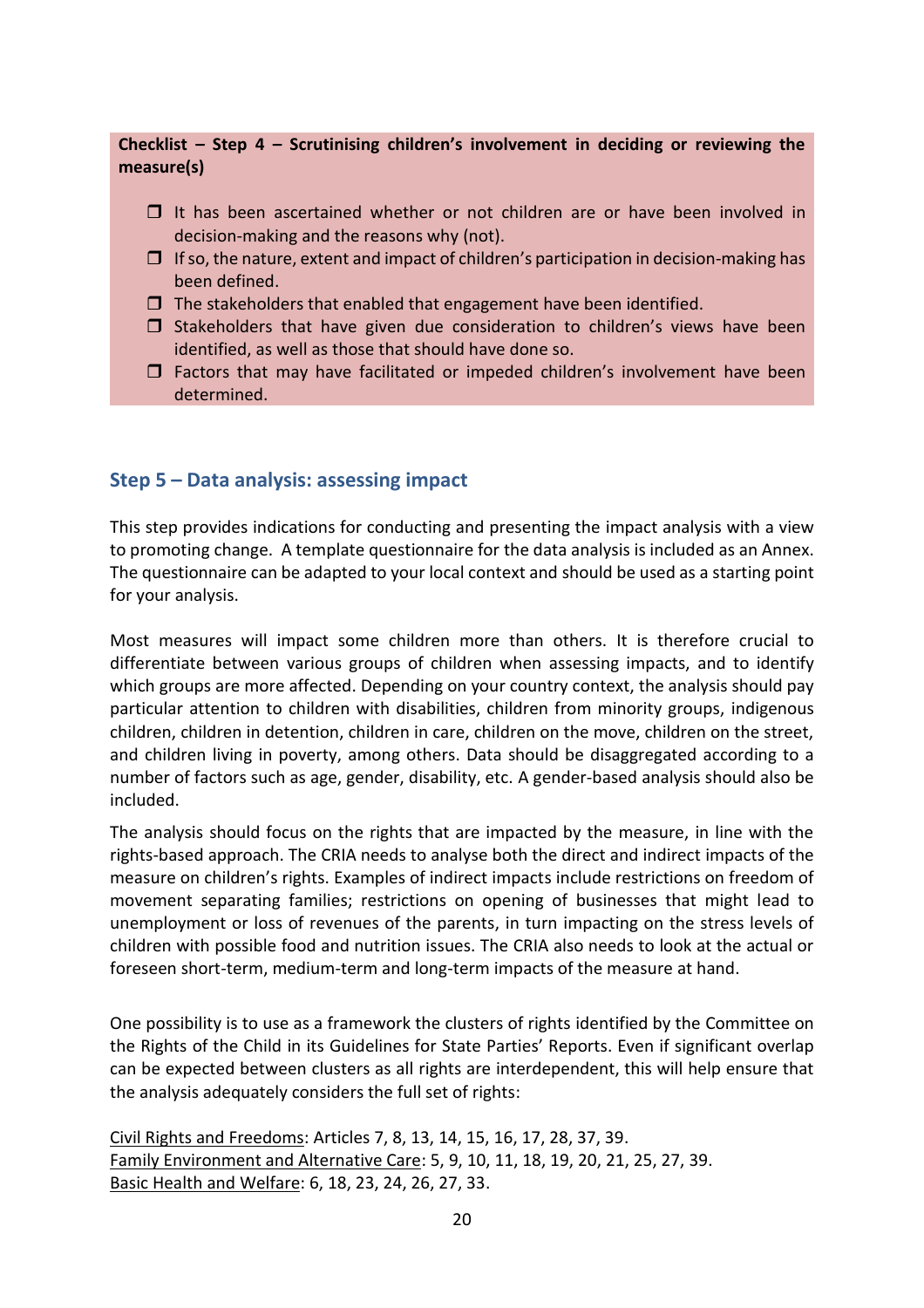**Checklist – Step 4 – Scrutinising children's involvement in deciding or reviewing the measure(s)**

- ❒ It has been ascertained whether or not children are or have been involved in decision-making and the reasons why (not).
- ❒ If so, the nature, extent and impact of children's participation in decision-making has been defined.
- ❒ The stakeholders that enabled that engagement have been identified.
- ❒ Stakeholders that have given due consideration to children's views have been identified, as well as those that should have done so.
- ❒ Factors that may have facilitated or impeded children's involvement have been determined.

## Step 5 – Data analysis: assessing impact

This step provides indications for conducting and presenting the impact analysis with a view to promoting change. A template questionnaire for the data analysis is included as an Annex. The questionnaire can be adapted to your local context and should be used as a starting point for your analysis.

Most measures will impact some children more than others. It is therefore crucial to differentiate between various groups of children when assessing impacts, and to identify which groups are more affected. Depending on your country context, the analysis should pay particular attention to children with disabilities, children from minority groups, indigenous children, children in detention, children in care, children on the move, children on the street, and children living in poverty, among others. Data should be disaggregated according to a number of factors such as age, gender, disability, etc. A gender-based analysis should also be included.

The analysis should focus on the rights that are impacted by the measure, in line with the rights-based approach. The CRIA needs to analyse both the direct and indirect impacts of the measure on children's rights. Examples of indirect impacts include restrictions on freedom of movement separating families; restrictions on opening of businesses that might lead to unemployment or loss of revenues of the parents, in turn impacting on the stress levels of children with possible food and nutrition issues. The CRIA also needs to look at the actual or foreseen short-term, medium-term and long-term impacts of the measure at hand.

One possibility is to use as a framework the clusters of rights identified by the Committee on the Rights of the Child in its Guidelines for State Parties' Reports. Even if significant overlap can be expected between clusters as all rights are interdependent, this will help ensure that the analysis adequately considers the full set of rights:

<u>Civil Rights and Freedoms</u>: Articles 7, 8, 13, 14, 15, 16, 17, 28, 37, 39.
<u>Family Environment and Alternative Care</u>: 5, 9, 10, 11, 18, 19, 20, 21, 25, 27, 39.
<u>Basic Health and Welfare</u>: 6, 18, 23, 24, 26, 27, 33.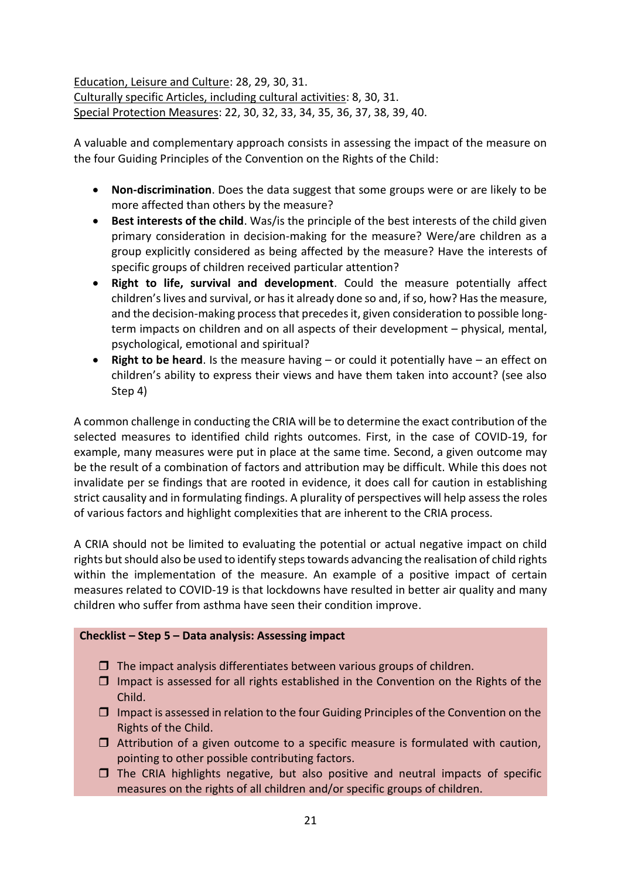Education, Leisure and Culture: 28, 29, 30, 31.
Culturally specific Articles, including cultural activities: 8, 30, 31.
Special Protection Measures: 22, 30, 32, 33, 34, 35, 36, 37, 38, 39, 40.

A valuable and complementary approach consists in assessing the impact of the measure on the four Guiding Principles of the Convention on the Rights of the Child:

- **Non-discrimination**. Does the data suggest that some groups were or are likely to be more affected than others by the measure?
- **Best interests of the child**. Was/is the principle of the best interests of the child given primary consideration in decision-making for the measure? Were/are children as a group explicitly considered as being affected by the measure? Have the interests of specific groups of children received particular attention?
- **Right to life, survival and development**. Could the measure potentially affect children's lives and survival, or has it already done so and, if so, how? Has the measure, and the decision-making process that precedes it, given consideration to possible long-term impacts on children and on all aspects of their development – physical, mental, psychological, emotional and spiritual?
- **Right to be heard**. Is the measure having – or could it potentially have – an effect on children's ability to express their views and have them taken into account? (see also Step 4)

A common challenge in conducting the CRIA will be to determine the exact contribution of the selected measures to identified child rights outcomes. First, in the case of COVID-19, for example, many measures were put in place at the same time. Second, a given outcome may be the result of a combination of factors and attribution may be difficult. While this does not invalidate per se findings that are rooted in evidence, it does call for caution in establishing strict causality and in formulating findings. A plurality of perspectives will help assess the roles of various factors and highlight complexities that are inherent to the CRIA process.

A CRIA should not be limited to evaluating the potential or actual negative impact on child rights but should also be used to identify steps towards advancing the realisation of child rights within the implementation of the measure. An example of a positive impact of certain measures related to COVID-19 is that lockdowns have resulted in better air quality and many children who suffer from asthma have seen their condition improve.

**Checklist – Step 5 – Data analysis: Assessing impact**

- ☐ The impact analysis differentiates between various groups of children.
- ☐ Impact is assessed for all rights established in the Convention on the Rights of the Child.
- ☐ Impact is assessed in relation to the four Guiding Principles of the Convention on the Rights of the Child.
- ☐ Attribution of a given outcome to a specific measure is formulated with caution, pointing to other possible contributing factors.
- ☐ The CRIA highlights negative, but also positive and neutral impacts of specific measures on the rights of all children and/or specific groups of children.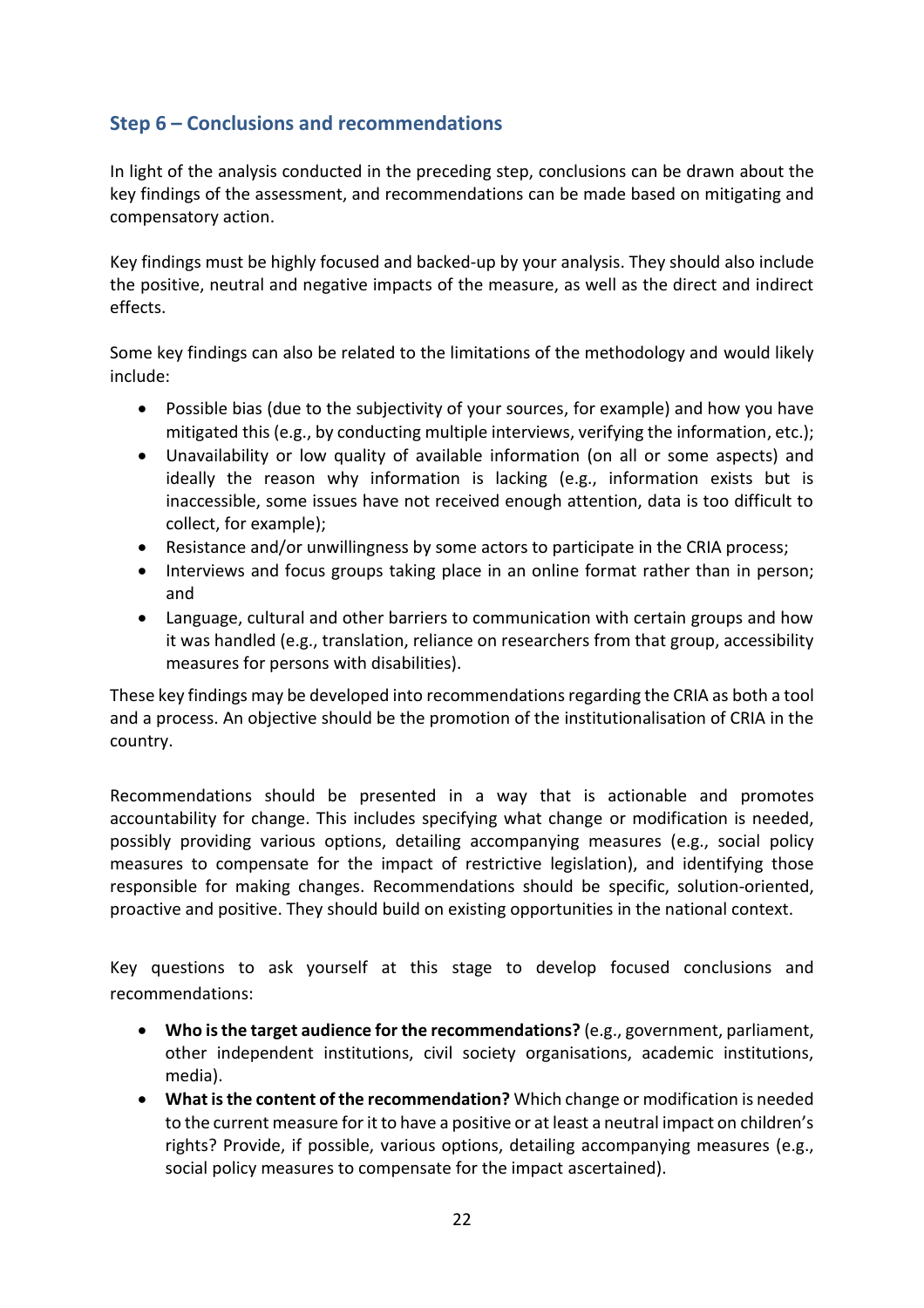## Step 6 – Conclusions and recommendations

In light of the analysis conducted in the preceding step, conclusions can be drawn about the key findings of the assessment, and recommendations can be made based on mitigating and compensatory action.

Key findings must be highly focused and backed-up by your analysis. They should also include the positive, neutral and negative impacts of the measure, as well as the direct and indirect effects.

Some key findings can also be related to the limitations of the methodology and would likely include:

- Possible bias (due to the subjectivity of your sources, for example) and how you have mitigated this (e.g., by conducting multiple interviews, verifying the information, etc.);
- Unavailability or low quality of available information (on all or some aspects) and ideally the reason why information is lacking (e.g., information exists but is inaccessible, some issues have not received enough attention, data is too difficult to collect, for example);
- Resistance and/or unwillingness by some actors to participate in the CRIA process;
- Interviews and focus groups taking place in an online format rather than in person; and
- Language, cultural and other barriers to communication with certain groups and how it was handled (e.g., translation, reliance on researchers from that group, accessibility measures for persons with disabilities).

These key findings may be developed into recommendations regarding the CRIA as both a tool and a process. An objective should be the promotion of the institutionalisation of CRIA in the country.

Recommendations should be presented in a way that is actionable and promotes accountability for change. This includes specifying what change or modification is needed, possibly providing various options, detailing accompanying measures (e.g., social policy measures to compensate for the impact of restrictive legislation), and identifying those responsible for making changes. Recommendations should be specific, solution-oriented, proactive and positive. They should build on existing opportunities in the national context.

Key questions to ask yourself at this stage to develop focused conclusions and recommendations:

- **Who is the target audience for the recommendations?** (e.g., government, parliament, other independent institutions, civil society organisations, academic institutions, media).
- **What is the content of the recommendation?** Which change or modification is needed to the current measure for it to have a positive or at least a neutral impact on children's rights? Provide, if possible, various options, detailing accompanying measures (e.g., social policy measures to compensate for the impact ascertained).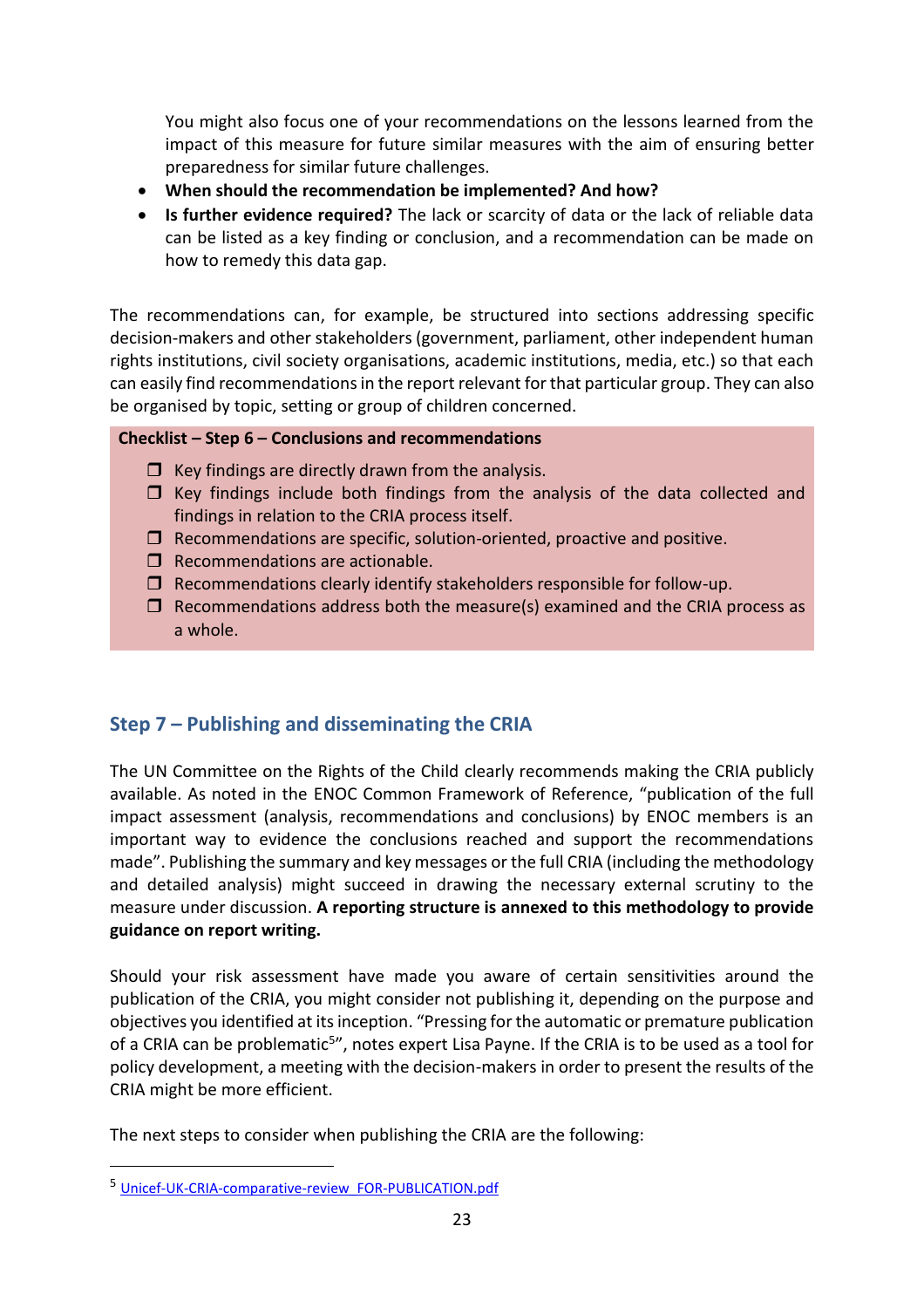You might also focus one of your recommendations on the lessons learned from the impact of this measure for future similar measures with the aim of ensuring better preparedness for similar future challenges.

- **When should the recommendation be implemented? And how?**
- **Is further evidence required?** The lack or scarcity of data or the lack of reliable data can be listed as a key finding or conclusion, and a recommendation can be made on how to remedy this data gap.

The recommendations can, for example, be structured into sections addressing specific decision-makers and other stakeholders (government, parliament, other independent human rights institutions, civil society organisations, academic institutions, media, etc.) so that each can easily find recommendations in the report relevant for that particular group. They can also be organised by topic, setting or group of children concerned.

**Checklist – Step 6 – Conclusions and recommendations**

- ❒ Key findings are directly drawn from the analysis.
- ❒ Key findings include both findings from the analysis of the data collected and findings in relation to the CRIA process itself.
- ❒ Recommendations are specific, solution-oriented, proactive and positive.
- ❒ Recommendations are actionable.
- ❒ Recommendations clearly identify stakeholders responsible for follow-up.
- ❒ Recommendations address both the measure(s) examined and the CRIA process as a whole.

## Step 7 – Publishing and disseminating the CRIA

The UN Committee on the Rights of the Child clearly recommends making the CRIA publicly available. As noted in the ENOC Common Framework of Reference, "publication of the full impact assessment (analysis, recommendations and conclusions) by ENOC members is an important way to evidence the conclusions reached and support the recommendations made". Publishing the summary and key messages or the full CRIA (including the methodology and detailed analysis) might succeed in drawing the necessary external scrutiny to the measure under discussion. **A reporting structure is annexed to this methodology to provide guidance on report writing.**

Should your risk assessment have made you aware of certain sensitivities around the publication of the CRIA, you might consider not publishing it, depending on the purpose and objectives you identified at its inception. "Pressing for the automatic or premature publication of a CRIA can be problematic[5]", notes expert Lisa Payne. If the CRIA is to be used as a tool for policy development, a meeting with the decision-makers in order to present the results of the CRIA might be more efficient.

The next steps to consider when publishing the CRIA are the following:

[5] Unicef-UK-CRIA-comparative-review_FOR-PUBLICATION.pdf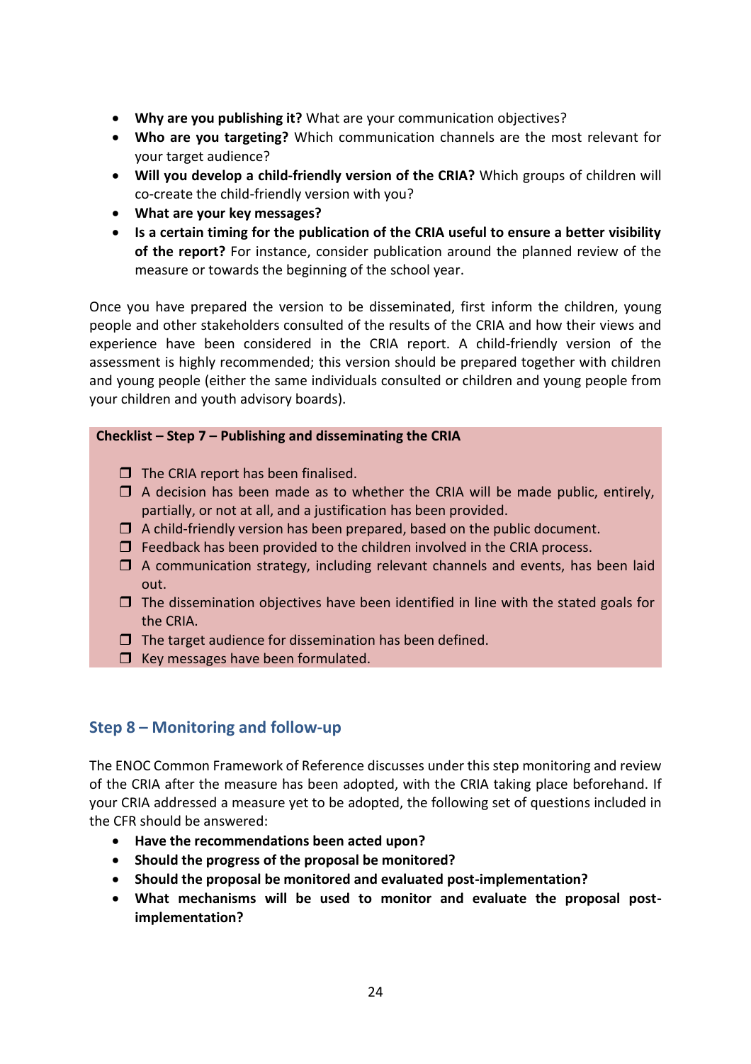- **Why are you publishing it?** What are your communication objectives?
- **Who are you targeting?** Which communication channels are the most relevant for your target audience?
- **Will you develop a child-friendly version of the CRIA?** Which groups of children will co-create the child-friendly version with you?
- **What are your key messages?**
- **Is a certain timing for the publication of the CRIA useful to ensure a better visibility of the report?** For instance, consider publication around the planned review of the measure or towards the beginning of the school year.

Once you have prepared the version to be disseminated, first inform the children, young people and other stakeholders consulted of the results of the CRIA and how their views and experience have been considered in the CRIA report. A child-friendly version of the assessment is highly recommended; this version should be prepared together with children and young people (either the same individuals consulted or children and young people from your children and youth advisory boards).

**Checklist – Step 7 – Publishing and disseminating the CRIA**

- ❒ The CRIA report has been finalised.
- ❒ A decision has been made as to whether the CRIA will be made public, entirely, partially, or not at all, and a justification has been provided.
- ❒ A child-friendly version has been prepared, based on the public document.
- ❒ Feedback has been provided to the children involved in the CRIA process.
- ❒ A communication strategy, including relevant channels and events, has been laid out.
- ❒ The dissemination objectives have been identified in line with the stated goals for the CRIA.
- ❒ The target audience for dissemination has been defined.
- ❒ Key messages have been formulated.

## Step 8 – Monitoring and follow-up

The ENOC Common Framework of Reference discusses under this step monitoring and review of the CRIA after the measure has been adopted, with the CRIA taking place beforehand. If your CRIA addressed a measure yet to be adopted, the following set of questions included in the CFR should be answered:

- **Have the recommendations been acted upon?**
- **Should the progress of the proposal be monitored?**
- **Should the proposal be monitored and evaluated post-implementation?**
- **What mechanisms will be used to monitor and evaluate the proposal post-implementation?**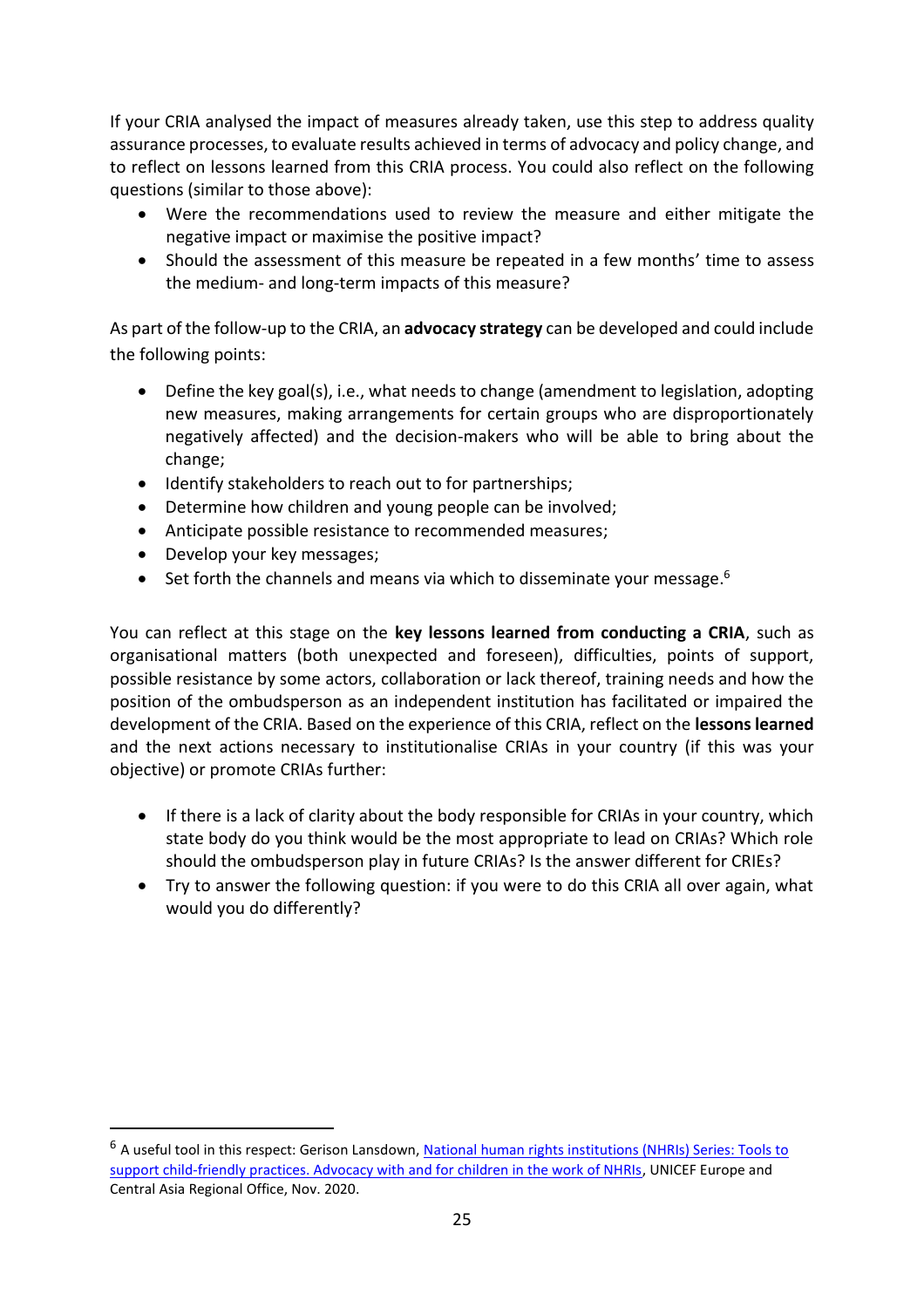If your CRIA analysed the impact of measures already taken, use this step to address quality assurance processes, to evaluate results achieved in terms of advocacy and policy change, and to reflect on lessons learned from this CRIA process. You could also reflect on the following questions (similar to those above):

- Were the recommendations used to review the measure and either mitigate the negative impact or maximise the positive impact?
- Should the assessment of this measure be repeated in a few months' time to assess the medium- and long-term impacts of this measure?

As part of the follow-up to the CRIA, an **advocacy strategy** can be developed and could include the following points:

- Define the key goal(s), i.e., what needs to change (amendment to legislation, adopting new measures, making arrangements for certain groups who are disproportionately negatively affected) and the decision-makers who will be able to bring about the change;
- Identify stakeholders to reach out to for partnerships;
- Determine how children and young people can be involved;
- Anticipate possible resistance to recommended measures;
- Develop your key messages;
- Set forth the channels and means via which to disseminate your message.[6]

You can reflect at this stage on the **key lessons learned from conducting a CRIA**, such as organisational matters (both unexpected and foreseen), difficulties, points of support, possible resistance by some actors, collaboration or lack thereof, training needs and how the position of the ombudsperson as an independent institution has facilitated or impaired the development of the CRIA. Based on the experience of this CRIA, reflect on the **lessons learned** and the next actions necessary to institutionalise CRIAs in your country (if this was your objective) or promote CRIAs further:

- If there is a lack of clarity about the body responsible for CRIAs in your country, which state body do you think would be the most appropriate to lead on CRIAs? Which role should the ombudsperson play in future CRIAs? Is the answer different for CRIEs?
- Try to answer the following question: if you were to do this CRIA all over again, what would you do differently?

---

[6] A useful tool in this respect: Gerison Lansdown, National human rights institutions (NHRIs) Series: Tools to support child-friendly practices. Advocacy with and for children in the work of NHRIs, UNICEF Europe and Central Asia Regional Office, Nov. 2020.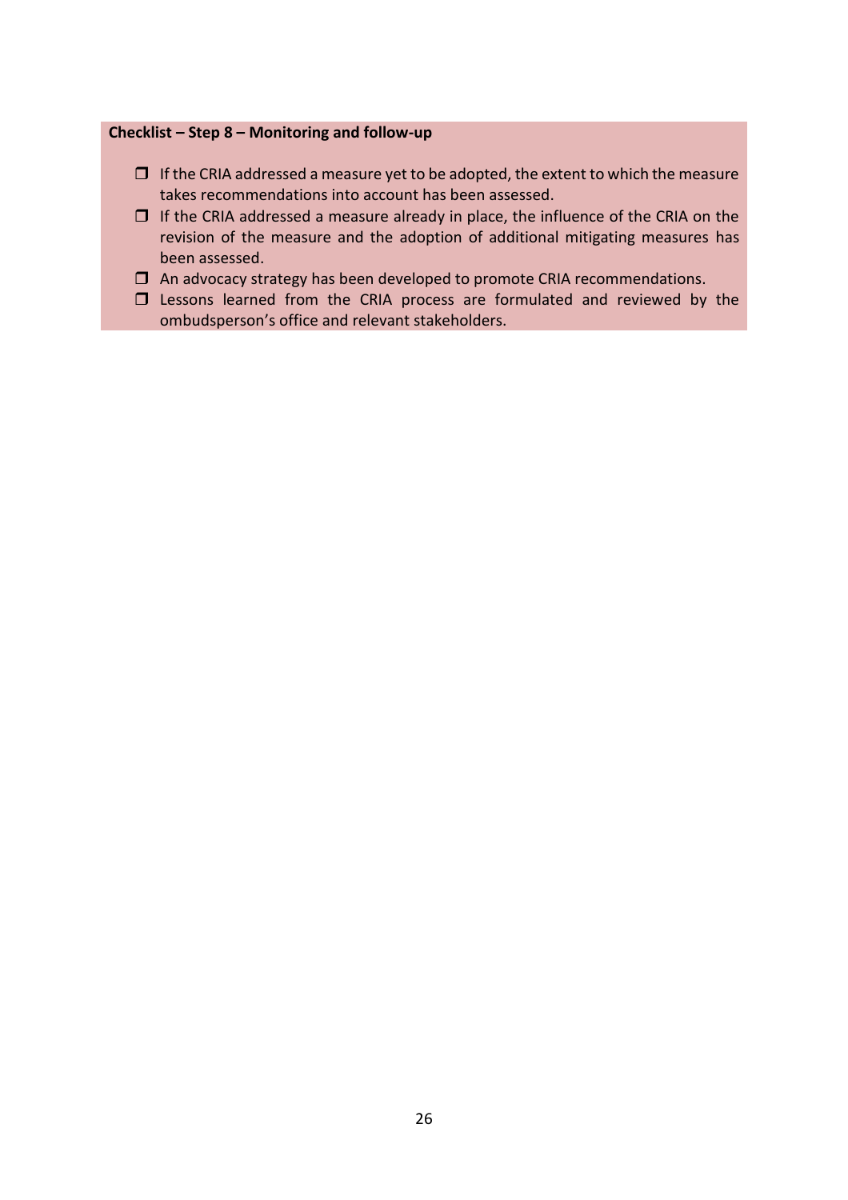**Checklist – Step 8 – Monitoring and follow-up**

- ☐ If the CRIA addressed a measure yet to be adopted, the extent to which the measure takes recommendations into account has been assessed.
- ☐ If the CRIA addressed a measure already in place, the influence of the CRIA on the revision of the measure and the adoption of additional mitigating measures has been assessed.
- ☐ An advocacy strategy has been developed to promote CRIA recommendations.
- ☐ Lessons learned from the CRIA process are formulated and reviewed by the ombudsperson's office and relevant stakeholders.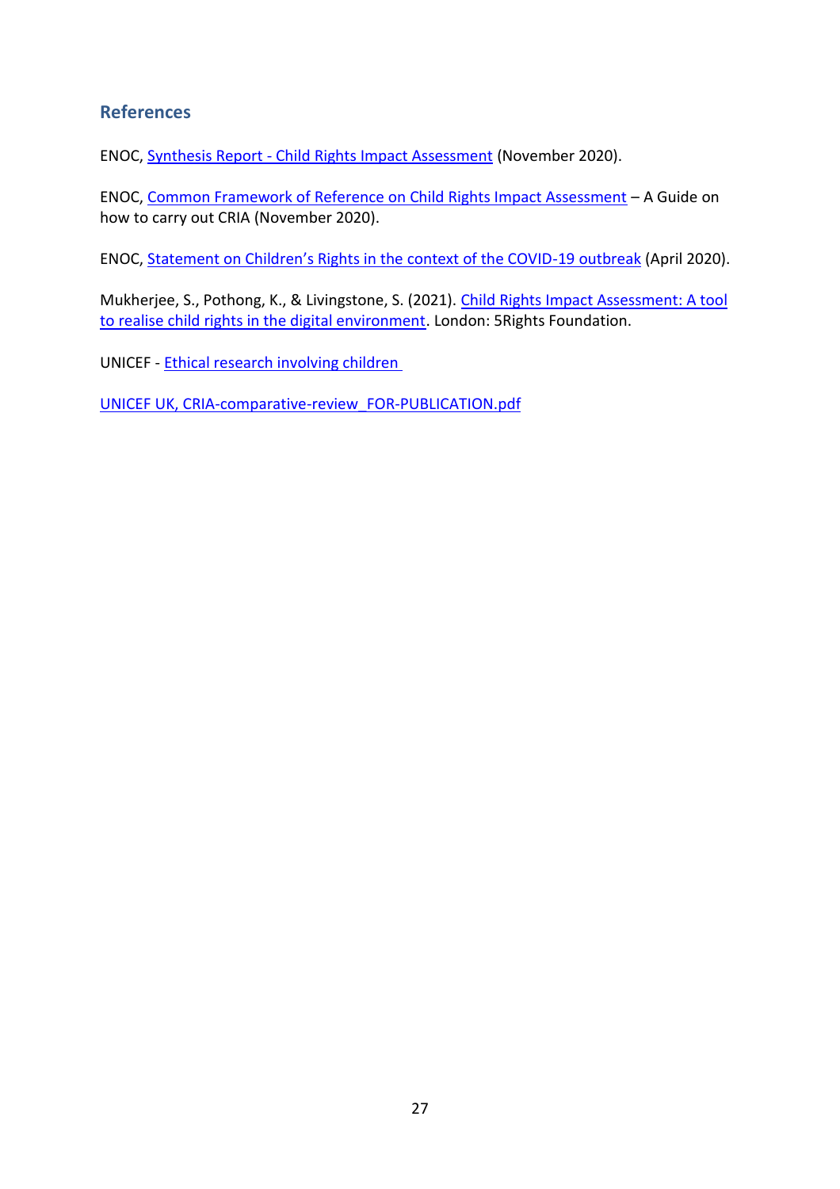## References

ENOC, Synthesis Report - Child Rights Impact Assessment (November 2020).

ENOC, Common Framework of Reference on Child Rights Impact Assessment – A Guide on how to carry out CRIA (November 2020).

ENOC, Statement on Children's Rights in the context of the COVID-19 outbreak (April 2020).

Mukherjee, S., Pothong, K., & Livingstone, S. (2021). Child Rights Impact Assessment: A tool to realise child rights in the digital environment. London: 5Rights Foundation.

UNICEF - Ethical research involving children

UNICEF UK, CRIA-comparative-review_FOR-PUBLICATION.pdf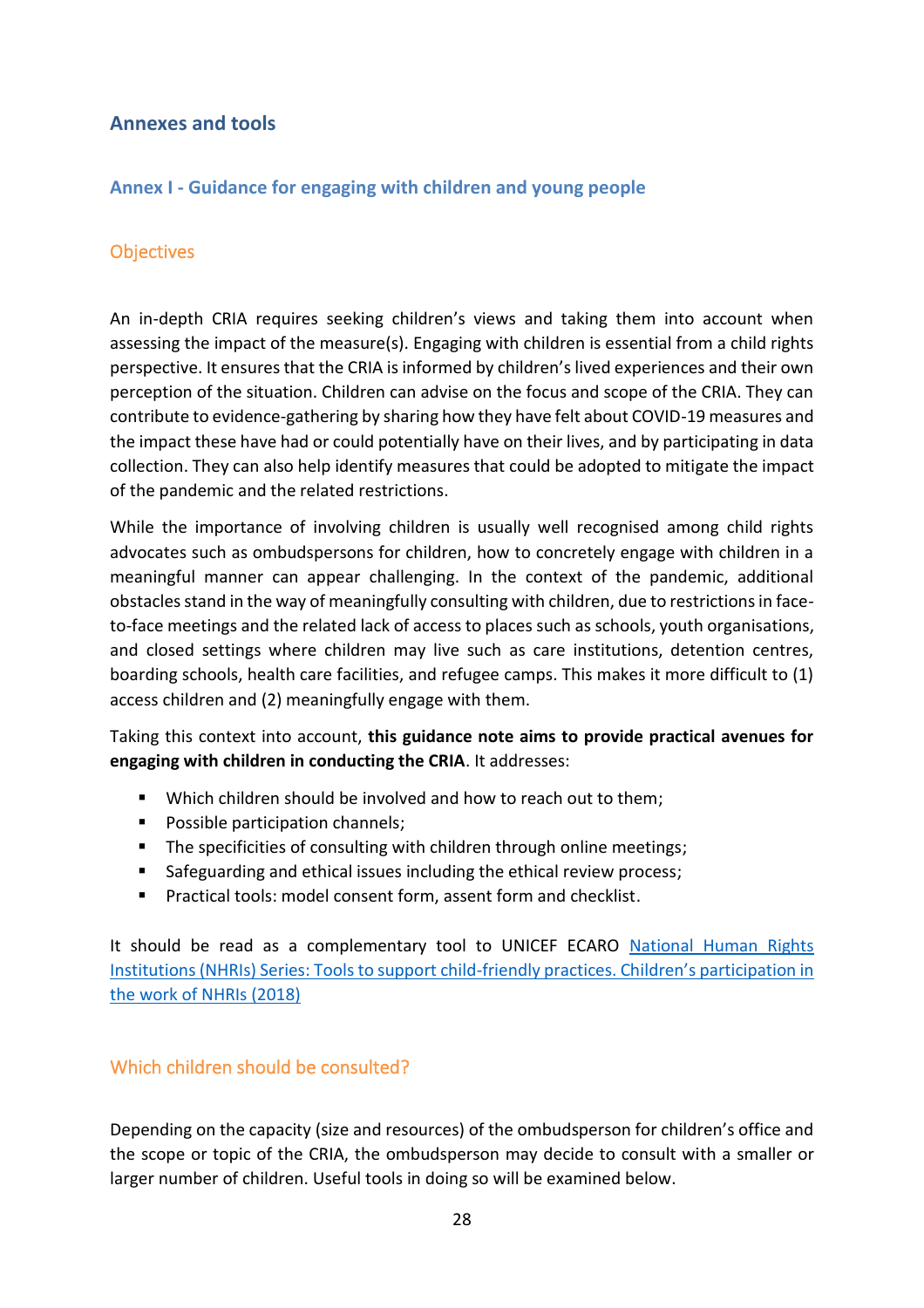# Annexes and tools

## Annex I - Guidance for engaging with children and young people

### Objectives

An in-depth CRIA requires seeking children's views and taking them into account when assessing the impact of the measure(s). Engaging with children is essential from a child rights perspective. It ensures that the CRIA is informed by children's lived experiences and their own perception of the situation. Children can advise on the focus and scope of the CRIA. They can contribute to evidence-gathering by sharing how they have felt about COVID-19 measures and the impact these have had or could potentially have on their lives, and by participating in data collection. They can also help identify measures that could be adopted to mitigate the impact of the pandemic and the related restrictions.

While the importance of involving children is usually well recognised among child rights advocates such as ombudspersons for children, how to concretely engage with children in a meaningful manner can appear challenging. In the context of the pandemic, additional obstacles stand in the way of meaningfully consulting with children, due to restrictions in face-to-face meetings and the related lack of access to places such as schools, youth organisations, and closed settings where children may live such as care institutions, detention centres, boarding schools, health care facilities, and refugee camps. This makes it more difficult to (1) access children and (2) meaningfully engage with them.

Taking this context into account, **this guidance note aims to provide practical avenues for engaging with children in conducting the CRIA**. It addresses:

- Which children should be involved and how to reach out to them;
- Possible participation channels;
- The specificities of consulting with children through online meetings;
- Safeguarding and ethical issues including the ethical review process;
- Practical tools: model consent form, assent form and checklist.

It should be read as a complementary tool to UNICEF ECARO National Human Rights Institutions (NHRIs) Series: Tools to support child-friendly practices. Children's participation in the work of NHRIs (2018)

### Which children should be consulted?

Depending on the capacity (size and resources) of the ombudsperson for children's office and the scope or topic of the CRIA, the ombudsperson may decide to consult with a smaller or larger number of children. Useful tools in doing so will be examined below.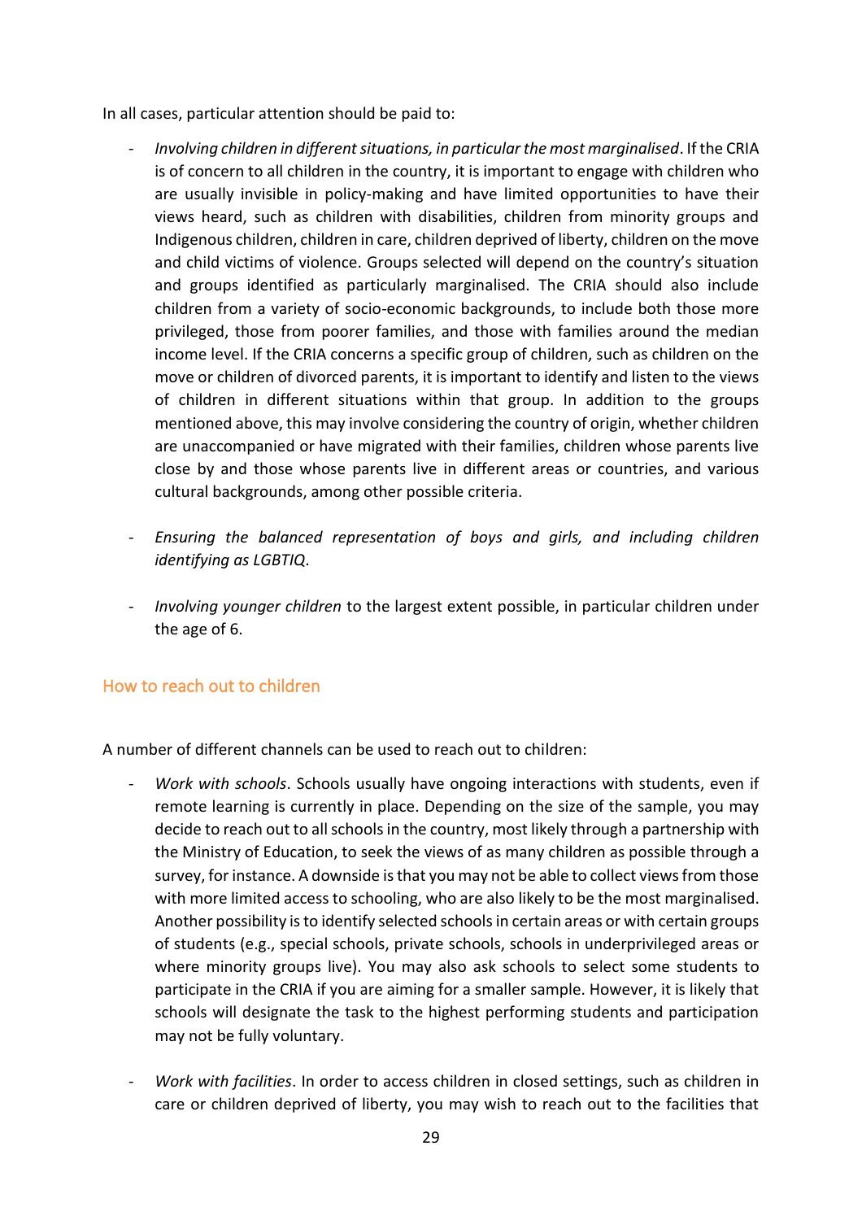In all cases, particular attention should be paid to:

- *Involving children in different situations, in particular the most marginalised*. If the CRIA is of concern to all children in the country, it is important to engage with children who are usually invisible in policy-making and have limited opportunities to have their views heard, such as children with disabilities, children from minority groups and Indigenous children, children in care, children deprived of liberty, children on the move and child victims of violence. Groups selected will depend on the country's situation and groups identified as particularly marginalised. The CRIA should also include children from a variety of socio-economic backgrounds, to include both those more privileged, those from poorer families, and those with families around the median income level. If the CRIA concerns a specific group of children, such as children on the move or children of divorced parents, it is important to identify and listen to the views of children in different situations within that group. In addition to the groups mentioned above, this may involve considering the country of origin, whether children are unaccompanied or have migrated with their families, children whose parents live close by and those whose parents live in different areas or countries, and various cultural backgrounds, among other possible criteria.

- *Ensuring the balanced representation of boys and girls, and including children identifying as LGBTIQ*.

- *Involving younger children* to the largest extent possible, in particular children under the age of 6.

## How to reach out to children

A number of different channels can be used to reach out to children:

- *Work with schools*. Schools usually have ongoing interactions with students, even if remote learning is currently in place. Depending on the size of the sample, you may decide to reach out to all schools in the country, most likely through a partnership with the Ministry of Education, to seek the views of as many children as possible through a survey, for instance. A downside is that you may not be able to collect views from those with more limited access to schooling, who are also likely to be the most marginalised. Another possibility is to identify selected schools in certain areas or with certain groups of students (e.g., special schools, private schools, schools in underprivileged areas or where minority groups live). You may also ask schools to select some students to participate in the CRIA if you are aiming for a smaller sample. However, it is likely that schools will designate the task to the highest performing students and participation may not be fully voluntary.

- *Work with facilities*. In order to access children in closed settings, such as children in care or children deprived of liberty, you may wish to reach out to the facilities that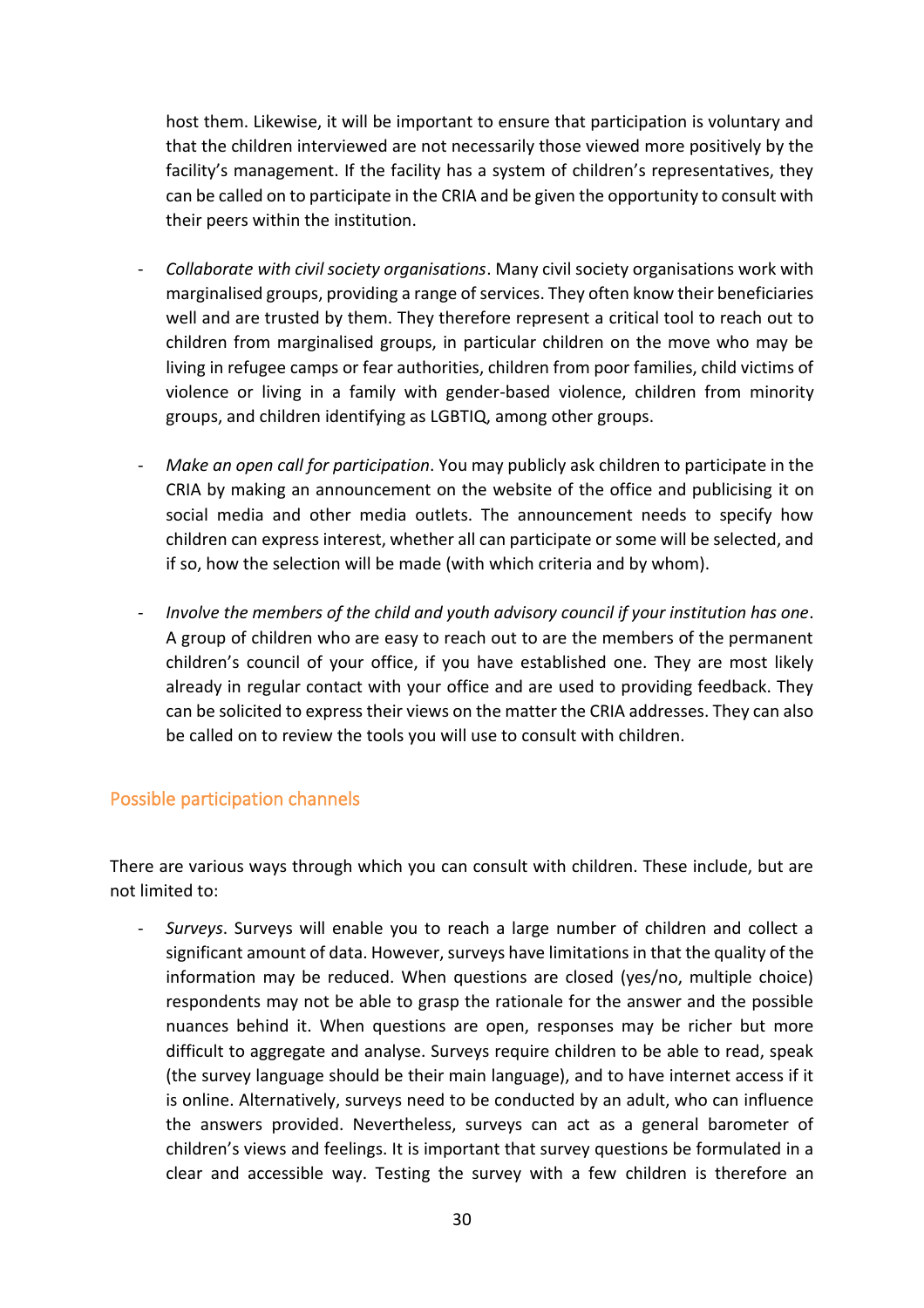host them. Likewise, it will be important to ensure that participation is voluntary and that the children interviewed are not necessarily those viewed more positively by the facility's management. If the facility has a system of children's representatives, they can be called on to participate in the CRIA and be given the opportunity to consult with their peers within the institution.

- *Collaborate with civil society organisations*. Many civil society organisations work with marginalised groups, providing a range of services. They often know their beneficiaries well and are trusted by them. They therefore represent a critical tool to reach out to children from marginalised groups, in particular children on the move who may be living in refugee camps or fear authorities, children from poor families, child victims of violence or living in a family with gender-based violence, children from minority groups, and children identifying as LGBTIQ, among other groups.

- *Make an open call for participation*. You may publicly ask children to participate in the CRIA by making an announcement on the website of the office and publicising it on social media and other media outlets. The announcement needs to specify how children can express interest, whether all can participate or some will be selected, and if so, how the selection will be made (with which criteria and by whom).

- *Involve the members of the child and youth advisory council if your institution has one*. A group of children who are easy to reach out to are the members of the permanent children's council of your office, if you have established one. They are most likely already in regular contact with your office and are used to providing feedback. They can be solicited to express their views on the matter the CRIA addresses. They can also be called on to review the tools you will use to consult with children.

## Possible participation channels

There are various ways through which you can consult with children. These include, but are not limited to:

- *Surveys*. Surveys will enable you to reach a large number of children and collect a significant amount of data. However, surveys have limitations in that the quality of the information may be reduced. When questions are closed (yes/no, multiple choice) respondents may not be able to grasp the rationale for the answer and the possible nuances behind it. When questions are open, responses may be richer but more difficult to aggregate and analyse. Surveys require children to be able to read, speak (the survey language should be their main language), and to have internet access if it is online. Alternatively, surveys need to be conducted by an adult, who can influence the answers provided. Nevertheless, surveys can act as a general barometer of children's views and feelings. It is important that survey questions be formulated in a clear and accessible way. Testing the survey with a few children is therefore an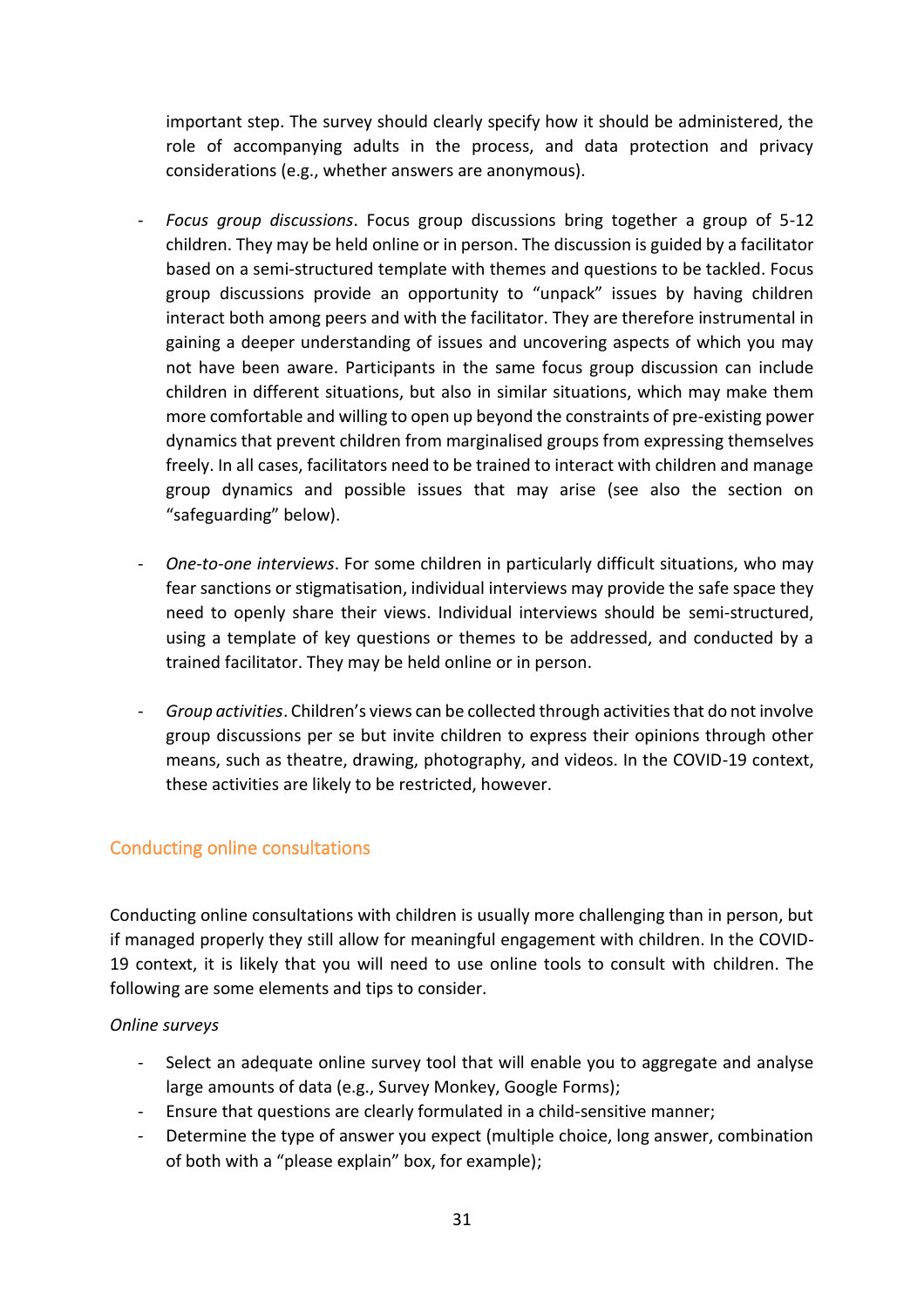important step. The survey should clearly specify how it should be administered, the role of accompanying adults in the process, and data protection and privacy considerations (e.g., whether answers are anonymous).

- *Focus group discussions*. Focus group discussions bring together a group of 5-12 children. They may be held online or in person. The discussion is guided by a facilitator based on a semi-structured template with themes and questions to be tackled. Focus group discussions provide an opportunity to "unpack" issues by having children interact both among peers and with the facilitator. They are therefore instrumental in gaining a deeper understanding of issues and uncovering aspects of which you may not have been aware. Participants in the same focus group discussion can include children in different situations, but also in similar situations, which may make them more comfortable and willing to open up beyond the constraints of pre-existing power dynamics that prevent children from marginalised groups from expressing themselves freely. In all cases, facilitators need to be trained to interact with children and manage group dynamics and possible issues that may arise (see also the section on "safeguarding" below).

- *One-to-one interviews*. For some children in particularly difficult situations, who may fear sanctions or stigmatisation, individual interviews may provide the safe space they need to openly share their views. Individual interviews should be semi-structured, using a template of key questions or themes to be addressed, and conducted by a trained facilitator. They may be held online or in person.

- *Group activities*. Children's views can be collected through activities that do not involve group discussions per se but invite children to express their opinions through other means, such as theatre, drawing, photography, and videos. In the COVID-19 context, these activities are likely to be restricted, however.

## Conducting online consultations

Conducting online consultations with children is usually more challenging than in person, but if managed properly they still allow for meaningful engagement with children. In the COVID-19 context, it is likely that you will need to use online tools to consult with children. The following are some elements and tips to consider.

*Online surveys*

- Select an adequate online survey tool that will enable you to aggregate and analyse large amounts of data (e.g., Survey Monkey, Google Forms);
- Ensure that questions are clearly formulated in a child-sensitive manner;
- Determine the type of answer you expect (multiple choice, long answer, combination of both with a "please explain" box, for example);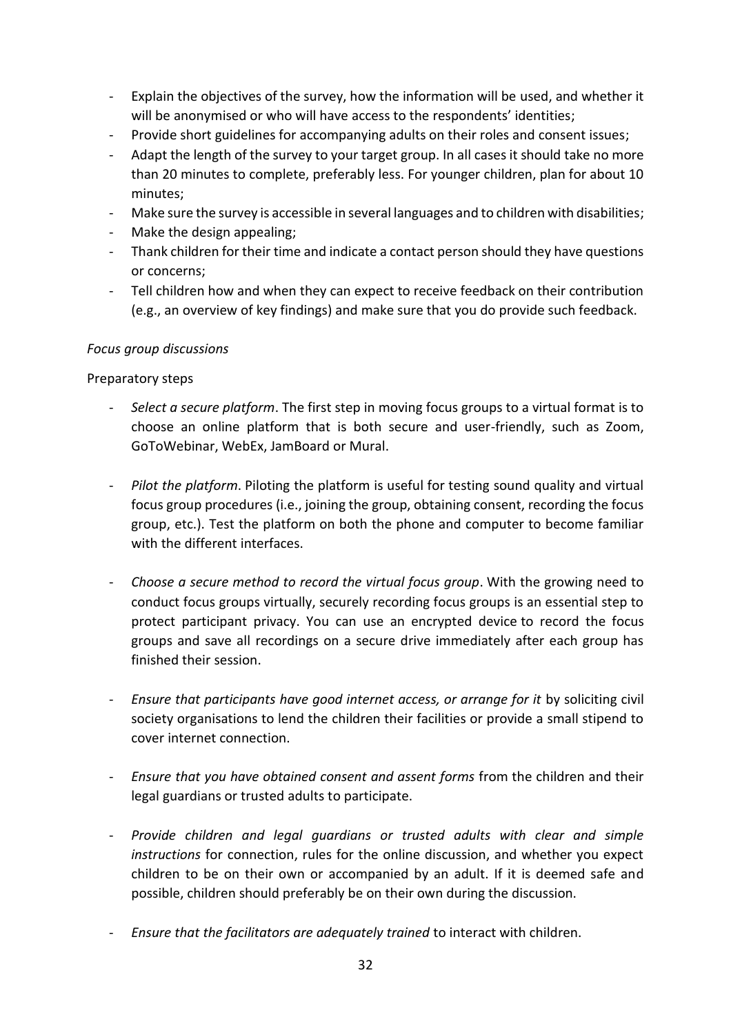- Explain the objectives of the survey, how the information will be used, and whether it will be anonymised or who will have access to the respondents' identities;
- Provide short guidelines for accompanying adults on their roles and consent issues;
- Adapt the length of the survey to your target group. In all cases it should take no more than 20 minutes to complete, preferably less. For younger children, plan for about 10 minutes;
- Make sure the survey is accessible in several languages and to children with disabilities;
- Make the design appealing;
- Thank children for their time and indicate a contact person should they have questions or concerns;
- Tell children how and when they can expect to receive feedback on their contribution (e.g., an overview of key findings) and make sure that you do provide such feedback.

*Focus group discussions*

Preparatory steps

- *Select a secure platform*. The first step in moving focus groups to a virtual format is to choose an online platform that is both secure and user-friendly, such as Zoom, GoToWebinar, WebEx, JamBoard or Mural.
- *Pilot the platform*. Piloting the platform is useful for testing sound quality and virtual focus group procedures (i.e., joining the group, obtaining consent, recording the focus group, etc.). Test the platform on both the phone and computer to become familiar with the different interfaces.
- *Choose a secure method to record the virtual focus group*. With the growing need to conduct focus groups virtually, securely recording focus groups is an essential step to protect participant privacy. You can use an encrypted device to record the focus groups and save all recordings on a secure drive immediately after each group has finished their session.
- *Ensure that participants have good internet access, or arrange for it* by soliciting civil society organisations to lend the children their facilities or provide a small stipend to cover internet connection.
- *Ensure that you have obtained consent and assent forms* from the children and their legal guardians or trusted adults to participate.
- *Provide children and legal guardians or trusted adults with clear and simple instructions* for connection, rules for the online discussion, and whether you expect children to be on their own or accompanied by an adult. If it is deemed safe and possible, children should preferably be on their own during the discussion.
- *Ensure that the facilitators are adequately trained* to interact with children.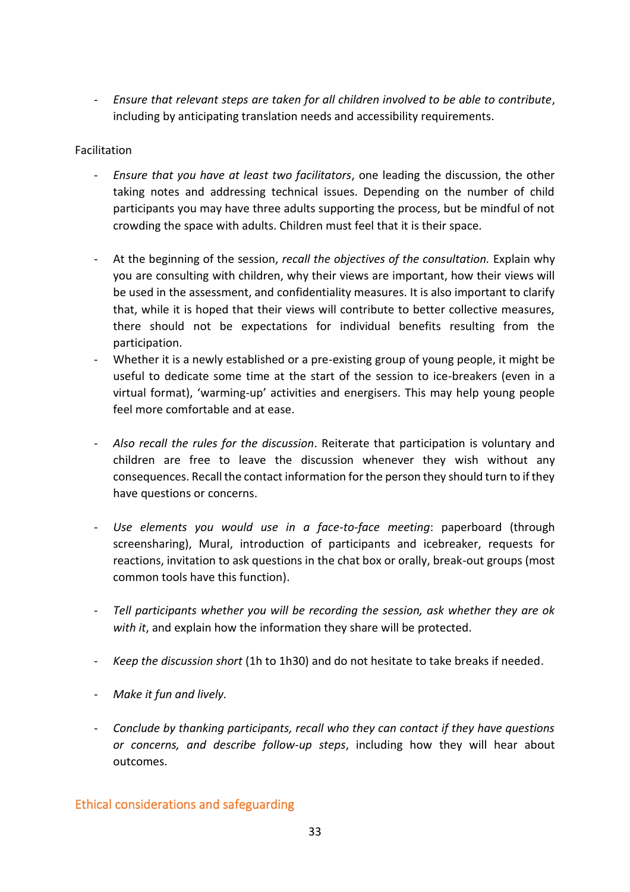- *Ensure that relevant steps are taken for all children involved to be able to contribute*, including by anticipating translation needs and accessibility requirements.

Facilitation

- *Ensure that you have at least two facilitators*, one leading the discussion, the other taking notes and addressing technical issues. Depending on the number of child participants you may have three adults supporting the process, but be mindful of not crowding the space with adults. Children must feel that it is their space.

- At the beginning of the session, *recall the objectives of the consultation.* Explain why you are consulting with children, why their views are important, how their views will be used in the assessment, and confidentiality measures. It is also important to clarify that, while it is hoped that their views will contribute to better collective measures, there should not be expectations for individual benefits resulting from the participation.
- Whether it is a newly established or a pre-existing group of young people, it might be useful to dedicate some time at the start of the session to ice-breakers (even in a virtual format), 'warming-up' activities and energisers. This may help young people feel more comfortable and at ease.

- *Also recall the rules for the discussion*. Reiterate that participation is voluntary and children are free to leave the discussion whenever they wish without any consequences. Recall the contact information for the person they should turn to if they have questions or concerns.

- *Use elements you would use in a face-to-face meeting*: paperboard (through screensharing), Mural, introduction of participants and icebreaker, requests for reactions, invitation to ask questions in the chat box or orally, break-out groups (most common tools have this function).

- *Tell participants whether you will be recording the session, ask whether they are ok with it*, and explain how the information they share will be protected.

- *Keep the discussion short* (1h to 1h30) and do not hesitate to take breaks if needed.

- *Make it fun and lively.*

- *Conclude by thanking participants, recall who they can contact if they have questions or concerns, and describe follow-up steps*, including how they will hear about outcomes.

### Ethical considerations and safeguarding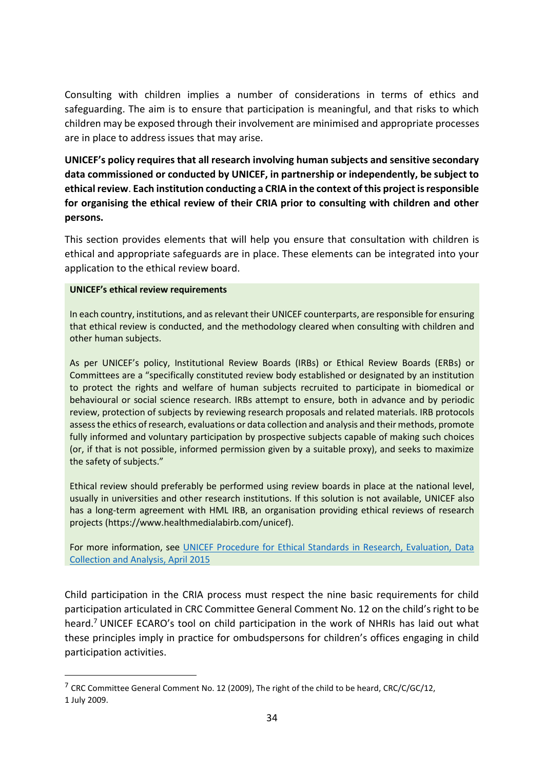Consulting with children implies a number of considerations in terms of ethics and safeguarding. The aim is to ensure that participation is meaningful, and that risks to which children may be exposed through their involvement are minimised and appropriate processes are in place to address issues that may arise.

**UNICEF's policy requires that all research involving human subjects and sensitive secondary data commissioned or conducted by UNICEF, in partnership or independently, be subject to ethical review**. **Each institution conducting a CRIA in the context of this project is responsible for organising the ethical review of their CRIA prior to consulting with children and other persons.**

This section provides elements that will help you ensure that consultation with children is ethical and appropriate safeguards are in place. These elements can be integrated into your application to the ethical review board.

> **UNICEF's ethical review requirements**
>
> In each country, institutions, and as relevant their UNICEF counterparts, are responsible for ensuring that ethical review is conducted, and the methodology cleared when consulting with children and other human subjects.
>
> As per UNICEF's policy, Institutional Review Boards (IRBs) or Ethical Review Boards (ERBs) or Committees are a "specifically constituted review body established or designated by an institution to protect the rights and welfare of human subjects recruited to participate in biomedical or behavioural or social science research. IRBs attempt to ensure, both in advance and by periodic review, protection of subjects by reviewing research proposals and related materials. IRB protocols assess the ethics of research, evaluations or data collection and analysis and their methods, promote fully informed and voluntary participation by prospective subjects capable of making such choices (or, if that is not possible, informed permission given by a suitable proxy), and seeks to maximize the safety of subjects."
>
> Ethical review should preferably be performed using review boards in place at the national level, usually in universities and other research institutions. If this solution is not available, UNICEF also has a long-term agreement with HML IRB, an organisation providing ethical reviews of research projects (https://www.healthmedialabirb.com/unicef).
>
> For more information, see [UNICEF Procedure for Ethical Standards in Research, Evaluation, Data Collection and Analysis, April 2015]

Child participation in the CRIA process must respect the nine basic requirements for child participation articulated in CRC Committee General Comment No. 12 on the child's right to be heard.[7] UNICEF ECARO's tool on child participation in the work of NHRIs has laid out what these principles imply in practice for ombudspersons for children's offices engaging in child participation activities.

[7] CRC Committee General Comment No. 12 (2009), The right of the child to be heard, CRC/C/GC/12, 1 July 2009.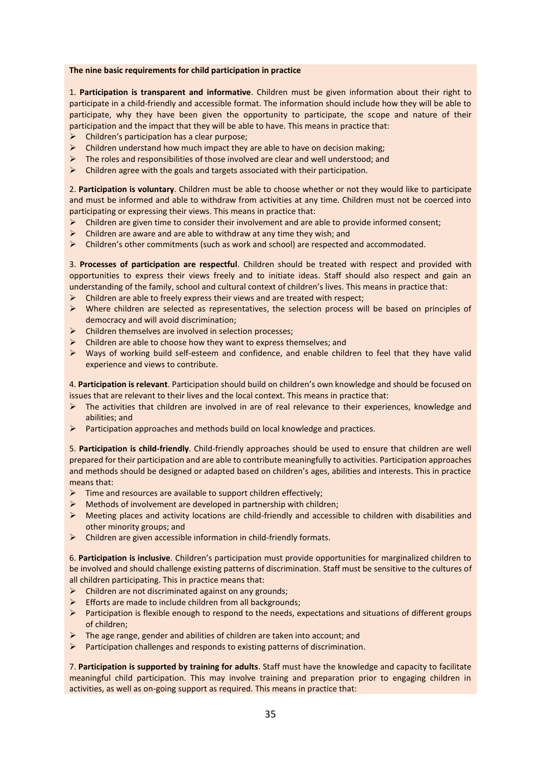**The nine basic requirements for child participation in practice**

1. **Participation is transparent and informative**. Children must be given information about their right to participate in a child-friendly and accessible format. The information should include how they will be able to participate, why they have been given the opportunity to participate, the scope and nature of their participation and the impact that they will be able to have. This means in practice that:

- Children's participation has a clear purpose;
- Children understand how much impact they are able to have on decision making;
- The roles and responsibilities of those involved are clear and well understood; and
- Children agree with the goals and targets associated with their participation.

2. **Participation is voluntary**. Children must be able to choose whether or not they would like to participate and must be informed and able to withdraw from activities at any time. Children must not be coerced into participating or expressing their views. This means in practice that:

- Children are given time to consider their involvement and are able to provide informed consent;
- Children are aware and are able to withdraw at any time they wish; and
- Children's other commitments (such as work and school) are respected and accommodated.

3. **Processes of participation are respectful**. Children should be treated with respect and provided with opportunities to express their views freely and to initiate ideas. Staff should also respect and gain an understanding of the family, school and cultural context of children's lives. This means in practice that:

- Children are able to freely express their views and are treated with respect;
- Where children are selected as representatives, the selection process will be based on principles of democracy and will avoid discrimination;
- Children themselves are involved in selection processes;
- Children are able to choose how they want to express themselves; and
- Ways of working build self-esteem and confidence, and enable children to feel that they have valid experience and views to contribute.

4. **Participation is relevant**. Participation should build on children's own knowledge and should be focused on issues that are relevant to their lives and the local context. This means in practice that:

- The activities that children are involved in are of real relevance to their experiences, knowledge and abilities; and
- Participation approaches and methods build on local knowledge and practices.

5. **Participation is child-friendly**. Child-friendly approaches should be used to ensure that children are well prepared for their participation and are able to contribute meaningfully to activities. Participation approaches and methods should be designed or adapted based on children's ages, abilities and interests. This in practice means that:

- Time and resources are available to support children effectively;
- Methods of involvement are developed in partnership with children;
- Meeting places and activity locations are child-friendly and accessible to children with disabilities and other minority groups; and
- Children are given accessible information in child-friendly formats.

6. **Participation is inclusive**. Children's participation must provide opportunities for marginalized children to be involved and should challenge existing patterns of discrimination. Staff must be sensitive to the cultures of all children participating. This in practice means that:

- Children are not discriminated against on any grounds;
- Efforts are made to include children from all backgrounds;
- Participation is flexible enough to respond to the needs, expectations and situations of different groups of children;
- The age range, gender and abilities of children are taken into account; and
- Participation challenges and responds to existing patterns of discrimination.

7. **Participation is supported by training for adults**. Staff must have the knowledge and capacity to facilitate meaningful child participation. This may involve training and preparation prior to engaging children in activities, as well as on-going support as required. This means in practice that: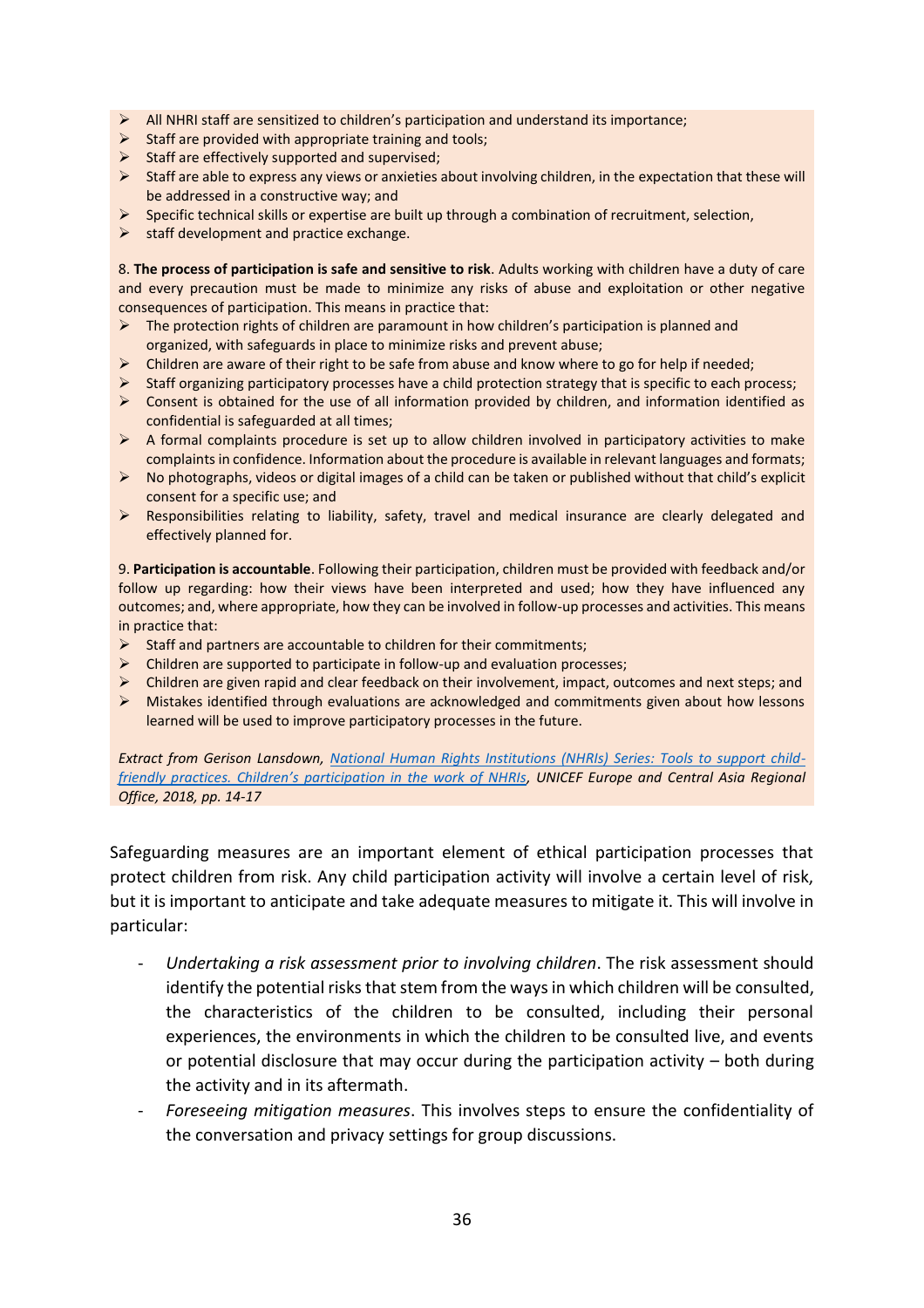- All NHRI staff are sensitized to children's participation and understand its importance;
- Staff are provided with appropriate training and tools;
- Staff are effectively supported and supervised;
- Staff are able to express any views or anxieties about involving children, in the expectation that these will be addressed in a constructive way; and
- Specific technical skills or expertise are built up through a combination of recruitment, selection,
- staff development and practice exchange.

8. **The process of participation is safe and sensitive to risk**. Adults working with children have a duty of care and every precaution must be made to minimize any risks of abuse and exploitation or other negative consequences of participation. This means in practice that:

- The protection rights of children are paramount in how children's participation is planned and organized, with safeguards in place to minimize risks and prevent abuse;
- Children are aware of their right to be safe from abuse and know where to go for help if needed;
- Staff organizing participatory processes have a child protection strategy that is specific to each process;
- Consent is obtained for the use of all information provided by children, and information identified as confidential is safeguarded at all times;
- A formal complaints procedure is set up to allow children involved in participatory activities to make complaints in confidence. Information about the procedure is available in relevant languages and formats;
- No photographs, videos or digital images of a child can be taken or published without that child's explicit consent for a specific use; and
- Responsibilities relating to liability, safety, travel and medical insurance are clearly delegated and effectively planned for.

9. **Participation is accountable**. Following their participation, children must be provided with feedback and/or follow up regarding: how their views have been interpreted and used; how they have influenced any outcomes; and, where appropriate, how they can be involved in follow-up processes and activities. This means in practice that:

- Staff and partners are accountable to children for their commitments;
- Children are supported to participate in follow-up and evaluation processes;
- Children are given rapid and clear feedback on their involvement, impact, outcomes and next steps; and
- Mistakes identified through evaluations are acknowledged and commitments given about how lessons learned will be used to improve participatory processes in the future.

*Extract from Gerison Lansdown, National Human Rights Institutions (NHRIs) Series: Tools to support child-friendly practices. Children's participation in the work of NHRIs, UNICEF Europe and Central Asia Regional Office, 2018, pp. 14-17*

Safeguarding measures are an important element of ethical participation processes that protect children from risk. Any child participation activity will involve a certain level of risk, but it is important to anticipate and take adequate measures to mitigate it. This will involve in particular:

- *Undertaking a risk assessment prior to involving children*. The risk assessment should identify the potential risks that stem from the ways in which children will be consulted, the characteristics of the children to be consulted, including their personal experiences, the environments in which the children to be consulted live, and events or potential disclosure that may occur during the participation activity – both during the activity and in its aftermath.
- *Foreseeing mitigation measures*. This involves steps to ensure the confidentiality of the conversation and privacy settings for group discussions.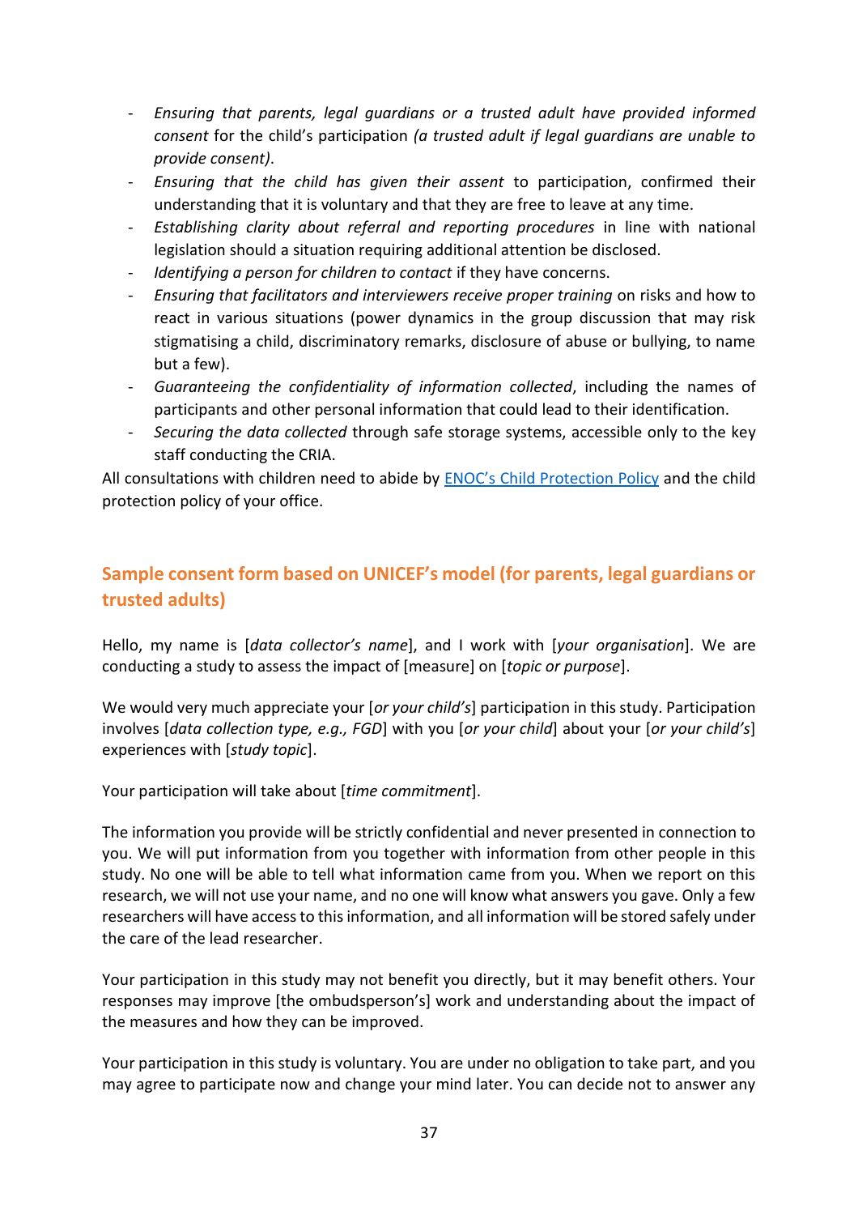- *Ensuring that parents, legal guardians or a trusted adult have provided informed consent* for the child's participation *(a trusted adult if legal guardians are unable to provide consent).*
- *Ensuring that the child has given their assent* to participation, confirmed their understanding that it is voluntary and that they are free to leave at any time.
- *Establishing clarity about referral and reporting procedures* in line with national legislation should a situation requiring additional attention be disclosed.
- *Identifying a person for children to contact* if they have concerns.
- *Ensuring that facilitators and interviewers receive proper training* on risks and how to react in various situations (power dynamics in the group discussion that may risk stigmatising a child, discriminatory remarks, disclosure of abuse or bullying, to name but a few).
- *Guaranteeing the confidentiality of information collected*, including the names of participants and other personal information that could lead to their identification.
- *Securing the data collected* through safe storage systems, accessible only to the key staff conducting the CRIA.

All consultations with children need to abide by ENOC's Child Protection Policy and the child protection policy of your office.

## Sample consent form based on UNICEF's model (for parents, legal guardians or trusted adults)

Hello, my name is [*data collector's name*], and I work with [*your organisation*]. We are conducting a study to assess the impact of [measure] on [*topic or purpose*].

We would very much appreciate your [*or your child's*] participation in this study. Participation involves [*data collection type, e.g., FGD*] with you [*or your child*] about your [*or your child's*] experiences with [*study topic*].

Your participation will take about [*time commitment*].

The information you provide will be strictly confidential and never presented in connection to you. We will put information from you together with information from other people in this study. No one will be able to tell what information came from you. When we report on this research, we will not use your name, and no one will know what answers you gave. Only a few researchers will have access to this information, and all information will be stored safely under the care of the lead researcher.

Your participation in this study may not benefit you directly, but it may benefit others. Your responses may improve [the ombudsperson's] work and understanding about the impact of the measures and how they can be improved.

Your participation in this study is voluntary. You are under no obligation to take part, and you may agree to participate now and change your mind later. You can decide not to answer any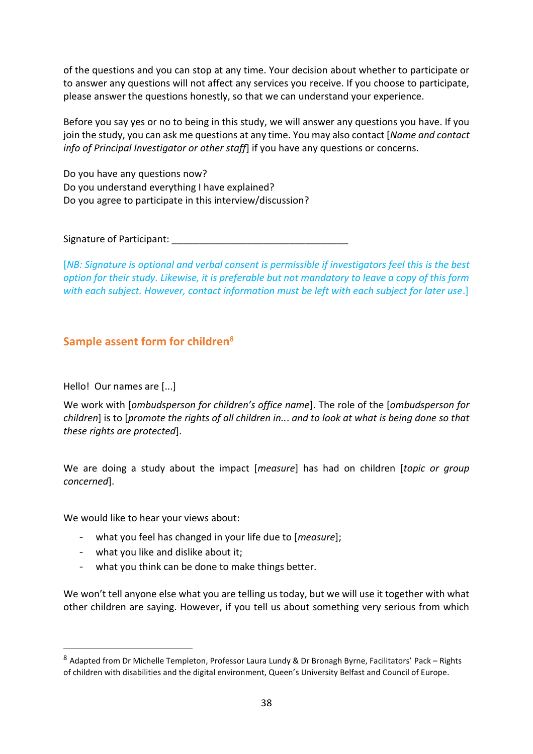of the questions and you can stop at any time. Your decision about whether to participate or to answer any questions will not affect any services you receive. If you choose to participate, please answer the questions honestly, so that we can understand your experience.

Before you say yes or no to being in this study, we will answer any questions you have. If you join the study, you can ask me questions at any time. You may also contact [*Name and contact info of Principal Investigator or other staff*] if you have any questions or concerns.

Do you have any questions now?
Do you understand everything I have explained?
Do you agree to participate in this interview/discussion?

Signature of Participant: ________________________________

[*NB: Signature is optional and verbal consent is permissible if investigators feel this is the best option for their study. Likewise, it is preferable but not mandatory to leave a copy of this form with each subject. However, contact information must be left with each subject for later use*.]

## Sample assent form for children[8]

Hello! Our names are [...]

We work with [*ombudsperson for children's office name*]. The role of the [*ombudsperson for children*] is to [*promote the rights of all children in... and to look at what is being done so that these rights are protected*].

We are doing a study about the impact [*measure*] has had on children [*topic or group concerned*].

We would like to hear your views about:

- what you feel has changed in your life due to [*measure*];
- what you like and dislike about it;
- what you think can be done to make things better.

We won't tell anyone else what you are telling us today, but we will use it together with what other children are saying. However, if you tell us about something very serious from which

[8] Adapted from Dr Michelle Templeton, Professor Laura Lundy & Dr Bronagh Byrne, Facilitators' Pack – Rights of children with disabilities and the digital environment, Queen's University Belfast and Council of Europe.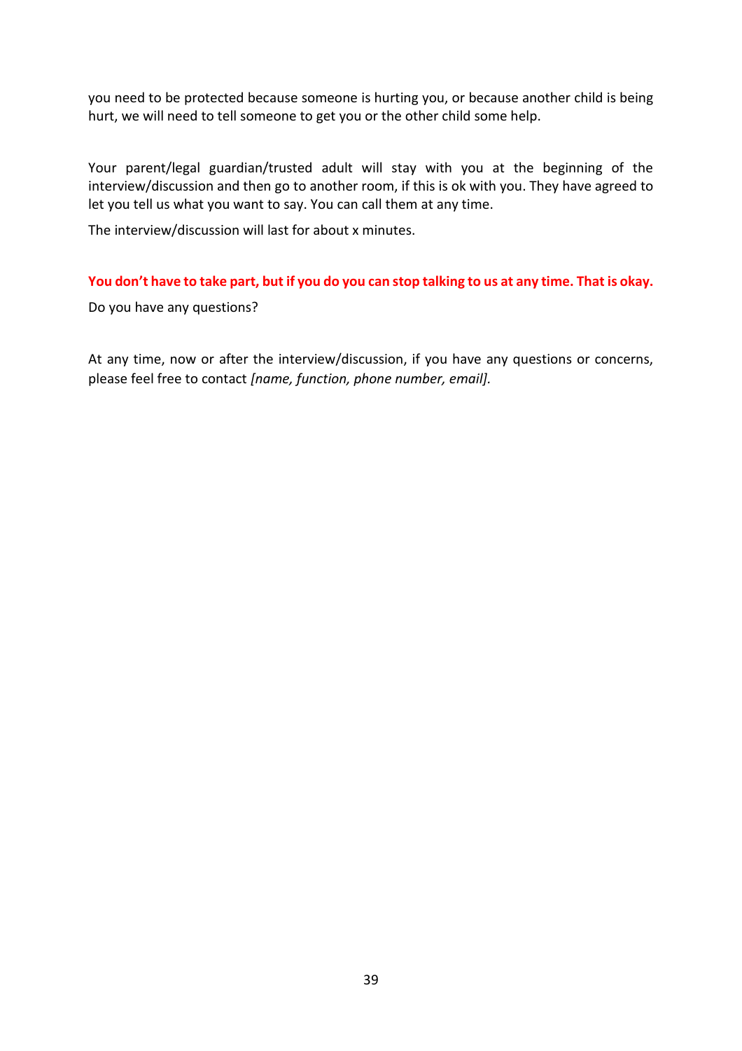you need to be protected because someone is hurting you, or because another child is being hurt, we will need to tell someone to get you or the other child some help.

Your parent/legal guardian/trusted adult will stay with you at the beginning of the interview/discussion and then go to another room, if this is ok with you. They have agreed to let you tell us what you want to say. You can call them at any time.

The interview/discussion will last for about x minutes.

**You don't have to take part, but if you do you can stop talking to us at any time. That is okay.**

Do you have any questions?

At any time, now or after the interview/discussion, if you have any questions or concerns, please feel free to contact *[name, function, phone number, email].*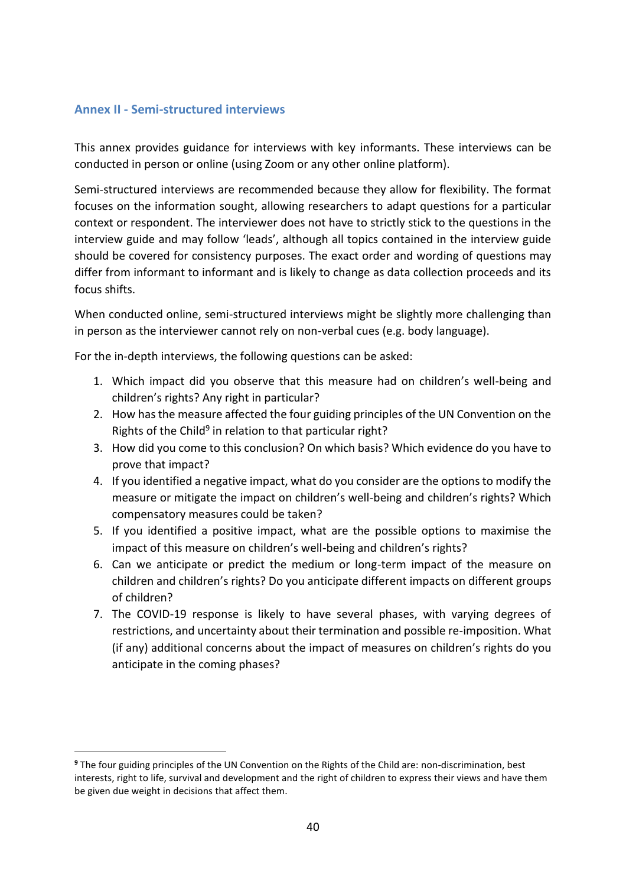## Annex II - Semi-structured interviews

This annex provides guidance for interviews with key informants. These interviews can be conducted in person or online (using Zoom or any other online platform).

Semi-structured interviews are recommended because they allow for flexibility. The format focuses on the information sought, allowing researchers to adapt questions for a particular context or respondent. The interviewer does not have to strictly stick to the questions in the interview guide and may follow 'leads', although all topics contained in the interview guide should be covered for consistency purposes. The exact order and wording of questions may differ from informant to informant and is likely to change as data collection proceeds and its focus shifts.

When conducted online, semi-structured interviews might be slightly more challenging than in person as the interviewer cannot rely on non-verbal cues (e.g. body language).

For the in-depth interviews, the following questions can be asked:

1. Which impact did you observe that this measure had on children's well-being and children's rights? Any right in particular?
2. How has the measure affected the four guiding principles of the UN Convention on the Rights of the Child[9] in relation to that particular right?
3. How did you come to this conclusion? On which basis? Which evidence do you have to prove that impact?
4. If you identified a negative impact, what do you consider are the options to modify the measure or mitigate the impact on children's well-being and children's rights? Which compensatory measures could be taken?
5. If you identified a positive impact, what are the possible options to maximise the impact of this measure on children's well-being and children's rights?
6. Can we anticipate or predict the medium or long-term impact of the measure on children and children's rights? Do you anticipate different impacts on different groups of children?
7. The COVID-19 response is likely to have several phases, with varying degrees of restrictions, and uncertainty about their termination and possible re-imposition. What (if any) additional concerns about the impact of measures on children's rights do you anticipate in the coming phases?

---

[9] The four guiding principles of the UN Convention on the Rights of the Child are: non-discrimination, best interests, right to life, survival and development and the right of children to express their views and have them be given due weight in decisions that affect them.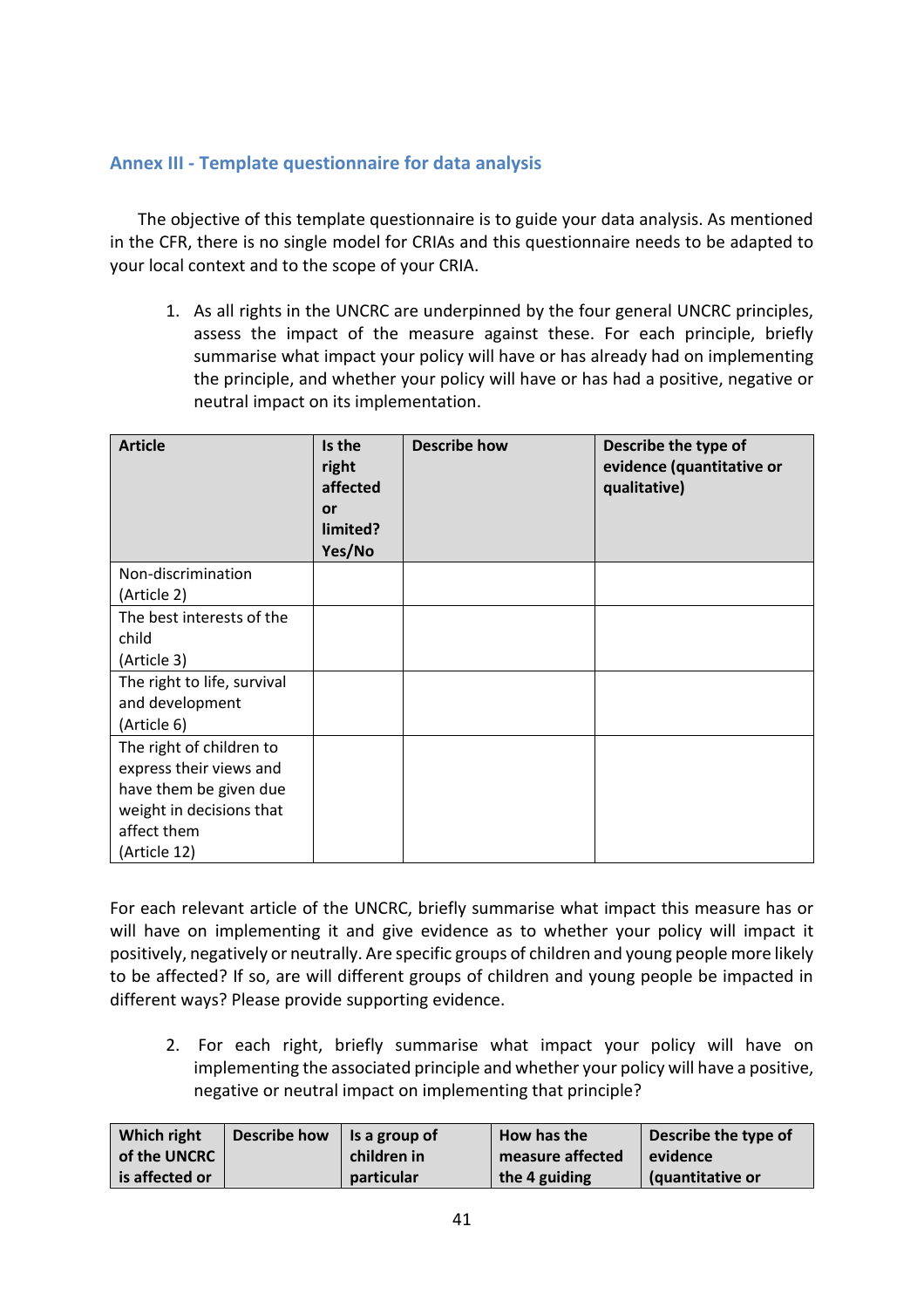## Annex III - Template questionnaire for data analysis

The objective of this template questionnaire is to guide your data analysis. As mentioned in the CFR, there is no single model for CRIAs and this questionnaire needs to be adapted to your local context and to the scope of your CRIA.

1. As all rights in the UNCRC are underpinned by the four general UNCRC principles, assess the impact of the measure against these. For each principle, briefly summarise what impact your policy will have or has already had on implementing the principle, and whether your policy will have or has had a positive, negative or neutral impact on its implementation.

| Article | Is the right affected or limited? Yes/No | Describe how | Describe the type of evidence (quantitative or qualitative) |
|---|---|---|---|
| Non-discrimination (Article 2) | | | |
| The best interests of the child (Article 3) | | | |
| The right to life, survival and development (Article 6) | | | |
| The right of children to express their views and have them be given due weight in decisions that affect them (Article 12) | | | |

For each relevant article of the UNCRC, briefly summarise what impact this measure has or will have on implementing it and give evidence as to whether your policy will impact it positively, negatively or neutrally. Are specific groups of children and young people more likely to be affected? If so, are will different groups of children and young people be impacted in different ways? Please provide supporting evidence.

2. For each right, briefly summarise what impact your policy will have on implementing the associated principle and whether your policy will have a positive, negative or neutral impact on implementing that principle?

| Which right of the UNCRC is affected or | Describe how | Is a group of children in particular | How has the measure affected the 4 guiding | Describe the type of evidence (quantitative or |
|---|---|---|---|---|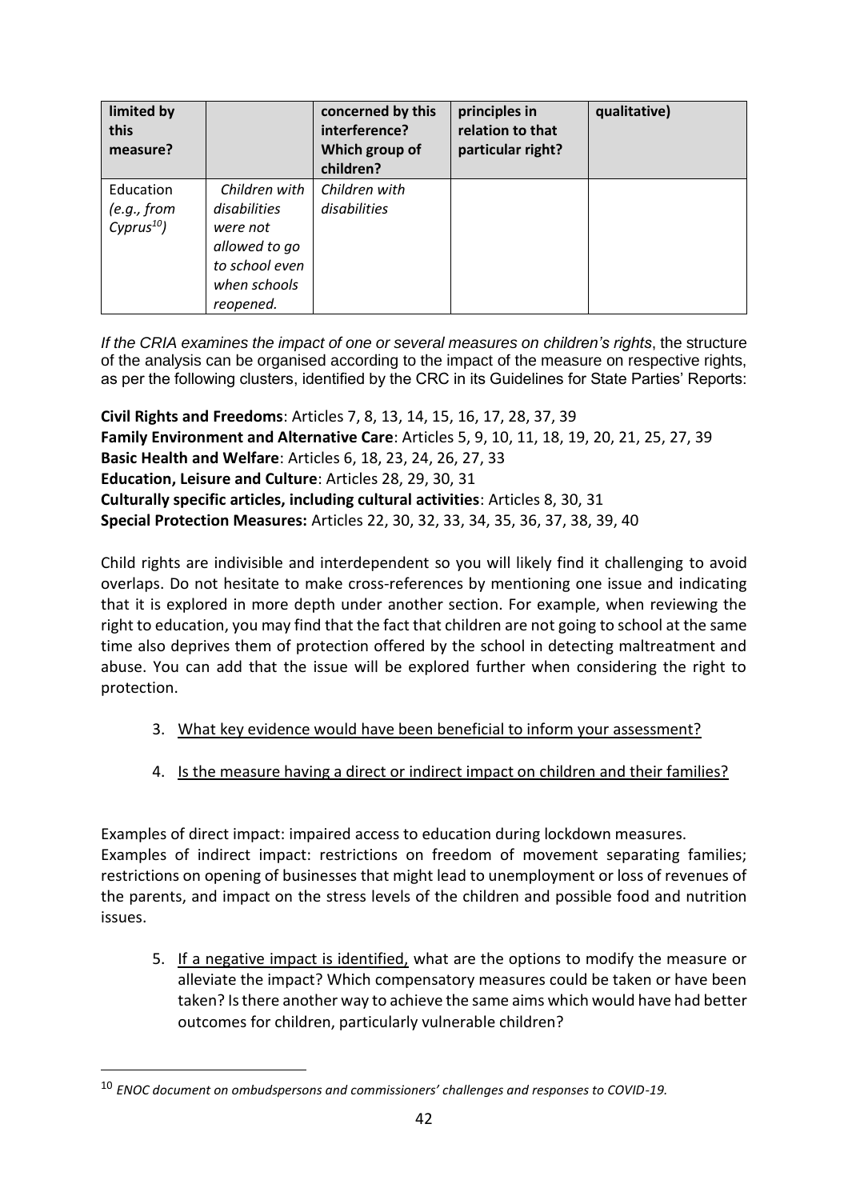| limited by this measure? | | concerned by this interference? Which group of children? | principles in relation to that particular right? | qualitative) |
|---|---|---|---|---|
| Education (*e.g., from Cyprus*[10]) | *Children with disabilities were not allowed to go to school even when schools reopened.* | *Children with disabilities* | | |

*If the CRIA examines the impact of one or several measures on children's rights*, the structure of the analysis can be organised according to the impact of the measure on respective rights, as per the following clusters, identified by the CRC in its Guidelines for State Parties' Reports:

**Civil Rights and Freedoms**: Articles 7, 8, 13, 14, 15, 16, 17, 28, 37, 39
**Family Environment and Alternative Care**: Articles 5, 9, 10, 11, 18, 19, 20, 21, 25, 27, 39
**Basic Health and Welfare**: Articles 6, 18, 23, 24, 26, 27, 33
**Education, Leisure and Culture**: Articles 28, 29, 30, 31
**Culturally specific articles, including cultural activities**: Articles 8, 30, 31
**Special Protection Measures:** Articles 22, 30, 32, 33, 34, 35, 36, 37, 38, 39, 40

Child rights are indivisible and interdependent so you will likely find it challenging to avoid overlaps. Do not hesitate to make cross-references by mentioning one issue and indicating that it is explored in more depth under another section. For example, when reviewing the right to education, you may find that the fact that children are not going to school at the same time also deprives them of protection offered by the school in detecting maltreatment and abuse. You can add that the issue will be explored further when considering the right to protection.

3. What key evidence would have been beneficial to inform your assessment?

4. Is the measure having a direct or indirect impact on children and their families?

Examples of direct impact: impaired access to education during lockdown measures.
Examples of indirect impact: restrictions on freedom of movement separating families; restrictions on opening of businesses that might lead to unemployment or loss of revenues of the parents, and impact on the stress levels of the children and possible food and nutrition issues.

5. If a negative impact is identified, what are the options to modify the measure or alleviate the impact? Which compensatory measures could be taken or have been taken? Is there another way to achieve the same aims which would have had better outcomes for children, particularly vulnerable children?

[10] *ENOC document on ombudspersons and commissioners' challenges and responses to COVID-19.*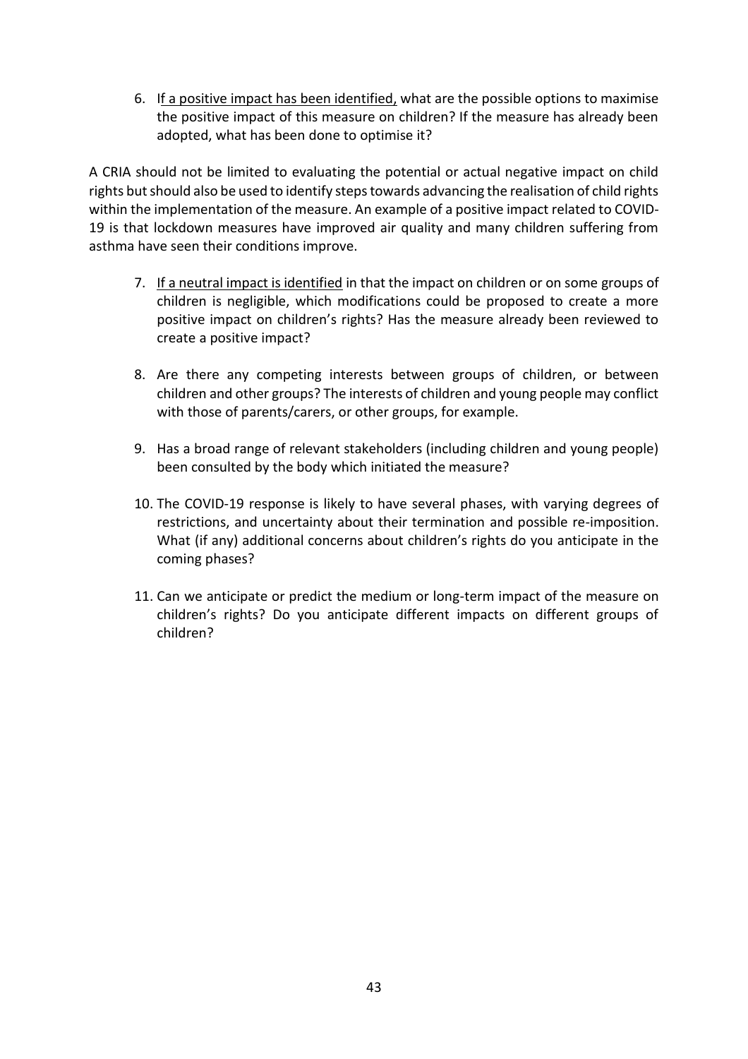6. If a positive impact has been identified, what are the possible options to maximise the positive impact of this measure on children? If the measure has already been adopted, what has been done to optimise it?

A CRIA should not be limited to evaluating the potential or actual negative impact on child rights but should also be used to identify steps towards advancing the realisation of child rights within the implementation of the measure. An example of a positive impact related to COVID-19 is that lockdown measures have improved air quality and many children suffering from asthma have seen their conditions improve.

7. If a neutral impact is identified in that the impact on children or on some groups of children is negligible, which modifications could be proposed to create a more positive impact on children's rights? Has the measure already been reviewed to create a positive impact?

8. Are there any competing interests between groups of children, or between children and other groups? The interests of children and young people may conflict with those of parents/carers, or other groups, for example.

9. Has a broad range of relevant stakeholders (including children and young people) been consulted by the body which initiated the measure?

10. The COVID-19 response is likely to have several phases, with varying degrees of restrictions, and uncertainty about their termination and possible re-imposition. What (if any) additional concerns about children's rights do you anticipate in the coming phases?

11. Can we anticipate or predict the medium or long-term impact of the measure on children's rights? Do you anticipate different impacts on different groups of children?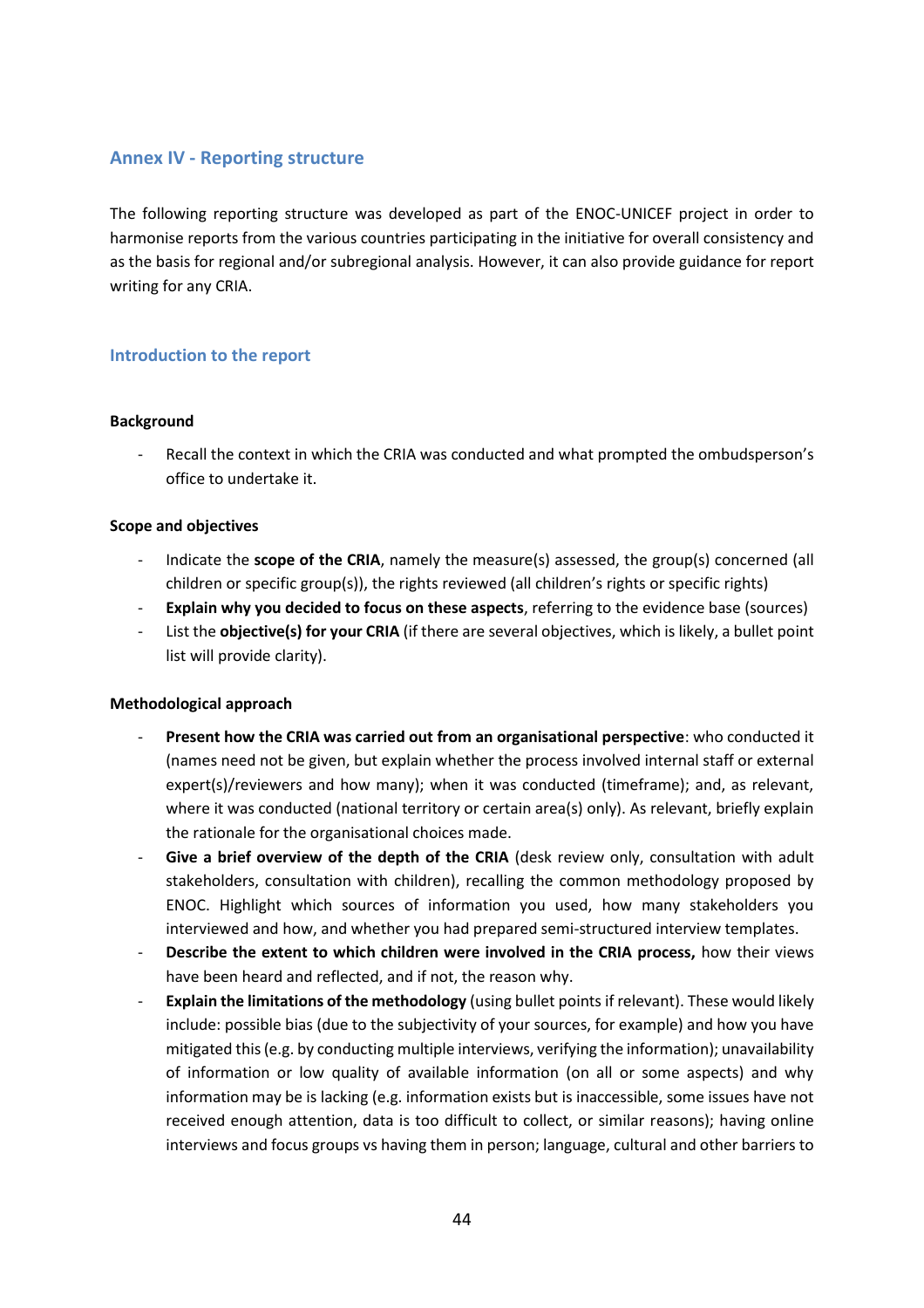## Annex IV - Reporting structure

The following reporting structure was developed as part of the ENOC-UNICEF project in order to harmonise reports from the various countries participating in the initiative for overall consistency and as the basis for regional and/or subregional analysis. However, it can also provide guidance for report writing for any CRIA.

### Introduction to the report

**Background**

- Recall the context in which the CRIA was conducted and what prompted the ombudsperson's office to undertake it.

**Scope and objectives**

- Indicate the **scope of the CRIA**, namely the measure(s) assessed, the group(s) concerned (all children or specific group(s)), the rights reviewed (all children's rights or specific rights)
- **Explain why you decided to focus on these aspects**, referring to the evidence base (sources)
- List the **objective(s) for your CRIA** (if there are several objectives, which is likely, a bullet point list will provide clarity).

**Methodological approach**

- **Present how the CRIA was carried out from an organisational perspective**: who conducted it (names need not be given, but explain whether the process involved internal staff or external expert(s)/reviewers and how many); when it was conducted (timeframe); and, as relevant, where it was conducted (national territory or certain area(s) only). As relevant, briefly explain the rationale for the organisational choices made.
- **Give a brief overview of the depth of the CRIA** (desk review only, consultation with adult stakeholders, consultation with children), recalling the common methodology proposed by ENOC. Highlight which sources of information you used, how many stakeholders you interviewed and how, and whether you had prepared semi-structured interview templates.
- **Describe the extent to which children were involved in the CRIA process,** how their views have been heard and reflected, and if not, the reason why.
- **Explain the limitations of the methodology** (using bullet points if relevant). These would likely include: possible bias (due to the subjectivity of your sources, for example) and how you have mitigated this (e.g. by conducting multiple interviews, verifying the information); unavailability of information or low quality of available information (on all or some aspects) and why information may be is lacking (e.g. information exists but is inaccessible, some issues have not received enough attention, data is too difficult to collect, or similar reasons); having online interviews and focus groups vs having them in person; language, cultural and other barriers to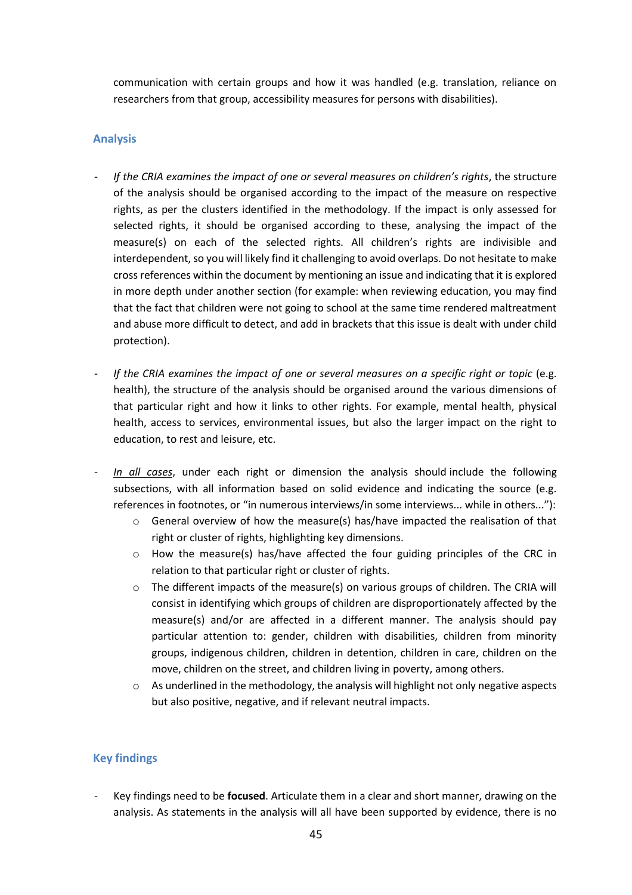communication with certain groups and how it was handled (e.g. translation, reliance on researchers from that group, accessibility measures for persons with disabilities).

### Analysis

- *If the CRIA examines the impact of one or several measures on children's rights*, the structure of the analysis should be organised according to the impact of the measure on respective rights, as per the clusters identified in the methodology. If the impact is only assessed for selected rights, it should be organised according to these, analysing the impact of the measure(s) on each of the selected rights. All children's rights are indivisible and interdependent, so you will likely find it challenging to avoid overlaps. Do not hesitate to make cross references within the document by mentioning an issue and indicating that it is explored in more depth under another section (for example: when reviewing education, you may find that the fact that children were not going to school at the same time rendered maltreatment and abuse more difficult to detect, and add in brackets that this issue is dealt with under child protection).

- *If the CRIA examines the impact of one or several measures on a specific right or topic* (e.g. health), the structure of the analysis should be organised around the various dimensions of that particular right and how it links to other rights. For example, mental health, physical health, access to services, environmental issues, but also the larger impact on the right to education, to rest and leisure, etc.

- *In all cases*, under each right or dimension the analysis should include the following subsections, with all information based on solid evidence and indicating the source (e.g. references in footnotes, or "in numerous interviews/in some interviews... while in others..."):
  - General overview of how the measure(s) has/have impacted the realisation of that right or cluster of rights, highlighting key dimensions.
  - How the measure(s) has/have affected the four guiding principles of the CRC in relation to that particular right or cluster of rights.
  - The different impacts of the measure(s) on various groups of children. The CRIA will consist in identifying which groups of children are disproportionately affected by the measure(s) and/or are affected in a different manner. The analysis should pay particular attention to: gender, children with disabilities, children from minority groups, indigenous children, children in detention, children in care, children on the move, children on the street, and children living in poverty, among others.
  - As underlined in the methodology, the analysis will highlight not only negative aspects but also positive, negative, and if relevant neutral impacts.

### Key findings

- Key findings need to be **focused**. Articulate them in a clear and short manner, drawing on the analysis. As statements in the analysis will all have been supported by evidence, there is no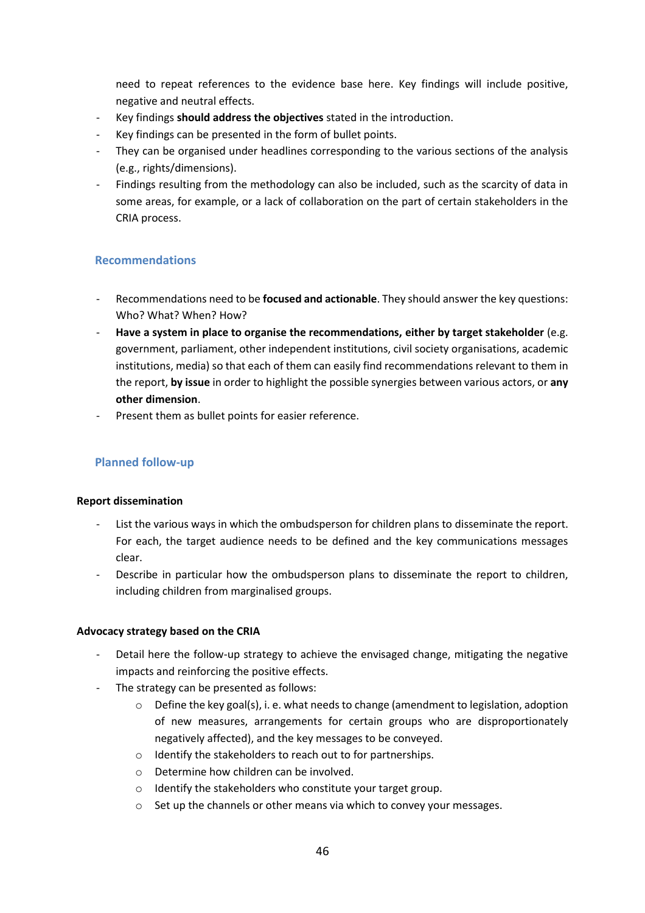need to repeat references to the evidence base here. Key findings will include positive, negative and neutral effects.

- Key findings **should address the objectives** stated in the introduction.
- Key findings can be presented in the form of bullet points.
- They can be organised under headlines corresponding to the various sections of the analysis (e.g., rights/dimensions).
- Findings resulting from the methodology can also be included, such as the scarcity of data in some areas, for example, or a lack of collaboration on the part of certain stakeholders in the CRIA process.

### Recommendations

- Recommendations need to be **focused and actionable**. They should answer the key questions: Who? What? When? How?
- **Have a system in place to organise the recommendations, either by target stakeholder** (e.g. government, parliament, other independent institutions, civil society organisations, academic institutions, media) so that each of them can easily find recommendations relevant to them in the report, **by issue** in order to highlight the possible synergies between various actors, or **any other dimension**.
- Present them as bullet points for easier reference.

### Planned follow-up

#### Report dissemination

- List the various ways in which the ombudsperson for children plans to disseminate the report. For each, the target audience needs to be defined and the key communications messages clear.
- Describe in particular how the ombudsperson plans to disseminate the report to children, including children from marginalised groups.

#### Advocacy strategy based on the CRIA

- Detail here the follow-up strategy to achieve the envisaged change, mitigating the negative impacts and reinforcing the positive effects.
- The strategy can be presented as follows:
    - Define the key goal(s), i. e. what needs to change (amendment to legislation, adoption of new measures, arrangements for certain groups who are disproportionately negatively affected), and the key messages to be conveyed.
    - Identify the stakeholders to reach out to for partnerships.
    - Determine how children can be involved.
    - Identify the stakeholders who constitute your target group.
    - Set up the channels or other means via which to convey your messages.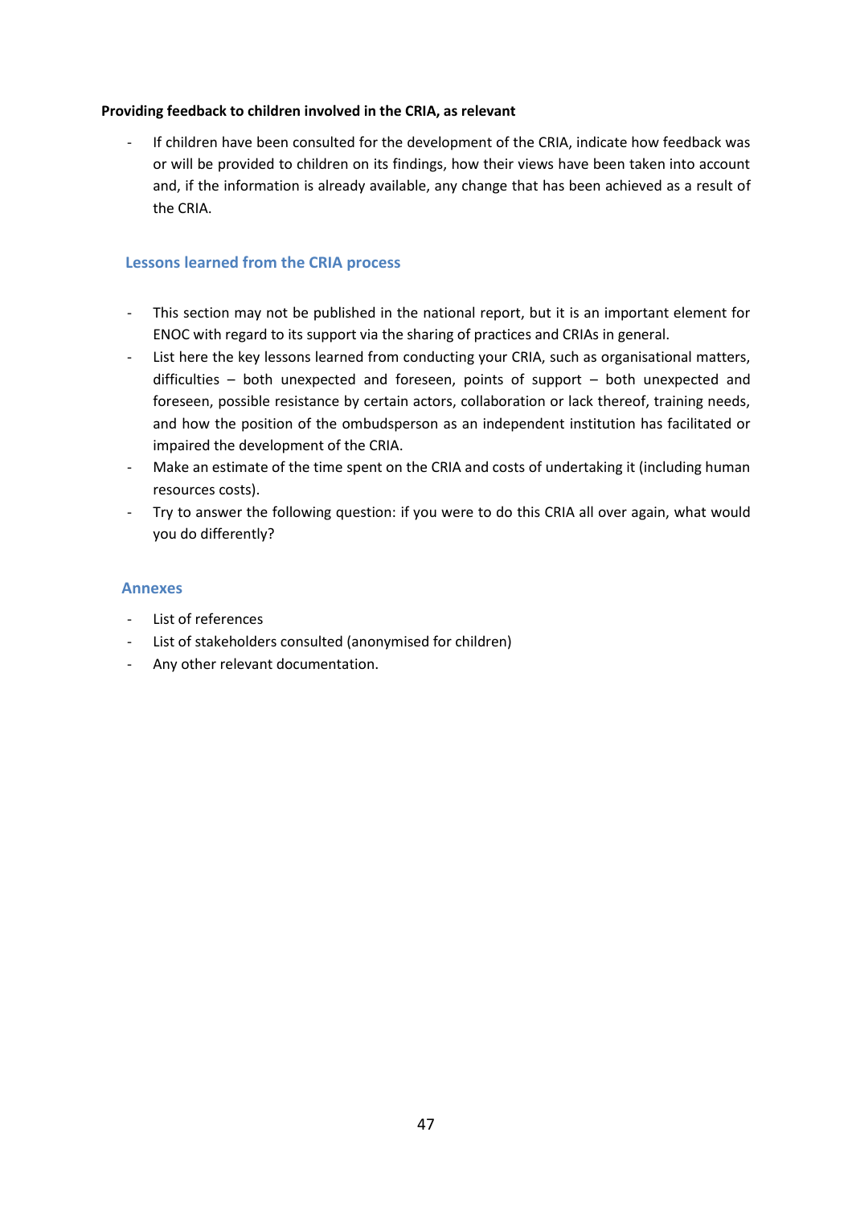**Providing feedback to children involved in the CRIA, as relevant**

- If children have been consulted for the development of the CRIA, indicate how feedback was or will be provided to children on its findings, how their views have been taken into account and, if the information is already available, any change that has been achieved as a result of the CRIA.

## Lessons learned from the CRIA process

- This section may not be published in the national report, but it is an important element for ENOC with regard to its support via the sharing of practices and CRIAs in general.
- List here the key lessons learned from conducting your CRIA, such as organisational matters, difficulties – both unexpected and foreseen, points of support – both unexpected and foreseen, possible resistance by certain actors, collaboration or lack thereof, training needs, and how the position of the ombudsperson as an independent institution has facilitated or impaired the development of the CRIA.
- Make an estimate of the time spent on the CRIA and costs of undertaking it (including human resources costs).
- Try to answer the following question: if you were to do this CRIA all over again, what would you do differently?

## Annexes

- List of references
- List of stakeholders consulted (anonymised for children)
- Any other relevant documentation.